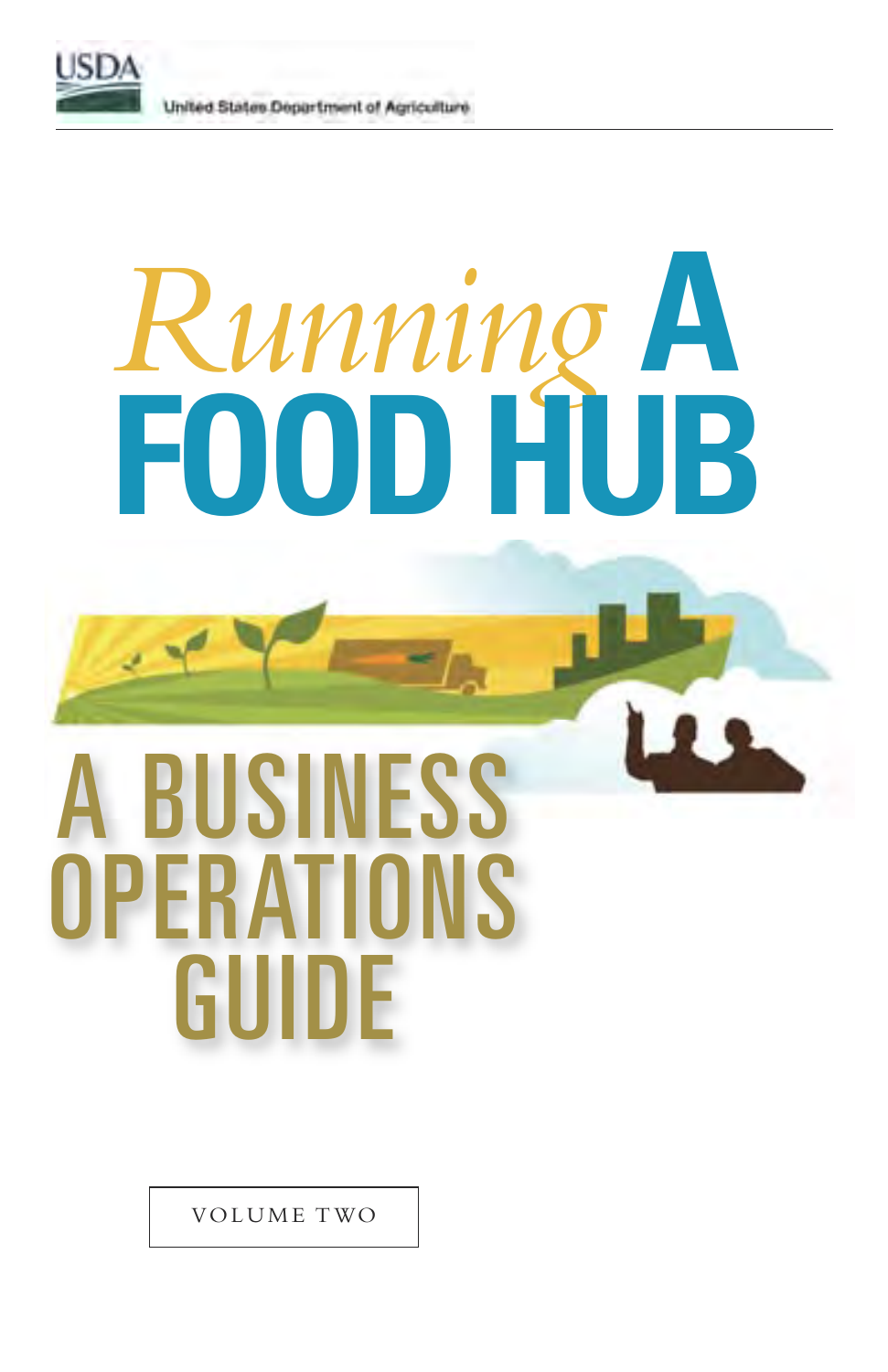USDA

United States Department of Agriculture

# *Running* A FOOD HUB

# A BUSINESS OPERATIONS GUIDE

VOLUME TWO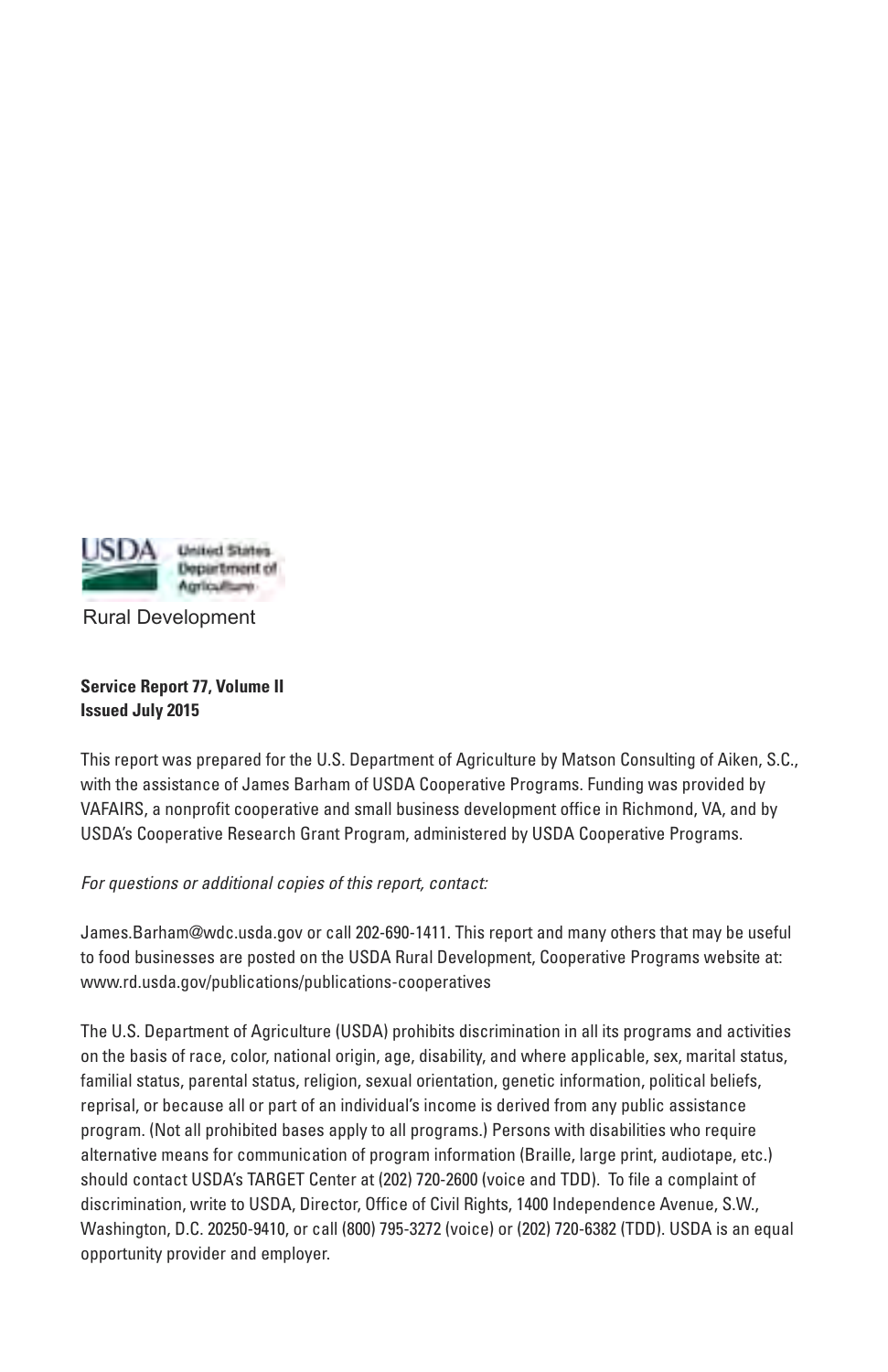USDA United States Department of Agriculture

Rural Development

**Service Report 77, Volume II**
**Issued July 2015**

This report was prepared for the U.S. Department of Agriculture by Matson Consulting of Aiken, S.C., with the assistance of James Barham of USDA Cooperative Programs. Funding was provided by VAFAIRS, a nonprofit cooperative and small business development office in Richmond, VA, and by USDA's Cooperative Research Grant Program, administered by USDA Cooperative Programs.

*For questions or additional copies of this report, contact:*

James.Barham@wdc.usda.gov or call 202-690-1411. This report and many others that may be useful to food businesses are posted on the USDA Rural Development, Cooperative Programs website at: www.rd.usda.gov/publications/publications-cooperatives

The U.S. Department of Agriculture (USDA) prohibits discrimination in all its programs and activities on the basis of race, color, national origin, age, disability, and where applicable, sex, marital status, familial status, parental status, religion, sexual orientation, genetic information, political beliefs, reprisal, or because all or part of an individual's income is derived from any public assistance program. (Not all prohibited bases apply to all programs.) Persons with disabilities who require alternative means for communication of program information (Braille, large print, audiotape, etc.) should contact USDA's TARGET Center at (202) 720-2600 (voice and TDD). To file a complaint of discrimination, write to USDA, Director, Office of Civil Rights, 1400 Independence Avenue, S.W., Washington, D.C. 20250-9410, or call (800) 795-3272 (voice) or (202) 720-6382 (TDD). USDA is an equal opportunity provider and employer.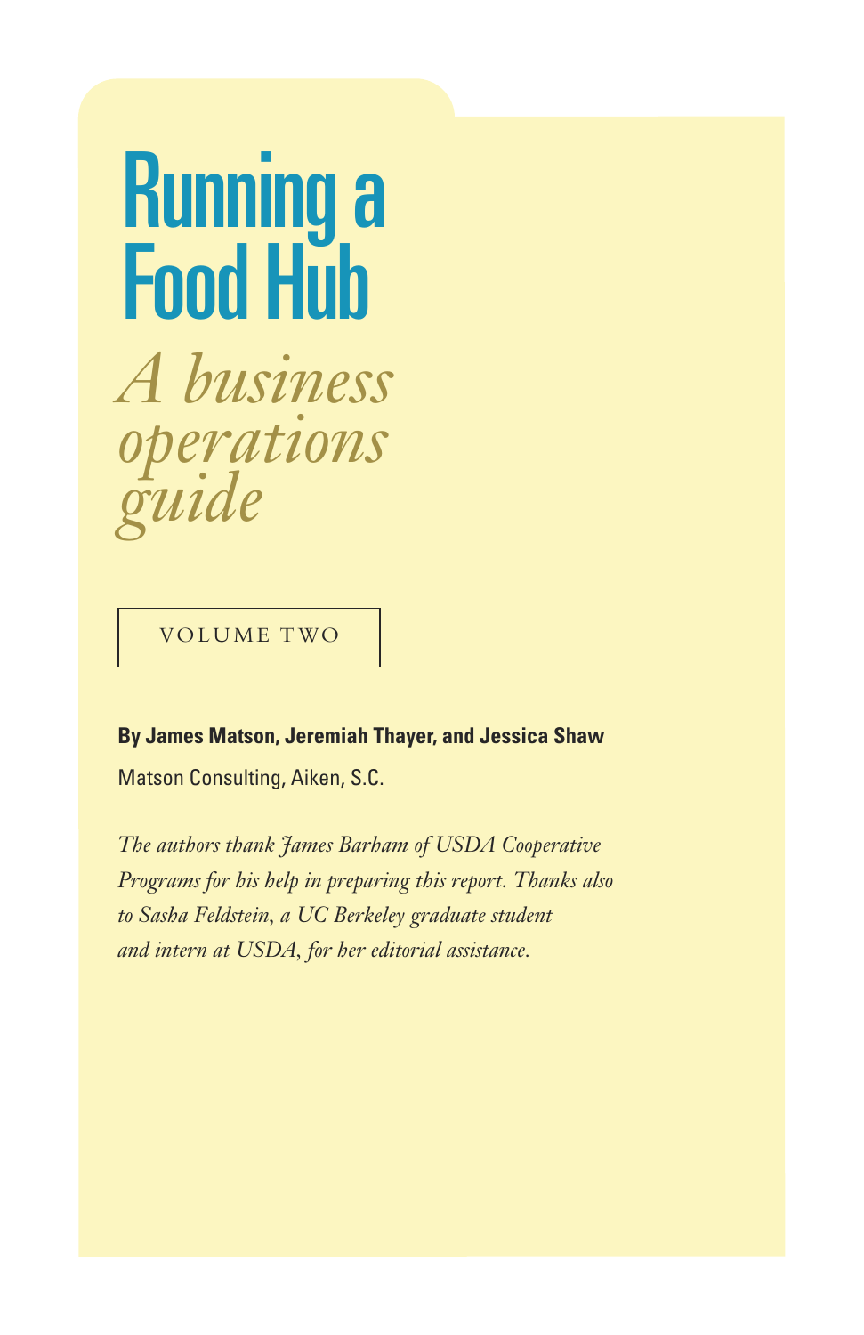# Running a Food Hub

## *A business operations guide*

VOLUME TWO

**By James Matson, Jeremiah Thayer, and Jessica Shaw**

Matson Consulting, Aiken, S.C.

*The authors thank James Barham of USDA Cooperative Programs for his help in preparing this report. Thanks also to Sasha Feldstein, a UC Berkeley graduate student and intern at USDA, for her editorial assistance.*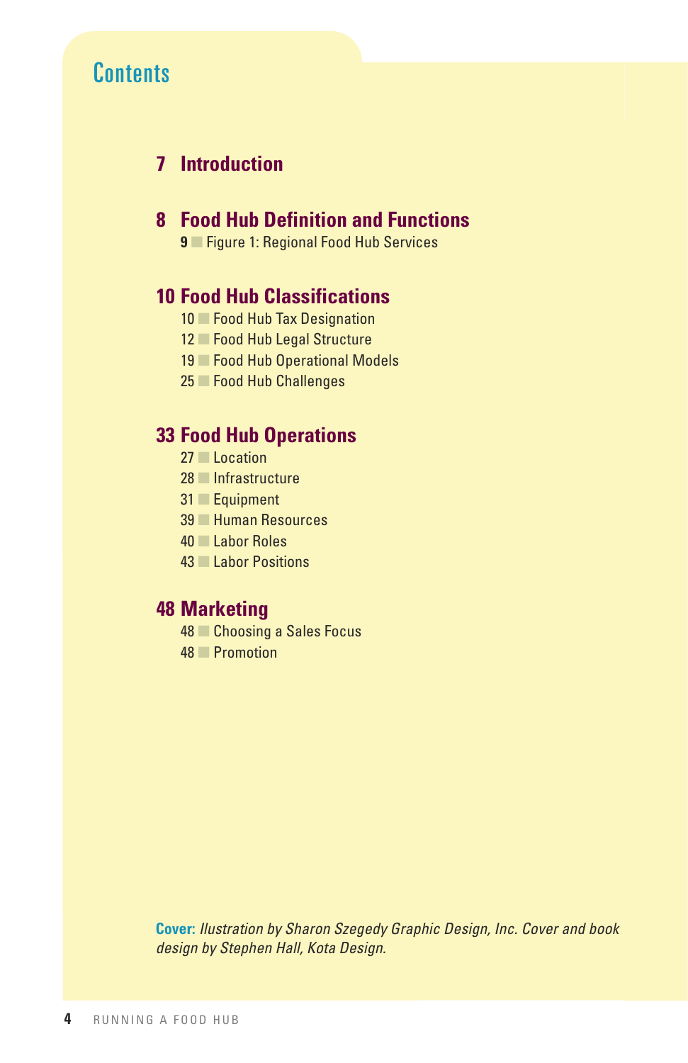# Contents

## 7 Introduction

## 8 Food Hub Definition and Functions

- **9** Figure 1: Regional Food Hub Services

## 10 Food Hub Classifications

- 10 Food Hub Tax Designation
- 12 Food Hub Legal Structure
- 19 Food Hub Operational Models
- 25 Food Hub Challenges

## 33 Food Hub Operations

- 27 Location
- 28 Infrastructure
- 31 Equipment
- 39 Human Resources
- 40 Labor Roles
- 43 Labor Positions

## 48 Marketing

- 48 Choosing a Sales Focus
- 48 Promotion

**Cover:** *Illustration by Sharon Szegedy Graphic Design, Inc. Cover and book design by Stephen Hall, Kota Design.*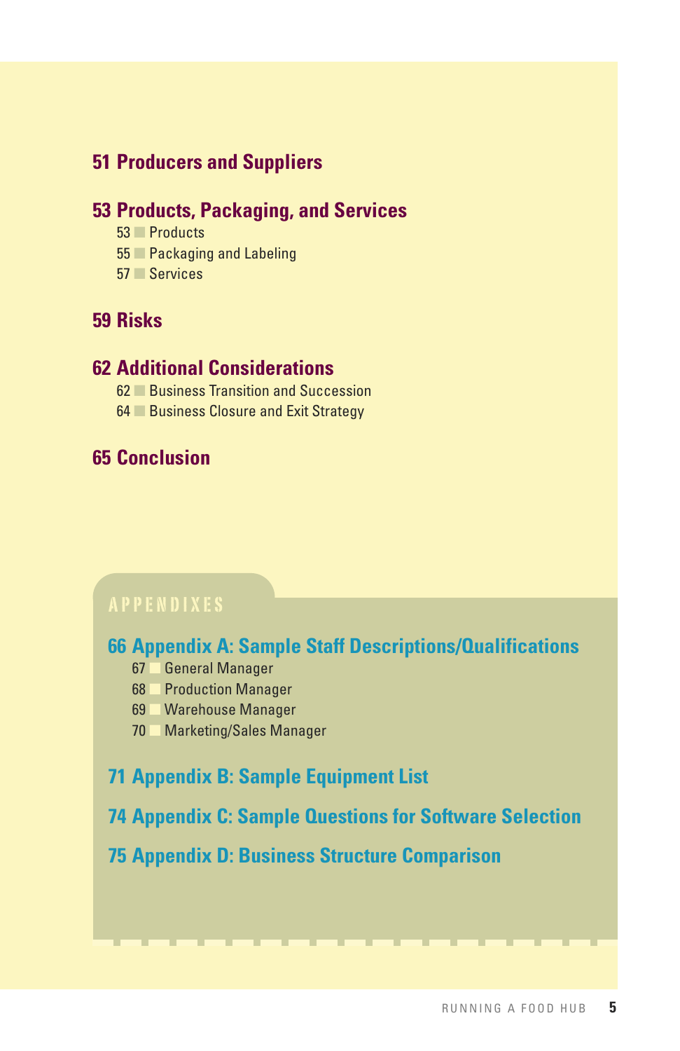**51 Producers and Suppliers**

**53 Products, Packaging, and Services**

- 53 Products
- 55 Packaging and Labeling
- 57 Services

**59 Risks**

**62 Additional Considerations**

- 62 Business Transition and Succession
- 64 Business Closure and Exit Strategy

**65 Conclusion**

## APPENDIXES

**66 Appendix A: Sample Staff Descriptions/Qualifications**

- 67 General Manager
- 68 Production Manager
- 69 Warehouse Manager
- 70 Marketing/Sales Manager

**71 Appendix B: Sample Equipment List**

**74 Appendix C: Sample Questions for Software Selection**

**75 Appendix D: Business Structure Comparison**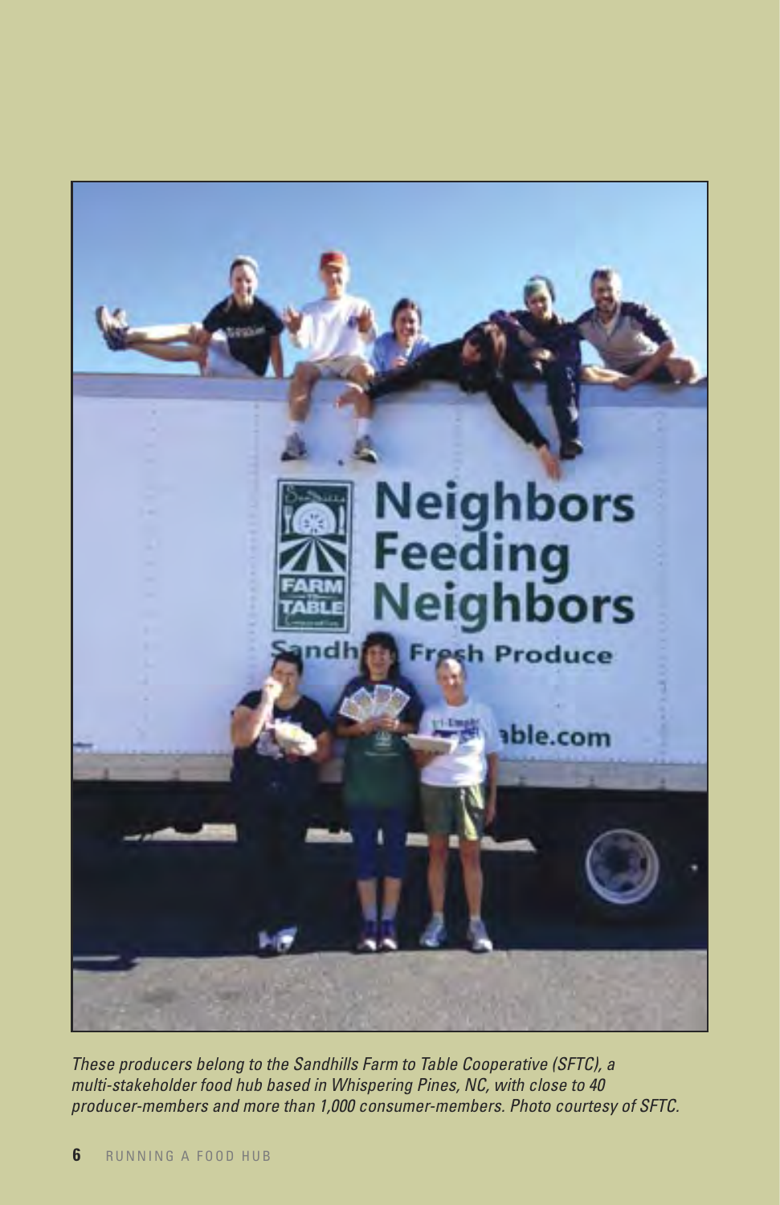*These producers belong to the Sandhills Farm to Table Cooperative (SFTC), a multi-stakeholder food hub based in Whispering Pines, NC, with close to 40 producer-members and more than 1,000 consumer-members. Photo courtesy of SFTC.*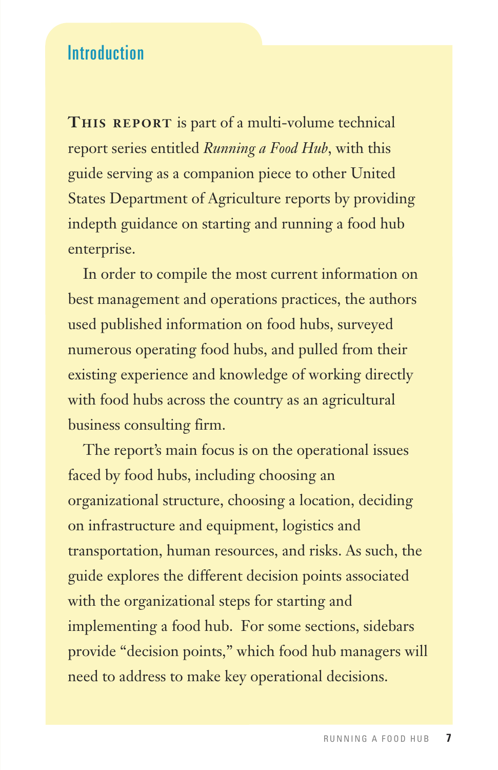## Introduction

**This report** is part of a multi-volume technical report series entitled *Running a Food Hub*, with this guide serving as a companion piece to other United States Department of Agriculture reports by providing indepth guidance on starting and running a food hub enterprise.

In order to compile the most current information on best management and operations practices, the authors used published information on food hubs, surveyed numerous operating food hubs, and pulled from their existing experience and knowledge of working directly with food hubs across the country as an agricultural business consulting firm.

The report's main focus is on the operational issues faced by food hubs, including choosing an organizational structure, choosing a location, deciding on infrastructure and equipment, logistics and transportation, human resources, and risks. As such, the guide explores the different decision points associated with the organizational steps for starting and implementing a food hub. For some sections, sidebars provide "decision points," which food hub managers will need to address to make key operational decisions.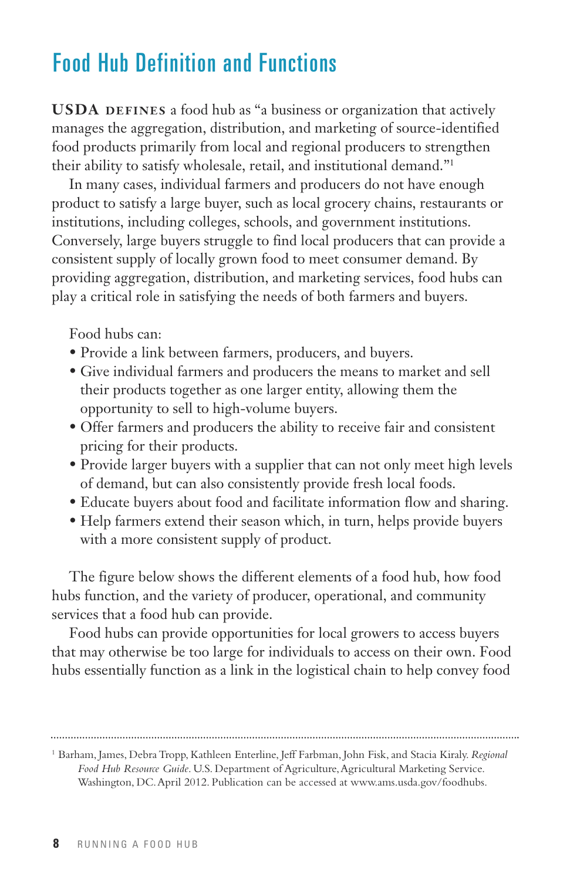## Food Hub Definition and Functions

**USDA DEFINES** a food hub as "a business or organization that actively manages the aggregation, distribution, and marketing of source-identified food products primarily from local and regional producers to strengthen their ability to satisfy wholesale, retail, and institutional demand."[1]

In many cases, individual farmers and producers do not have enough product to satisfy a large buyer, such as local grocery chains, restaurants or institutions, including colleges, schools, and government institutions. Conversely, large buyers struggle to find local producers that can provide a consistent supply of locally grown food to meet consumer demand. By providing aggregation, distribution, and marketing services, food hubs can play a critical role in satisfying the needs of both farmers and buyers.

Food hubs can:

- Provide a link between farmers, producers, and buyers.
- Give individual farmers and producers the means to market and sell their products together as one larger entity, allowing them the opportunity to sell to high-volume buyers.
- Offer farmers and producers the ability to receive fair and consistent pricing for their products.
- Provide larger buyers with a supplier that can not only meet high levels of demand, but can also consistently provide fresh local foods.
- Educate buyers about food and facilitate information flow and sharing.
- Help farmers extend their season which, in turn, helps provide buyers with a more consistent supply of product.

The figure below shows the different elements of a food hub, how food hubs function, and the variety of producer, operational, and community services that a food hub can provide.

Food hubs can provide opportunities for local growers to access buyers that may otherwise be too large for individuals to access on their own. Food hubs essentially function as a link in the logistical chain to help convey food

---

[1] Barham, James, Debra Tropp, Kathleen Enterline, Jeff Farbman, John Fisk, and Stacia Kiraly. *Regional Food Hub Resource Guide*. U.S. Department of Agriculture, Agricultural Marketing Service. Washington, DC. April 2012. Publication can be accessed at www.ams.usda.gov/foodhubs.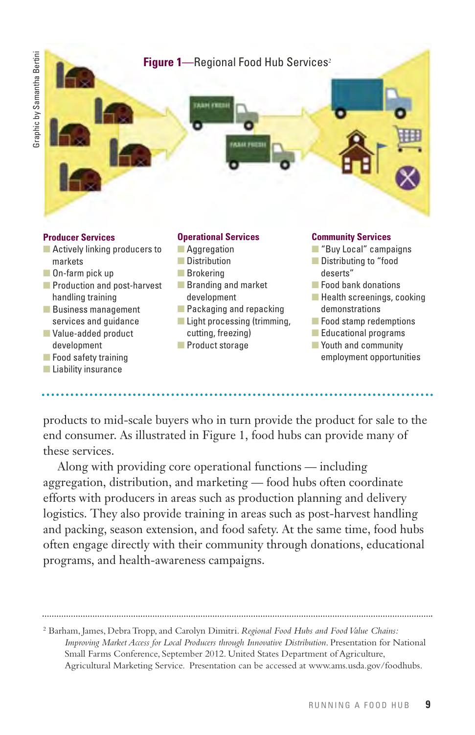Graphic by Samantha Bertini

**Figure 1**—Regional Food Hub Services[2]

**Producer Services**

- Actively linking producers to markets
- On-farm pick up
- Production and post-harvest handling training
- Business management services and guidance
- Value-added product development
- Food safety training
- Liability insurance

**Operational Services**

- Aggregation
- Distribution
- Brokering
- Branding and market development
- Packaging and repacking
- Light processing (trimming, cutting, freezing)
- Product storage

**Community Services**

- "Buy Local" campaigns
- Distributing to "food deserts"
- Food bank donations
- Health screenings, cooking demonstrations
- Food stamp redemptions
- Educational programs
- Youth and community employment opportunities

products to mid-scale buyers who in turn provide the product for sale to the end consumer. As illustrated in Figure 1, food hubs can provide many of these services.

Along with providing core operational functions — including aggregation, distribution, and marketing — food hubs often coordinate efforts with producers in areas such as production planning and delivery logistics. They also provide training in areas such as post-harvest handling and packing, season extension, and food safety. At the same time, food hubs often engage directly with their community through donations, educational programs, and health-awareness campaigns.

[2] Barham, James, Debra Tropp, and Carolyn Dimitri. *Regional Food Hubs and Food Value Chains: Improving Market Access for Local Producers through Innovative Distribution*. Presentation for National Small Farms Conference, September 2012. United States Department of Agriculture, Agricultural Marketing Service. Presentation can be accessed at www.ams.usda.gov/foodhubs.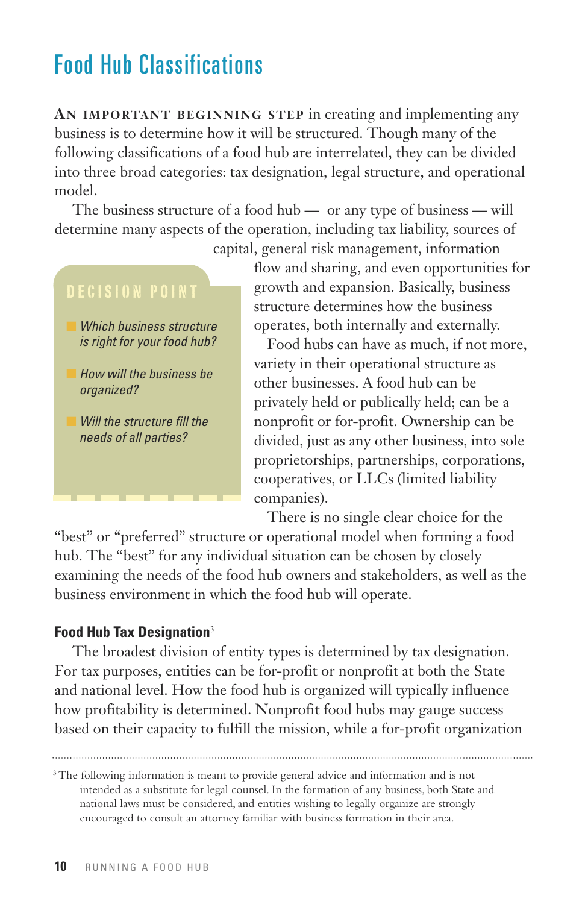# Food Hub Classifications

**An important beginning step** in creating and implementing any business is to determine how it will be structured. Though many of the following classifications of a food hub are interrelated, they can be divided into three broad categories: tax designation, legal structure, and operational model.

The business structure of a food hub — or any type of business — will determine many aspects of the operation, including tax liability, sources of capital, general risk management, information flow and sharing, and even opportunities for growth and expansion. Basically, business structure determines how the business operates, both internally and externally.

Food hubs can have as much, if not more, variety in their operational structure as other businesses. A food hub can be privately held or publically held; can be a nonprofit or for-profit. Ownership can be divided, just as any other business, into sole proprietorships, partnerships, corporations, cooperatives, or LLCs (limited liability companies).

There is no single clear choice for the "best" or "preferred" structure or operational model when forming a food hub. The "best" for any individual situation can be chosen by closely examining the needs of the food hub owners and stakeholders, as well as the business environment in which the food hub will operate.

> **DECISION POINT**
>
> - *Which business structure is right for your food hub?*
> - *How will the business be organized?*
> - *Will the structure fill the needs of all parties?*

### Food Hub Tax Designation[3]

The broadest division of entity types is determined by tax designation. For tax purposes, entities can be for-profit or nonprofit at both the State and national level. How the food hub is organized will typically influence how profitability is determined. Nonprofit food hubs may gauge success based on their capacity to fulfill the mission, while a for-profit organization

---

[3] The following information is meant to provide general advice and information and is not intended as a substitute for legal counsel. In the formation of any business, both State and national laws must be considered, and entities wishing to legally organize are strongly encouraged to consult an attorney familiar with business formation in their area.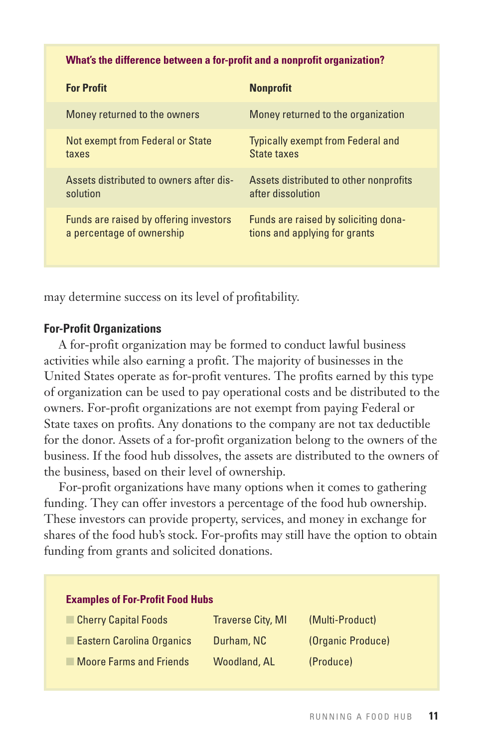**What's the difference between a for-profit and a nonprofit organization?**

| For Profit | Nonprofit |
|---|---|
| Money returned to the owners | Money returned to the organization |
| Not exempt from Federal or State taxes | Typically exempt from Federal and State taxes |
| Assets distributed to owners after dissolution | Assets distributed to other nonprofits after dissolution |
| Funds are raised by offering investors a percentage of ownership | Funds are raised by soliciting donations and applying for grants |

may determine success on its level of profitability.

### For-Profit Organizations

A for-profit organization may be formed to conduct lawful business activities while also earning a profit. The majority of businesses in the United States operate as for-profit ventures. The profits earned by this type of organization can be used to pay operational costs and be distributed to the owners. For-profit organizations are not exempt from paying Federal or State taxes on profits. Any donations to the company are not tax deductible for the donor. Assets of a for-profit organization belong to the owners of the business. If the food hub dissolves, the assets are distributed to the owners of the business, based on their level of ownership.

For-profit organizations have many options when it comes to gathering funding. They can offer investors a percentage of the food hub ownership. These investors can provide property, services, and money in exchange for shares of the food hub's stock. For-profits may still have the option to obtain funding from grants and solicited donations.

**Examples of For-Profit Food Hubs**

- Cherry Capital Foods — Traverse City, MI — (Multi-Product)
- Eastern Carolina Organics — Durham, NC — (Organic Produce)
- Moore Farms and Friends — Woodland, AL — (Produce)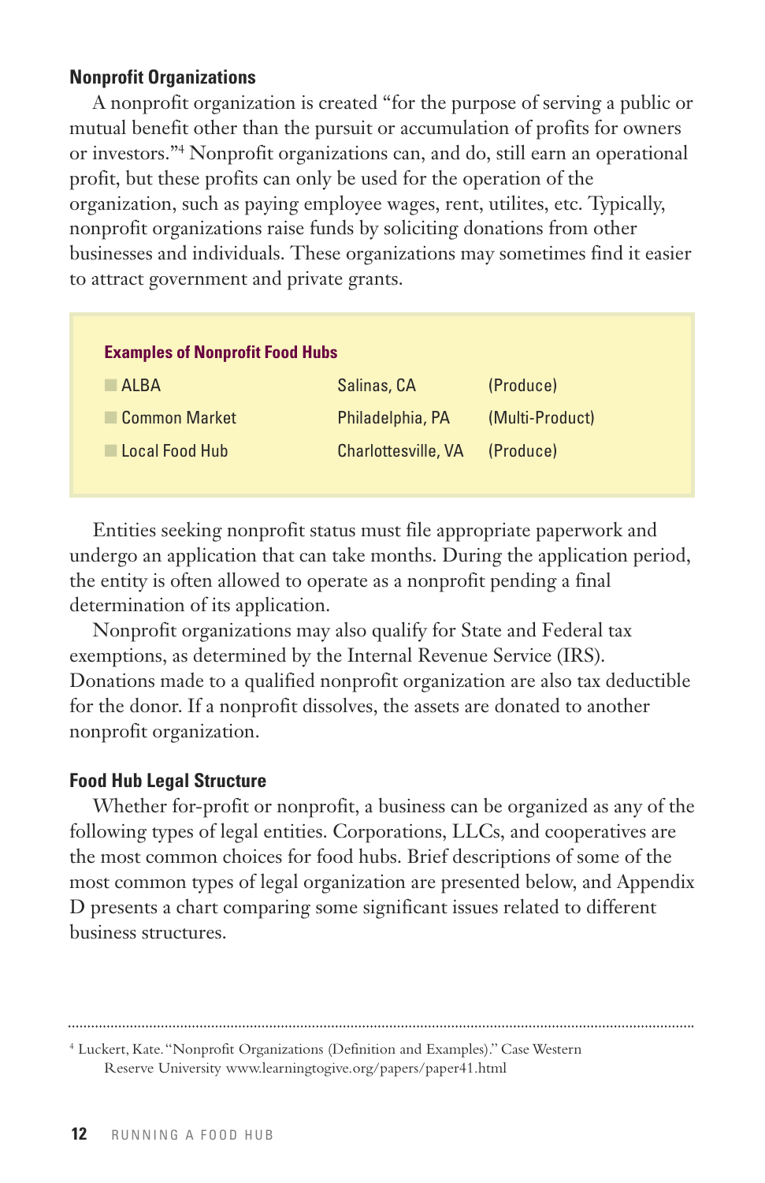### Nonprofit Organizations

A nonprofit organization is created "for the purpose of serving a public or mutual benefit other than the pursuit or accumulation of profits for owners or investors."[4] Nonprofit organizations can, and do, still earn an operational profit, but these profits can only be used for the operation of the organization, such as paying employee wages, rent, utilites, etc. Typically, nonprofit organizations raise funds by soliciting donations from other businesses and individuals. These organizations may sometimes find it easier to attract government and private grants.

**Examples of Nonprofit Food Hubs**

| | | |
|---|---|---|
| ALBA | Salinas, CA | (Produce) |
| Common Market | Philadelphia, PA | (Multi-Product) |
| Local Food Hub | Charlottesville, VA | (Produce) |

Entities seeking nonprofit status must file appropriate paperwork and undergo an application that can take months. During the application period, the entity is often allowed to operate as a nonprofit pending a final determination of its application.

Nonprofit organizations may also qualify for State and Federal tax exemptions, as determined by the Internal Revenue Service (IRS). Donations made to a qualified nonprofit organization are also tax deductible for the donor. If a nonprofit dissolves, the assets are donated to another nonprofit organization.

### Food Hub Legal Structure

Whether for-profit or nonprofit, a business can be organized as any of the following types of legal entities. Corporations, LLCs, and cooperatives are the most common choices for food hubs. Brief descriptions of some of the most common types of legal organization are presented below, and Appendix D presents a chart comparing some significant issues related to different business structures.

---

[4] Luckert, Kate. "Nonprofit Organizations (Definition and Examples)." Case Western Reserve University www.learningtogive.org/papers/paper41.html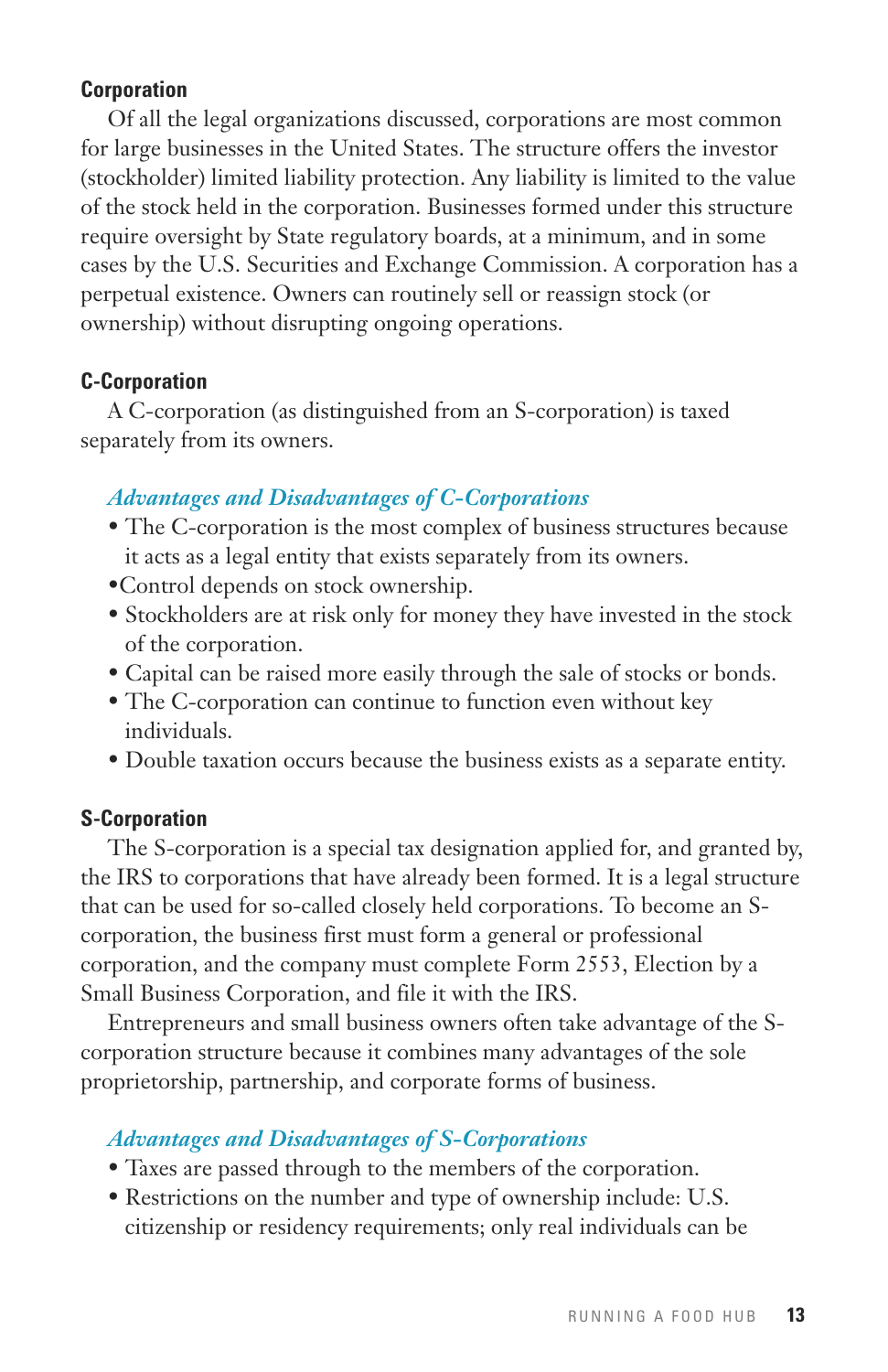### Corporation

Of all the legal organizations discussed, corporations are most common for large businesses in the United States. The structure offers the investor (stockholder) limited liability protection. Any liability is limited to the value of the stock held in the corporation. Businesses formed under this structure require oversight by State regulatory boards, at a minimum, and in some cases by the U.S. Securities and Exchange Commission. A corporation has a perpetual existence. Owners can routinely sell or reassign stock (or ownership) without disrupting ongoing operations.

### C-Corporation

A C-corporation (as distinguished from an S-corporation) is taxed separately from its owners.

#### *Advantages and Disadvantages of C-Corporations*

- The C-corporation is the most complex of business structures because it acts as a legal entity that exists separately from its owners.
- Control depends on stock ownership.
- Stockholders are at risk only for money they have invested in the stock of the corporation.
- Capital can be raised more easily through the sale of stocks or bonds.
- The C-corporation can continue to function even without key individuals.
- Double taxation occurs because the business exists as a separate entity.

### S-Corporation

The S-corporation is a special tax designation applied for, and granted by, the IRS to corporations that have already been formed. It is a legal structure that can be used for so-called closely held corporations. To become an S-corporation, the business first must form a general or professional corporation, and the company must complete Form 2553, Election by a Small Business Corporation, and file it with the IRS.

Entrepreneurs and small business owners often take advantage of the S-corporation structure because it combines many advantages of the sole proprietorship, partnership, and corporate forms of business.

#### *Advantages and Disadvantages of S-Corporations*

- Taxes are passed through to the members of the corporation.
- Restrictions on the number and type of ownership include: U.S. citizenship or residency requirements; only real individuals can be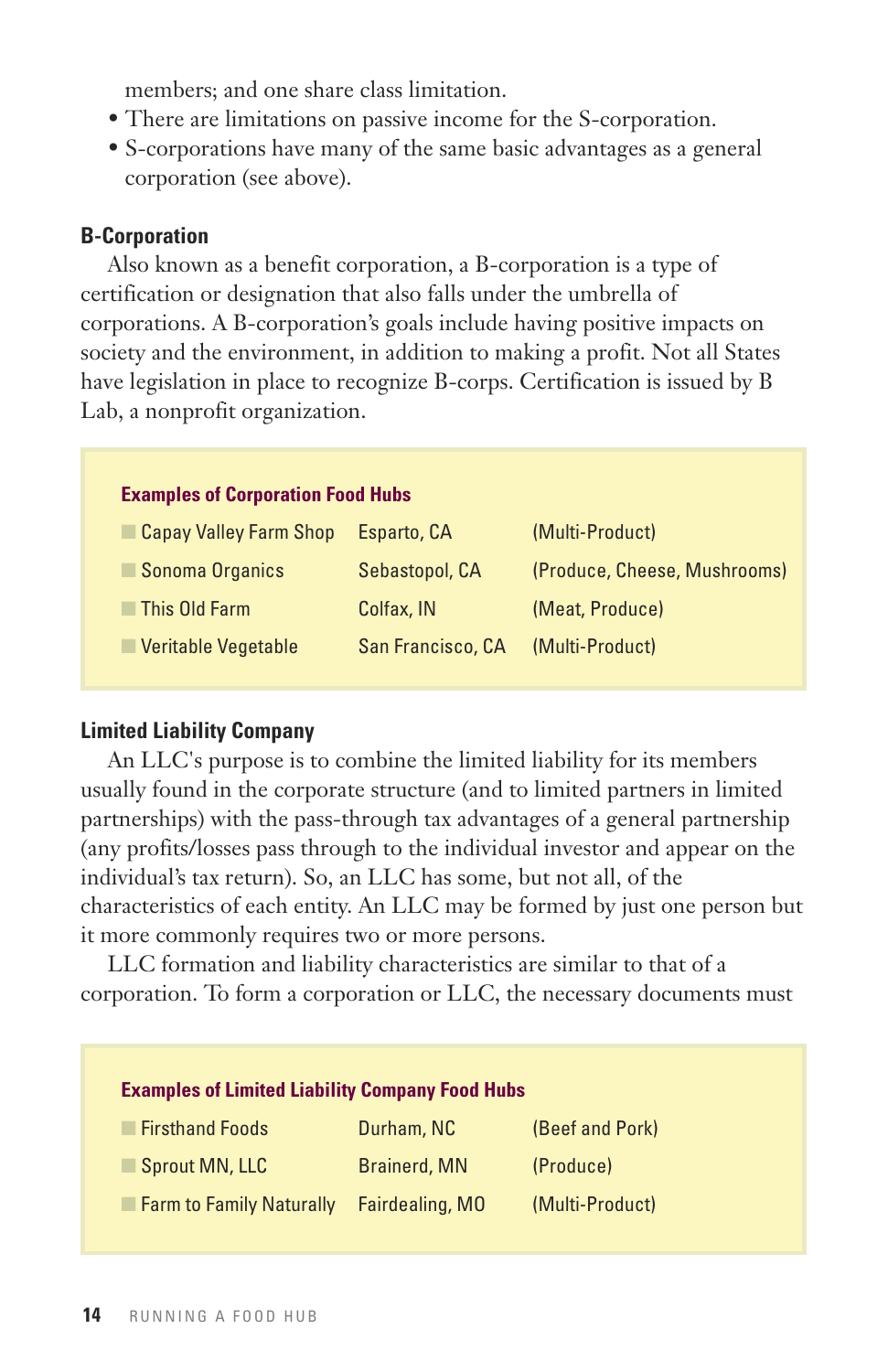members; and one share class limitation.

- There are limitations on passive income for the S-corporation.
- S-corporations have many of the same basic advantages as a general corporation (see above).

### B-Corporation

Also known as a benefit corporation, a B-corporation is a type of certification or designation that also falls under the umbrella of corporations. A B-corporation's goals include having positive impacts on society and the environment, in addition to making a profit. Not all States have legislation in place to recognize B-corps. Certification is issued by B Lab, a nonprofit organization.

**Examples of Corporation Food Hubs**

| Name | Location | Products |
|---|---|---|
| Capay Valley Farm Shop | Esparto, CA | (Multi-Product) |
| Sonoma Organics | Sebastopol, CA | (Produce, Cheese, Mushrooms) |
| This Old Farm | Colfax, IN | (Meat, Produce) |
| Veritable Vegetable | San Francisco, CA | (Multi-Product) |

### Limited Liability Company

An LLC's purpose is to combine the limited liability for its members usually found in the corporate structure (and to limited partners in limited partnerships) with the pass-through tax advantages of a general partnership (any profits/losses pass through to the individual investor and appear on the individual's tax return). So, an LLC has some, but not all, of the characteristics of each entity. An LLC may be formed by just one person but it more commonly requires two or more persons.

LLC formation and liability characteristics are similar to that of a corporation. To form a corporation or LLC, the necessary documents must

**Examples of Limited Liability Company Food Hubs**

| Name | Location | Products |
|---|---|---|
| Firsthand Foods | Durham, NC | (Beef and Pork) |
| Sprout MN, LLC | Brainerd, MN | (Produce) |
| Farm to Family Naturally | Fairdealing, MO | (Multi-Product) |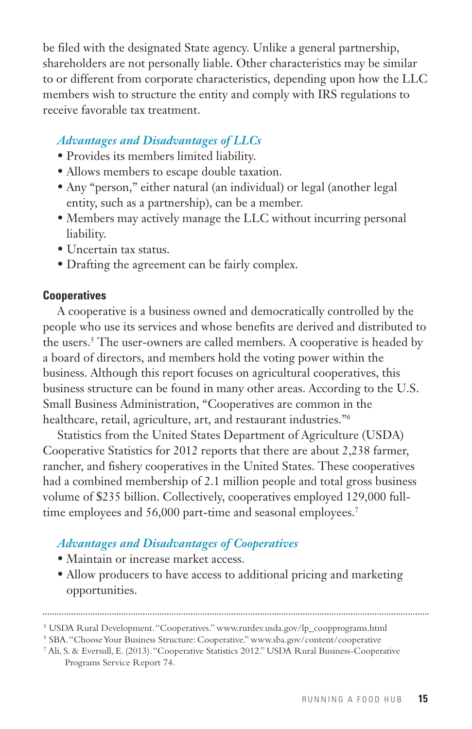be filed with the designated State agency. Unlike a general partnership, shareholders are not personally liable. Other characteristics may be similar to or different from corporate characteristics, depending upon how the LLC members wish to structure the entity and comply with IRS regulations to receive favorable tax treatment.

### *Advantages and Disadvantages of LLCs*

- Provides its members limited liability.
- Allows members to escape double taxation.
- Any "person," either natural (an individual) or legal (another legal entity, such as a partnership), can be a member.
- Members may actively manage the LLC without incurring personal liability.
- Uncertain tax status.
- Drafting the agreement can be fairly complex.

## Cooperatives

A cooperative is a business owned and democratically controlled by the people who use its services and whose benefits are derived and distributed to the users.[5] The user-owners are called members. A cooperative is headed by a board of directors, and members hold the voting power within the business. Although this report focuses on agricultural cooperatives, this business structure can be found in many other areas. According to the U.S. Small Business Administration, "Cooperatives are common in the healthcare, retail, agriculture, art, and restaurant industries."[6]

Statistics from the United States Department of Agriculture (USDA) Cooperative Statistics for 2012 reports that there are about 2,238 farmer, rancher, and fishery cooperatives in the United States. These cooperatives had a combined membership of 2.1 million people and total gross business volume of $235 billion. Collectively, cooperatives employed 129,000 full-time employees and 56,000 part-time and seasonal employees.[7]

### *Advantages and Disadvantages of Cooperatives*

- Maintain or increase market access.
- Allow producers to have access to additional pricing and marketing opportunities.

---

[5] USDA Rural Development. "Cooperatives." www.rurdev.usda.gov/lp_coopprograms.html

[5] SBA. "Choose Your Business Structure: Cooperative." www.sba.gov/content/cooperative

[7] Ali, S. & Eversull, E. (2013). "Cooperative Statistics 2012." USDA Rural Business-Cooperative Programs Service Report 74.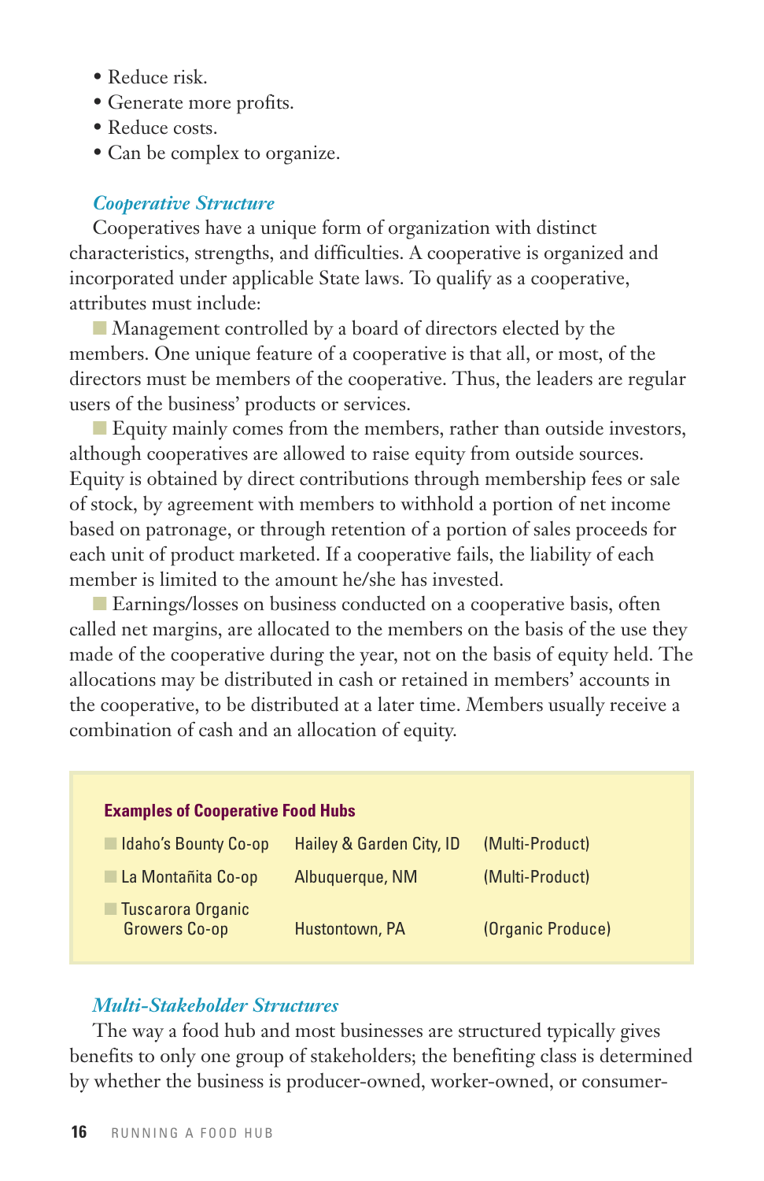- Reduce risk.
- Generate more profits.
- Reduce costs.
- Can be complex to organize.

### *Cooperative Structure*

Cooperatives have a unique form of organization with distinct characteristics, strengths, and difficulties. A cooperative is organized and incorporated under applicable State laws. To qualify as a cooperative, attributes must include:

- Management controlled by a board of directors elected by the members. One unique feature of a cooperative is that all, or most, of the directors must be members of the cooperative. Thus, the leaders are regular users of the business' products or services.
- Equity mainly comes from the members, rather than outside investors, although cooperatives are allowed to raise equity from outside sources. Equity is obtained by direct contributions through membership fees or sale of stock, by agreement with members to withhold a portion of net income based on patronage, or through retention of a portion of sales proceeds for each unit of product marketed. If a cooperative fails, the liability of each member is limited to the amount he/she has invested.
- Earnings/losses on business conducted on a cooperative basis, often called net margins, are allocated to the members on the basis of the use they made of the cooperative during the year, not on the basis of equity held. The allocations may be distributed in cash or retained in members' accounts in the cooperative, to be distributed at a later time. Members usually receive a combination of cash and an allocation of equity.

**Examples of Cooperative Food Hubs**

| | | |
|---|---|---|
| Idaho's Bounty Co-op | Hailey & Garden City, ID | (Multi-Product) |
| La Montañita Co-op | Albuquerque, NM | (Multi-Product) |
| Tuscarora Organic Growers Co-op | Hustontown, PA | (Organic Produce) |

### *Multi-Stakeholder Structures*

The way a food hub and most businesses are structured typically gives benefits to only one group of stakeholders; the benefiting class is determined by whether the business is producer-owned, worker-owned, or consumer-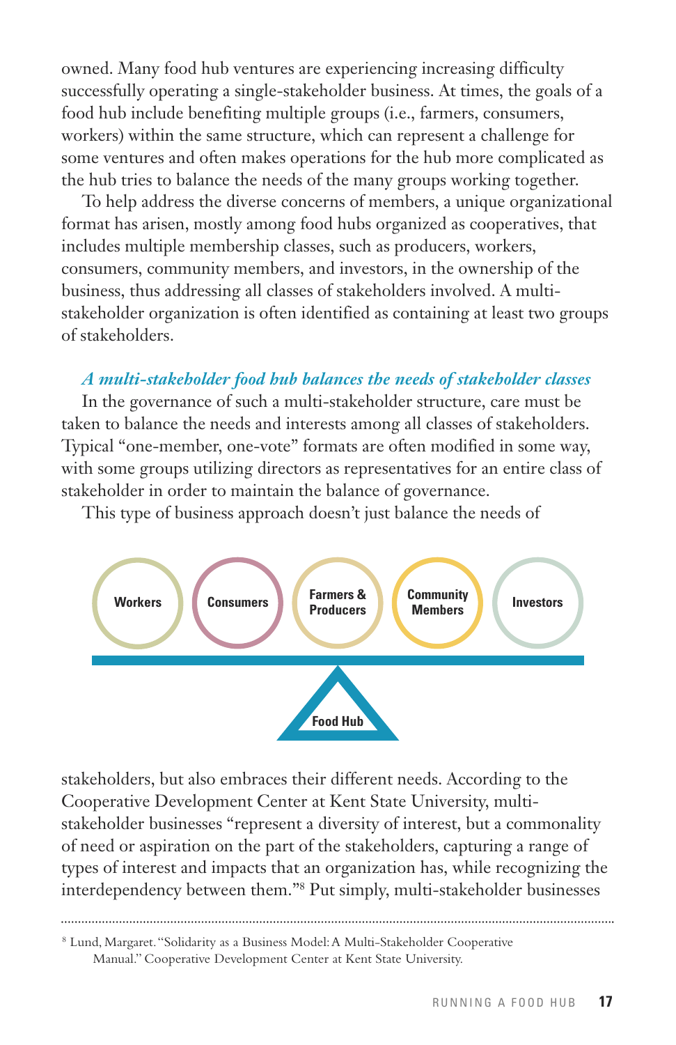owned. Many food hub ventures are experiencing increasing difficulty successfully operating a single-stakeholder business. At times, the goals of a food hub include benefiting multiple groups (i.e., farmers, consumers, workers) within the same structure, which can represent a challenge for some ventures and often makes operations for the hub more complicated as the hub tries to balance the needs of the many groups working together.

To help address the diverse concerns of members, a unique organizational format has arisen, mostly among food hubs organized as cooperatives, that includes multiple membership classes, such as producers, workers, consumers, community members, and investors, in the ownership of the business, thus addressing all classes of stakeholders involved. A multi-stakeholder organization is often identified as containing at least two groups of stakeholders.

### *A multi-stakeholder food hub balances the needs of stakeholder classes*

In the governance of such a multi-stakeholder structure, care must be taken to balance the needs and interests among all classes of stakeholders. Typical "one-member, one-vote" formats are often modified in some way, with some groups utilizing directors as representatives for an entire class of stakeholder in order to maintain the balance of governance.

This type of business approach doesn't just balance the needs of stakeholders, but also embraces their different needs. According to the Cooperative Development Center at Kent State University, multi-stakeholder businesses "represent a diversity of interest, but a commonality of need or aspiration on the part of the stakeholders, capturing a range of types of interest and impacts that an organization has, while recognizing the interdependency between them."[8] Put simply, multi-stakeholder businesses

Workers | Consumers | Farmers & Producers | Community Members | Investors

Food Hub

---

[8] Lund, Margaret. "Solidarity as a Business Model: A Multi-Stakeholder Cooperative Manual." Cooperative Development Center at Kent State University.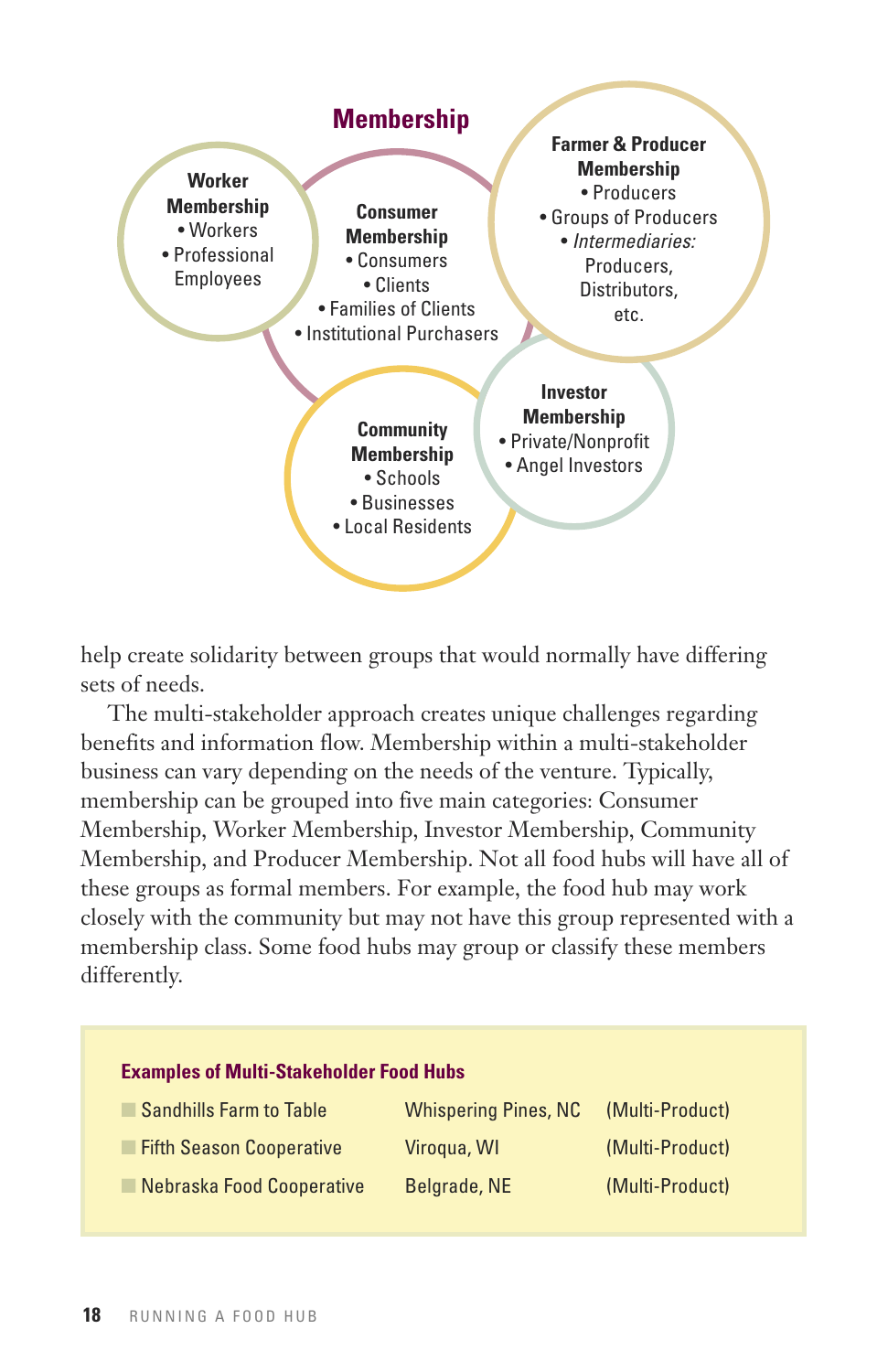## Membership

**Worker Membership**
- Workers
- Professional Employees

**Consumer Membership**
- Consumers
- Clients
- Families of Clients
- Institutional Purchasers

**Farmer & Producer Membership**
- Producers
- Groups of Producers
- *Intermediaries:* Producers, Distributors, etc.

**Community Membership**
- Schools
- Businesses
- Local Residents

**Investor Membership**
- Private/Nonprofit
- Angel Investors

help create solidarity between groups that would normally have differing sets of needs.

The multi-stakeholder approach creates unique challenges regarding benefits and information flow. Membership within a multi-stakeholder business can vary depending on the needs of the venture. Typically, membership can be grouped into five main categories: Consumer Membership, Worker Membership, Investor Membership, Community Membership, and Producer Membership. Not all food hubs will have all of these groups as formal members. For example, the food hub may work closely with the community but may not have this group represented with a membership class. Some food hubs may group or classify these members differently.

**Examples of Multi-Stakeholder Food Hubs**

| | | |
|---|---|---|
| Sandhills Farm to Table | Whispering Pines, NC | (Multi-Product) |
| Fifth Season Cooperative | Viroqua, WI | (Multi-Product) |
| Nebraska Food Cooperative | Belgrade, NE | (Multi-Product) |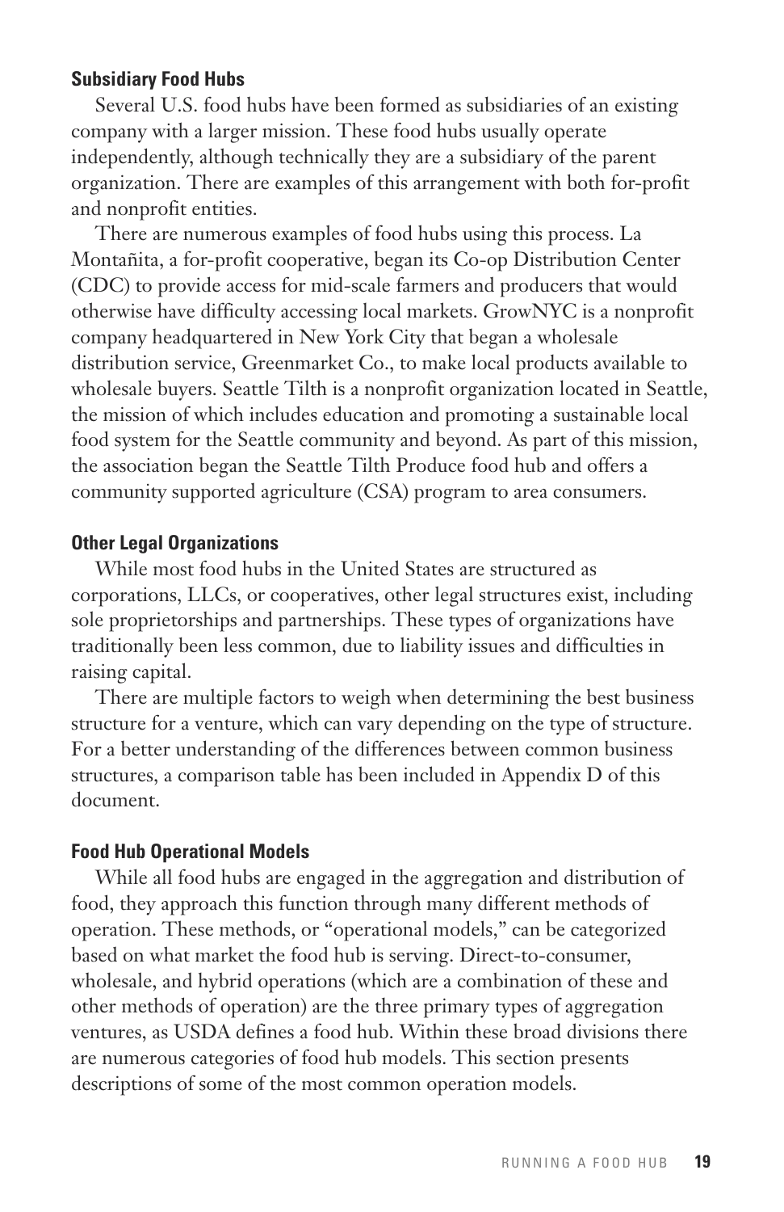### Subsidiary Food Hubs

Several U.S. food hubs have been formed as subsidiaries of an existing company with a larger mission. These food hubs usually operate independently, although technically they are a subsidiary of the parent organization. There are examples of this arrangement with both for-profit and nonprofit entities.

There are numerous examples of food hubs using this process. La Montañita, a for-profit cooperative, began its Co-op Distribution Center (CDC) to provide access for mid-scale farmers and producers that would otherwise have difficulty accessing local markets. GrowNYC is a nonprofit company headquartered in New York City that began a wholesale distribution service, Greenmarket Co., to make local products available to wholesale buyers. Seattle Tilth is a nonprofit organization located in Seattle, the mission of which includes education and promoting a sustainable local food system for the Seattle community and beyond. As part of this mission, the association began the Seattle Tilth Produce food hub and offers a community supported agriculture (CSA) program to area consumers.

### Other Legal Organizations

While most food hubs in the United States are structured as corporations, LLCs, or cooperatives, other legal structures exist, including sole proprietorships and partnerships. These types of organizations have traditionally been less common, due to liability issues and difficulties in raising capital.

There are multiple factors to weigh when determining the best business structure for a venture, which can vary depending on the type of structure. For a better understanding of the differences between common business structures, a comparison table has been included in Appendix D of this document.

### Food Hub Operational Models

While all food hubs are engaged in the aggregation and distribution of food, they approach this function through many different methods of operation. These methods, or "operational models," can be categorized based on what market the food hub is serving. Direct-to-consumer, wholesale, and hybrid operations (which are a combination of these and other methods of operation) are the three primary types of aggregation ventures, as USDA defines a food hub. Within these broad divisions there are numerous categories of food hub models. This section presents descriptions of some of the most common operation models.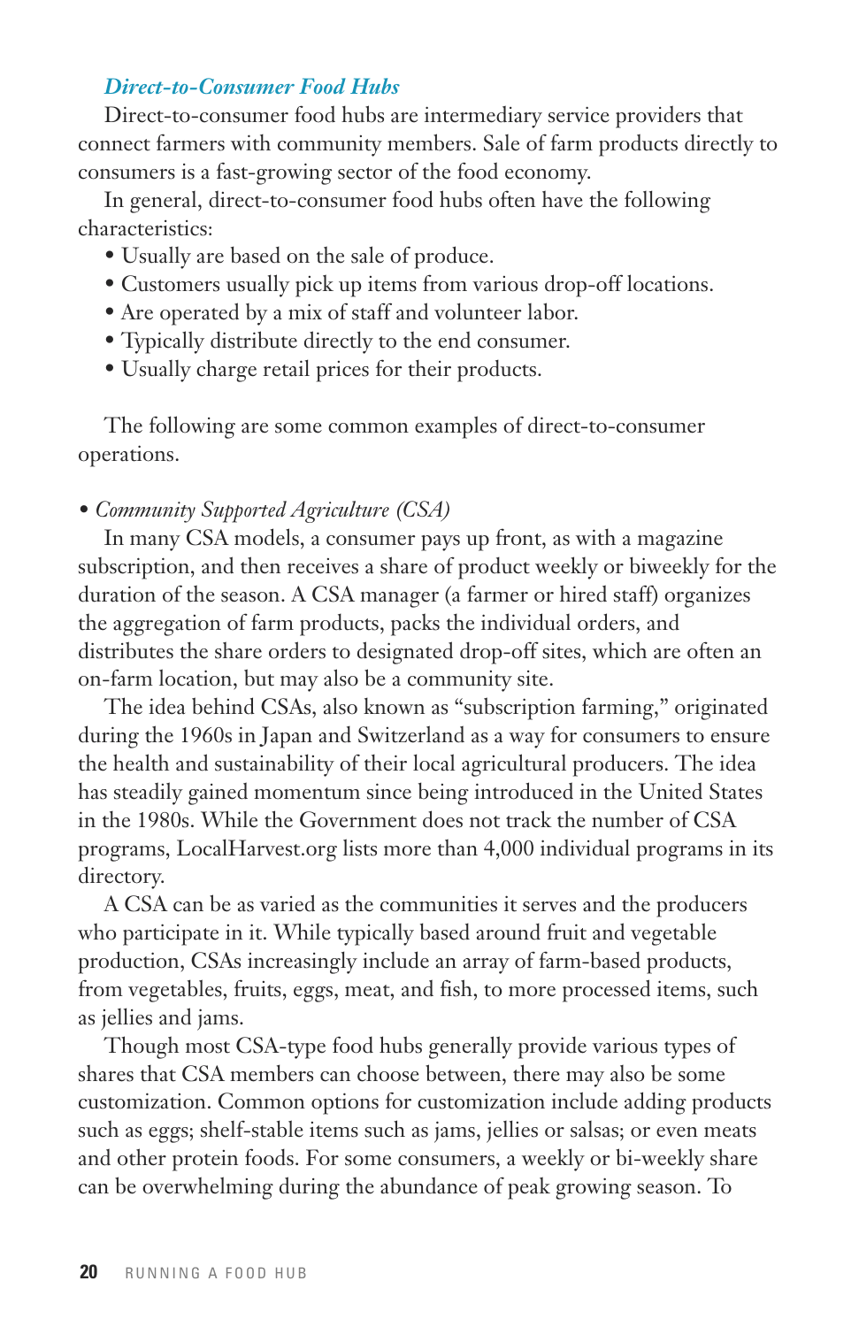### *Direct-to-Consumer Food Hubs*

Direct-to-consumer food hubs are intermediary service providers that connect farmers with community members. Sale of farm products directly to consumers is a fast-growing sector of the food economy.

In general, direct-to-consumer food hubs often have the following characteristics:

- Usually are based on the sale of produce.
- Customers usually pick up items from various drop-off locations.
- Are operated by a mix of staff and volunteer labor.
- Typically distribute directly to the end consumer.
- Usually charge retail prices for their products.

The following are some common examples of direct-to-consumer operations.

- *Community Supported Agriculture (CSA)*

In many CSA models, a consumer pays up front, as with a magazine subscription, and then receives a share of product weekly or biweekly for the duration of the season. A CSA manager (a farmer or hired staff) organizes the aggregation of farm products, packs the individual orders, and distributes the share orders to designated drop-off sites, which are often an on-farm location, but may also be a community site.

The idea behind CSAs, also known as "subscription farming," originated during the 1960s in Japan and Switzerland as a way for consumers to ensure the health and sustainability of their local agricultural producers. The idea has steadily gained momentum since being introduced in the United States in the 1980s. While the Government does not track the number of CSA programs, LocalHarvest.org lists more than 4,000 individual programs in its directory.

A CSA can be as varied as the communities it serves and the producers who participate in it. While typically based around fruit and vegetable production, CSAs increasingly include an array of farm-based products, from vegetables, fruits, eggs, meat, and fish, to more processed items, such as jellies and jams.

Though most CSA-type food hubs generally provide various types of shares that CSA members can choose between, there may also be some customization. Common options for customization include adding products such as eggs; shelf-stable items such as jams, jellies or salsas; or even meats and other protein foods. For some consumers, a weekly or bi-weekly share can be overwhelming during the abundance of peak growing season. To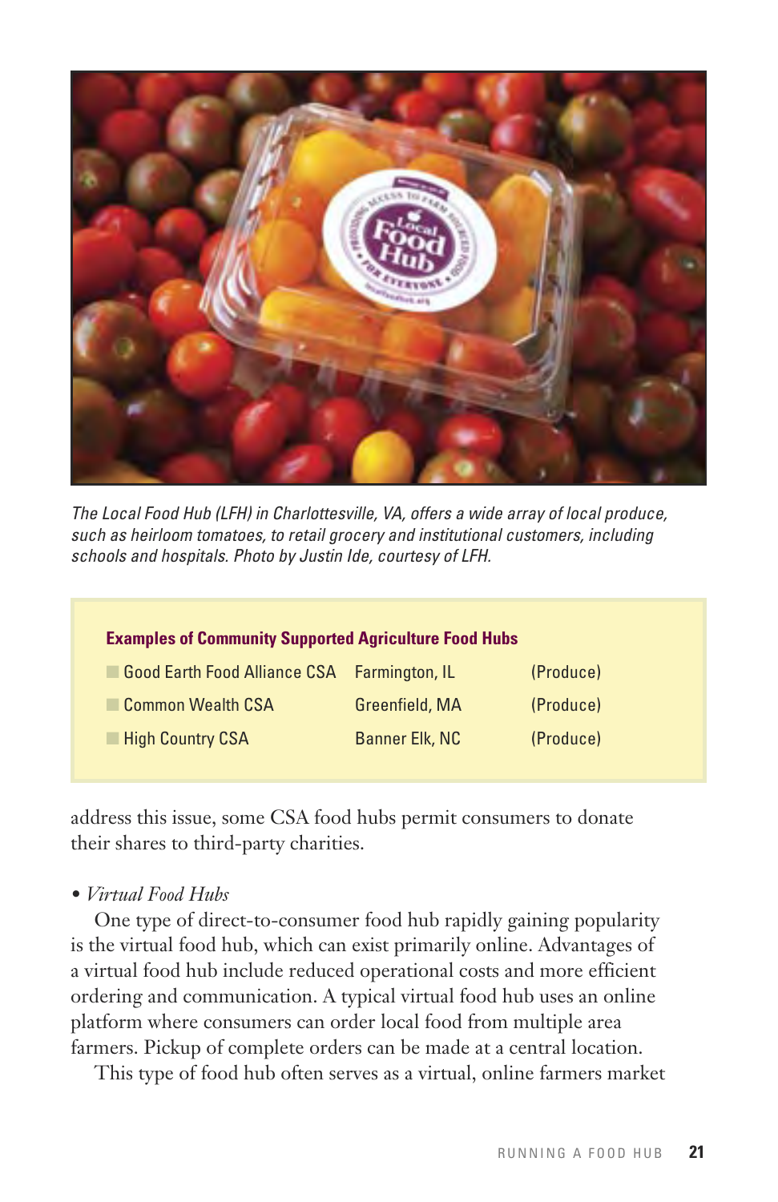*The Local Food Hub (LFH) in Charlottesville, VA, offers a wide array of local produce, such as heirloom tomatoes, to retail grocery and institutional customers, including schools and hospitals. Photo by Justin Ide, courtesy of LFH.*

**Examples of Community Supported Agriculture Food Hubs**

| Name | Location | Type |
|---|---|---|
| Good Earth Food Alliance CSA | Farmington, IL | (Produce) |
| Common Wealth CSA | Greenfield, MA | (Produce) |
| High Country CSA | Banner Elk, NC | (Produce) |

address this issue, some CSA food hubs permit consumers to donate their shares to third-party charities.

- *Virtual Food Hubs*

One type of direct-to-consumer food hub rapidly gaining popularity is the virtual food hub, which can exist primarily online. Advantages of a virtual food hub include reduced operational costs and more efficient ordering and communication. A typical virtual food hub uses an online platform where consumers can order local food from multiple area farmers. Pickup of complete orders can be made at a central location.

This type of food hub often serves as a virtual, online farmers market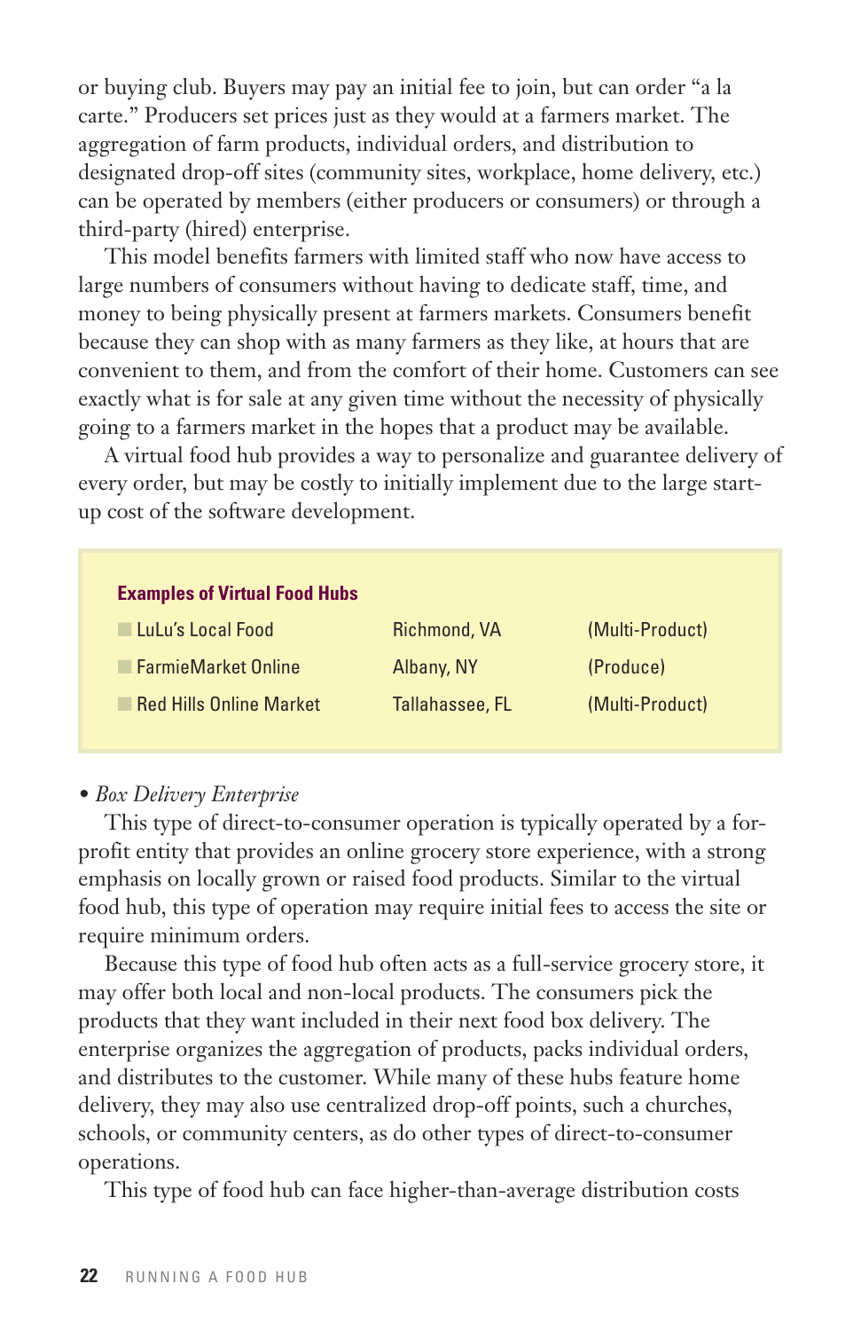or buying club. Buyers may pay an initial fee to join, but can order "a la carte." Producers set prices just as they would at a farmers market. The aggregation of farm products, individual orders, and distribution to designated drop-off sites (community sites, workplace, home delivery, etc.) can be operated by members (either producers or consumers) or through a third-party (hired) enterprise.

This model benefits farmers with limited staff who now have access to large numbers of consumers without having to dedicate staff, time, and money to being physically present at farmers markets. Consumers benefit because they can shop with as many farmers as they like, at hours that are convenient to them, and from the comfort of their home. Customers can see exactly what is for sale at any given time without the necessity of physically going to a farmers market in the hopes that a product may be available.

A virtual food hub provides a way to personalize and guarantee delivery of every order, but may be costly to initially implement due to the large start-up cost of the software development.

**Examples of Virtual Food Hubs**

| | | |
|---|---|---|
| LuLu's Local Food | Richmond, VA | (Multi-Product) |
| FarmieMarket Online | Albany, NY | (Produce) |
| Red Hills Online Market | Tallahassee, FL | (Multi-Product) |

• *Box Delivery Enterprise*

This type of direct-to-consumer operation is typically operated by a for-profit entity that provides an online grocery store experience, with a strong emphasis on locally grown or raised food products. Similar to the virtual food hub, this type of operation may require initial fees to access the site or require minimum orders.

Because this type of food hub often acts as a full-service grocery store, it may offer both local and non-local products. The consumers pick the products that they want included in their next food box delivery. The enterprise organizes the aggregation of products, packs individual orders, and distributes to the customer. While many of these hubs feature home delivery, they may also use centralized drop-off points, such a churches, schools, or community centers, as do other types of direct-to-consumer operations.

This type of food hub can face higher-than-average distribution costs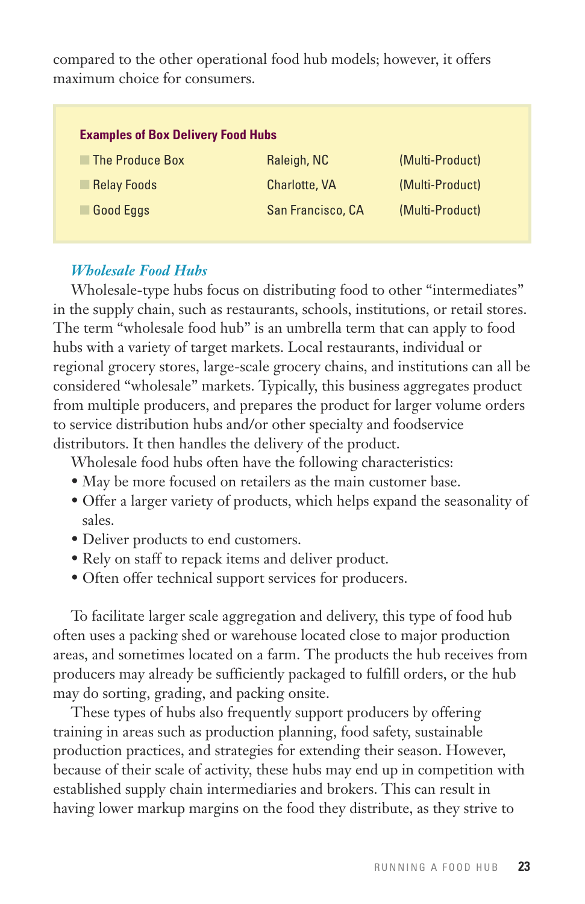compared to the other operational food hub models; however, it offers maximum choice for consumers.

**Examples of Box Delivery Food Hubs**

| | | |
|---|---|---|
| The Produce Box | Raleigh, NC | (Multi-Product) |
| Relay Foods | Charlotte, VA | (Multi-Product) |
| Good Eggs | San Francisco, CA | (Multi-Product) |

### *Wholesale Food Hubs*

Wholesale-type hubs focus on distributing food to other "intermediates" in the supply chain, such as restaurants, schools, institutions, or retail stores. The term "wholesale food hub" is an umbrella term that can apply to food hubs with a variety of target markets. Local restaurants, individual or regional grocery stores, large-scale grocery chains, and institutions can all be considered "wholesale" markets. Typically, this business aggregates product from multiple producers, and prepares the product for larger volume orders to service distribution hubs and/or other specialty and foodservice distributors. It then handles the delivery of the product.

Wholesale food hubs often have the following characteristics:

- May be more focused on retailers as the main customer base.
- Offer a larger variety of products, which helps expand the seasonality of sales.
- Deliver products to end customers.
- Rely on staff to repack items and deliver product.
- Often offer technical support services for producers.

To facilitate larger scale aggregation and delivery, this type of food hub often uses a packing shed or warehouse located close to major production areas, and sometimes located on a farm. The products the hub receives from producers may already be sufficiently packaged to fulfill orders, or the hub may do sorting, grading, and packing onsite.

These types of hubs also frequently support producers by offering training in areas such as production planning, food safety, sustainable production practices, and strategies for extending their season. However, because of their scale of activity, these hubs may end up in competition with established supply chain intermediaries and brokers. This can result in having lower markup margins on the food they distribute, as they strive to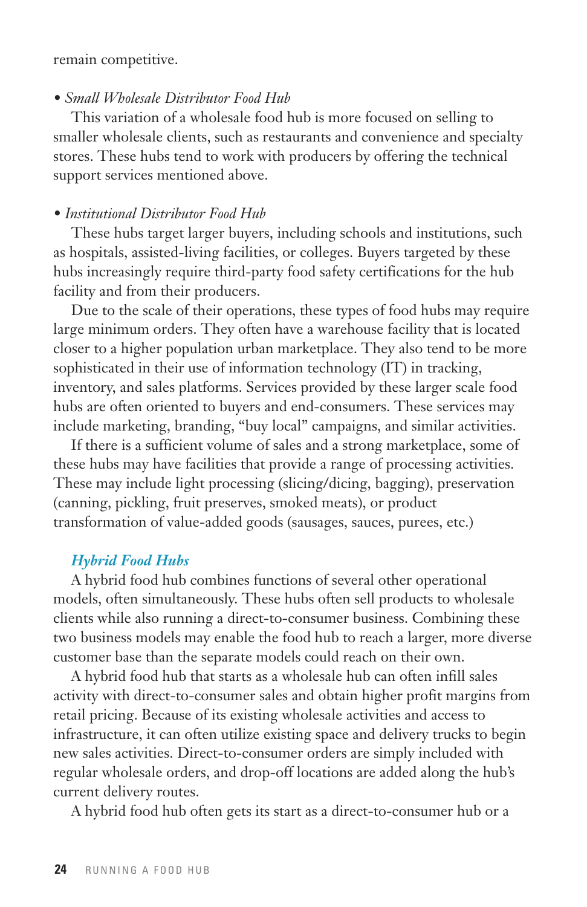remain competitive.

- *Small Wholesale Distributor Food Hub*

  This variation of a wholesale food hub is more focused on selling to smaller wholesale clients, such as restaurants and convenience and specialty stores. These hubs tend to work with producers by offering the technical support services mentioned above.

- *Institutional Distributor Food Hub*

  These hubs target larger buyers, including schools and institutions, such as hospitals, assisted-living facilities, or colleges. Buyers targeted by these hubs increasingly require third-party food safety certifications for the hub facility and from their producers.

  Due to the scale of their operations, these types of food hubs may require large minimum orders. They often have a warehouse facility that is located closer to a higher population urban marketplace. They also tend to be more sophisticated in their use of information technology (IT) in tracking, inventory, and sales platforms. Services provided by these larger scale food hubs are often oriented to buyers and end-consumers. These services may include marketing, branding, "buy local" campaigns, and similar activities.

  If there is a sufficient volume of sales and a strong marketplace, some of these hubs may have facilities that provide a range of processing activities. These may include light processing (slicing/dicing, bagging), preservation (canning, pickling, fruit preserves, smoked meats), or product transformation of value-added goods (sausages, sauces, purees, etc.)

### *Hybrid Food Hubs*

A hybrid food hub combines functions of several other operational models, often simultaneously. These hubs often sell products to wholesale clients while also running a direct-to-consumer business. Combining these two business models may enable the food hub to reach a larger, more diverse customer base than the separate models could reach on their own.

A hybrid food hub that starts as a wholesale hub can often infill sales activity with direct-to-consumer sales and obtain higher profit margins from retail pricing. Because of its existing wholesale activities and access to infrastructure, it can often utilize existing space and delivery trucks to begin new sales activities. Direct-to-consumer orders are simply included with regular wholesale orders, and drop-off locations are added along the hub's current delivery routes.

A hybrid food hub often gets its start as a direct-to-consumer hub or a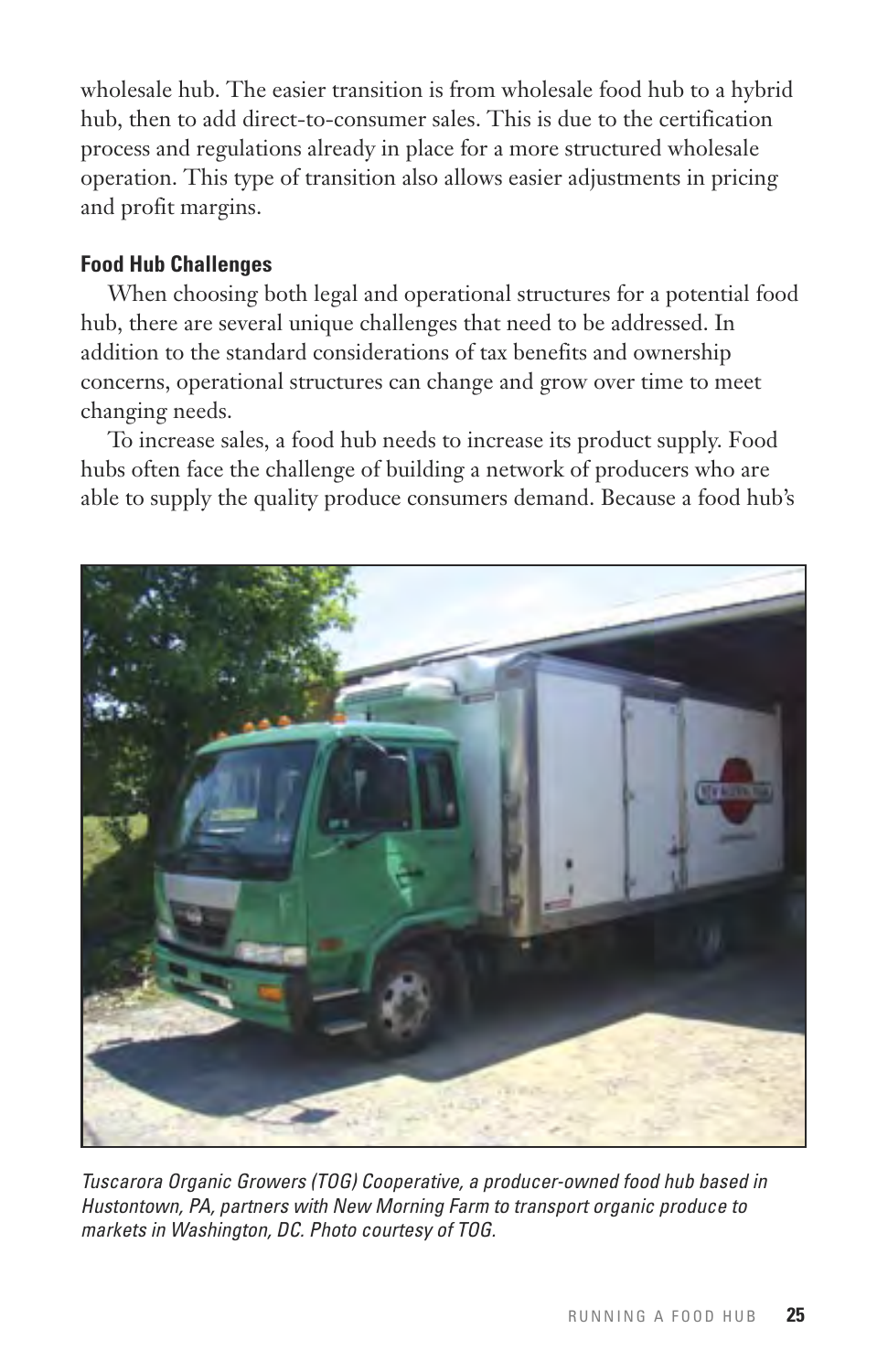wholesale hub. The easier transition is from wholesale food hub to a hybrid hub, then to add direct-to-consumer sales. This is due to the certification process and regulations already in place for a more structured wholesale operation. This type of transition also allows easier adjustments in pricing and profit margins.

**Food Hub Challenges**

When choosing both legal and operational structures for a potential food hub, there are several unique challenges that need to be addressed. In addition to the standard considerations of tax benefits and ownership concerns, operational structures can change and grow over time to meet changing needs.

To increase sales, a food hub needs to increase its product supply. Food hubs often face the challenge of building a network of producers who are able to supply the quality produce consumers demand. Because a food hub's

*Tuscarora Organic Growers (TOG) Cooperative, a producer-owned food hub based in Hustontown, PA, partners with New Morning Farm to transport organic produce to markets in Washington, DC. Photo courtesy of TOG.*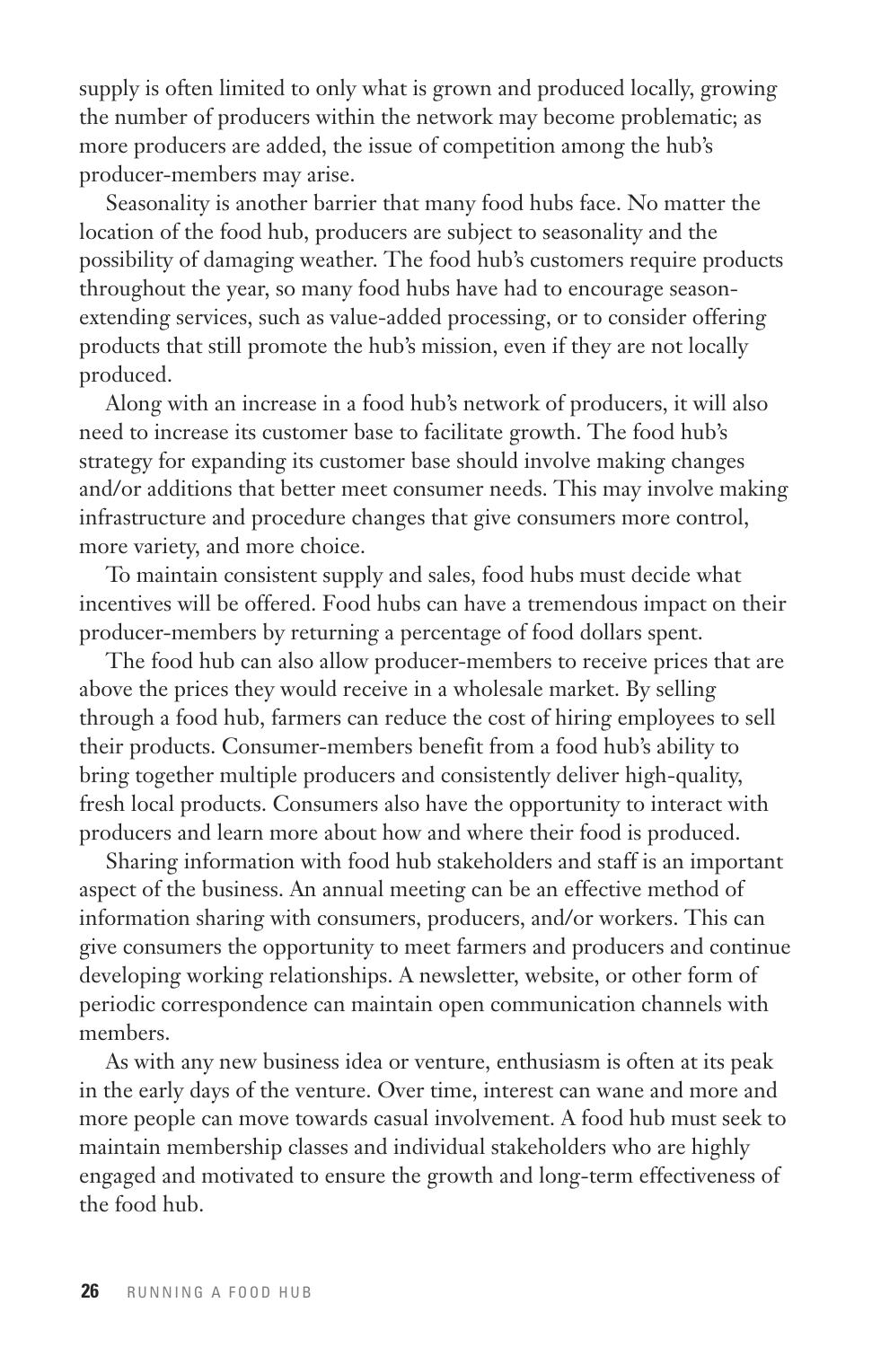supply is often limited to only what is grown and produced locally, growing the number of producers within the network may become problematic; as more producers are added, the issue of competition among the hub's producer-members may arise.

Seasonality is another barrier that many food hubs face. No matter the location of the food hub, producers are subject to seasonality and the possibility of damaging weather. The food hub's customers require products throughout the year, so many food hubs have had to encourage season-extending services, such as value-added processing, or to consider offering products that still promote the hub's mission, even if they are not locally produced.

Along with an increase in a food hub's network of producers, it will also need to increase its customer base to facilitate growth. The food hub's strategy for expanding its customer base should involve making changes and/or additions that better meet consumer needs. This may involve making infrastructure and procedure changes that give consumers more control, more variety, and more choice.

To maintain consistent supply and sales, food hubs must decide what incentives will be offered. Food hubs can have a tremendous impact on their producer-members by returning a percentage of food dollars spent.

The food hub can also allow producer-members to receive prices that are above the prices they would receive in a wholesale market. By selling through a food hub, farmers can reduce the cost of hiring employees to sell their products. Consumer-members benefit from a food hub's ability to bring together multiple producers and consistently deliver high-quality, fresh local products. Consumers also have the opportunity to interact with producers and learn more about how and where their food is produced.

Sharing information with food hub stakeholders and staff is an important aspect of the business. An annual meeting can be an effective method of information sharing with consumers, producers, and/or workers. This can give consumers the opportunity to meet farmers and producers and continue developing working relationships. A newsletter, website, or other form of periodic correspondence can maintain open communication channels with members.

As with any new business idea or venture, enthusiasm is often at its peak in the early days of the venture. Over time, interest can wane and more and more people can move towards casual involvement. A food hub must seek to maintain membership classes and individual stakeholders who are highly engaged and motivated to ensure the growth and long-term effectiveness of the food hub.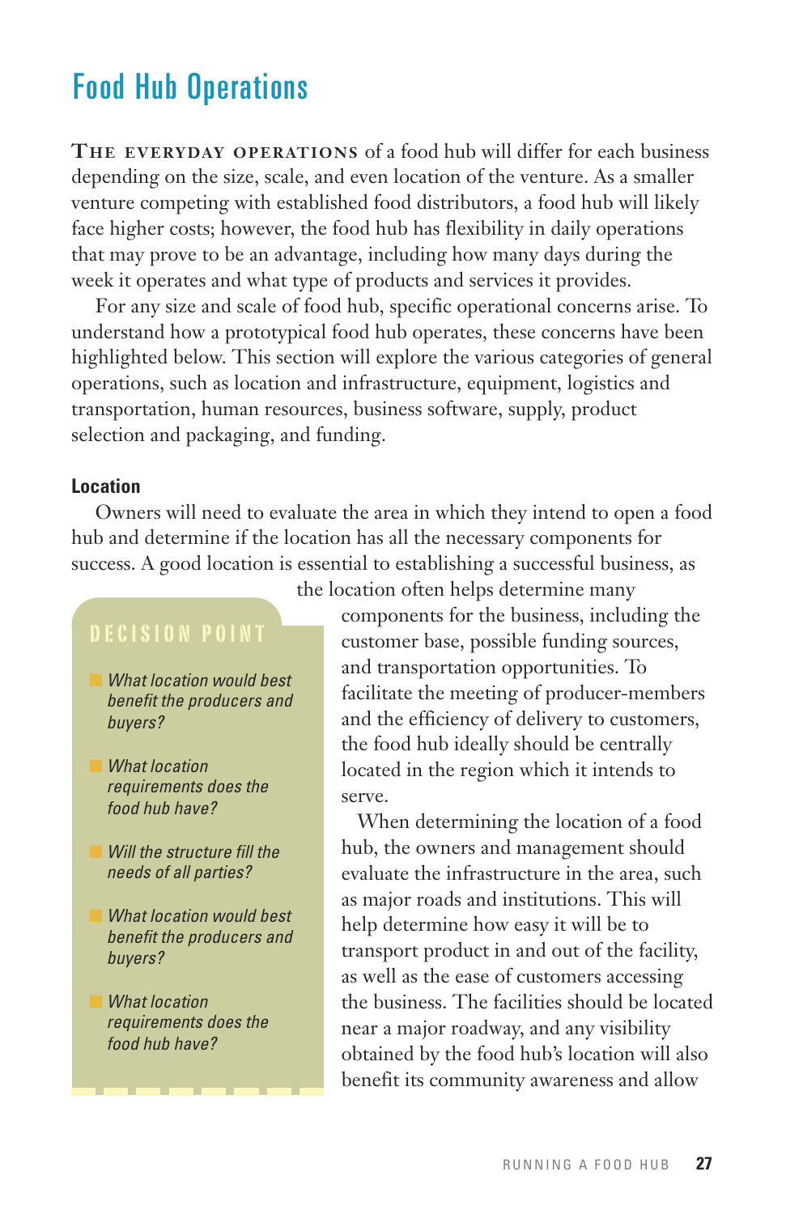# Food Hub Operations

**The everyday operations** of a food hub will differ for each business depending on the size, scale, and even location of the venture. As a smaller venture competing with established food distributors, a food hub will likely face higher costs; however, the food hub has flexibility in daily operations that may prove to be an advantage, including how many days during the week it operates and what type of products and services it provides.

For any size and scale of food hub, specific operational concerns arise. To understand how a prototypical food hub operates, these concerns have been highlighted below. This section will explore the various categories of general operations, such as location and infrastructure, equipment, logistics and transportation, human resources, business software, supply, product selection and packaging, and funding.

### Location

Owners will need to evaluate the area in which they intend to open a food hub and determine if the location has all the necessary components for success. A good location is essential to establishing a successful business, as the location often helps determine many components for the business, including the customer base, possible funding sources, and transportation opportunities. To facilitate the meeting of producer-members and the efficiency of delivery to customers, the food hub ideally should be centrally located in the region which it intends to serve.

When determining the location of a food hub, the owners and management should evaluate the infrastructure in the area, such as major roads and institutions. This will help determine how easy it will be to transport product in and out of the facility, as well as the ease of customers accessing the business. The facilities should be located near a major roadway, and any visibility obtained by the food hub's location will also benefit its community awareness and allow

> **DECISION POINT**
>
> - *What location would best benefit the producers and buyers?*
> - *What location requirements does the food hub have?*
> - *Will the structure fill the needs of all parties?*
> - *What location would best benefit the producers and buyers?*
> - *What location requirements does the food hub have?*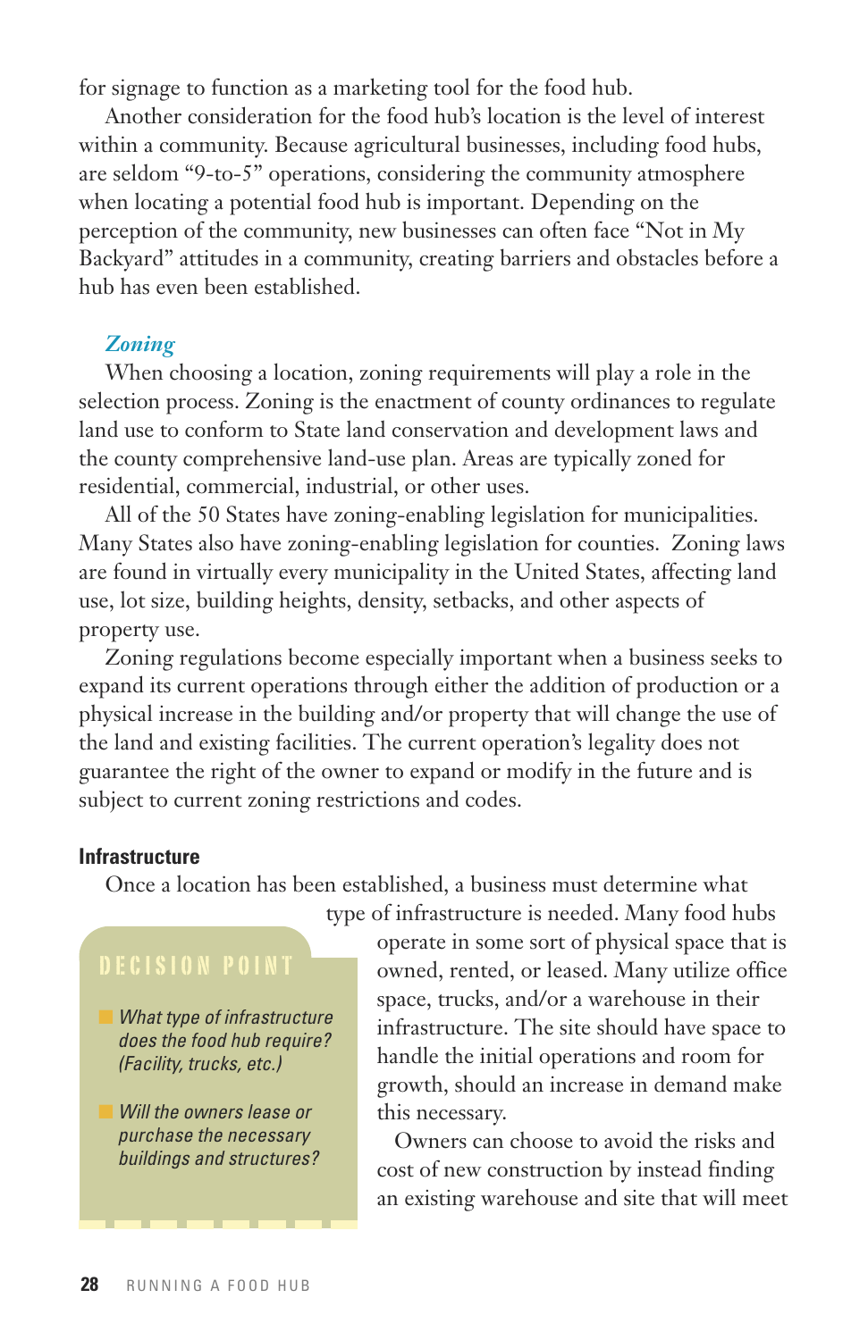for signage to function as a marketing tool for the food hub.

Another consideration for the food hub's location is the level of interest within a community. Because agricultural businesses, including food hubs, are seldom "9-to-5" operations, considering the community atmosphere when locating a potential food hub is important. Depending on the perception of the community, new businesses can often face "Not in My Backyard" attitudes in a community, creating barriers and obstacles before a hub has even been established.

### *Zoning*

When choosing a location, zoning requirements will play a role in the selection process. Zoning is the enactment of county ordinances to regulate land use to conform to State land conservation and development laws and the county comprehensive land-use plan. Areas are typically zoned for residential, commercial, industrial, or other uses.

All of the 50 States have zoning-enabling legislation for municipalities. Many States also have zoning-enabling legislation for counties. Zoning laws are found in virtually every municipality in the United States, affecting land use, lot size, building heights, density, setbacks, and other aspects of property use.

Zoning regulations become especially important when a business seeks to expand its current operations through either the addition of production or a physical increase in the building and/or property that will change the use of the land and existing facilities. The current operation's legality does not guarantee the right of the owner to expand or modify in the future and is subject to current zoning restrictions and codes.

## Infrastructure

Once a location has been established, a business must determine what type of infrastructure is needed. Many food hubs operate in some sort of physical space that is owned, rented, or leased. Many utilize office space, trucks, and/or a warehouse in their infrastructure. The site should have space to handle the initial operations and room for growth, should an increase in demand make this necessary.

Owners can choose to avoid the risks and cost of new construction by instead finding an existing warehouse and site that will meet

> **DECISION POINT**
>
> - *What type of infrastructure does the food hub require? (Facility, trucks, etc.)*
> - *Will the owners lease or purchase the necessary buildings and structures?*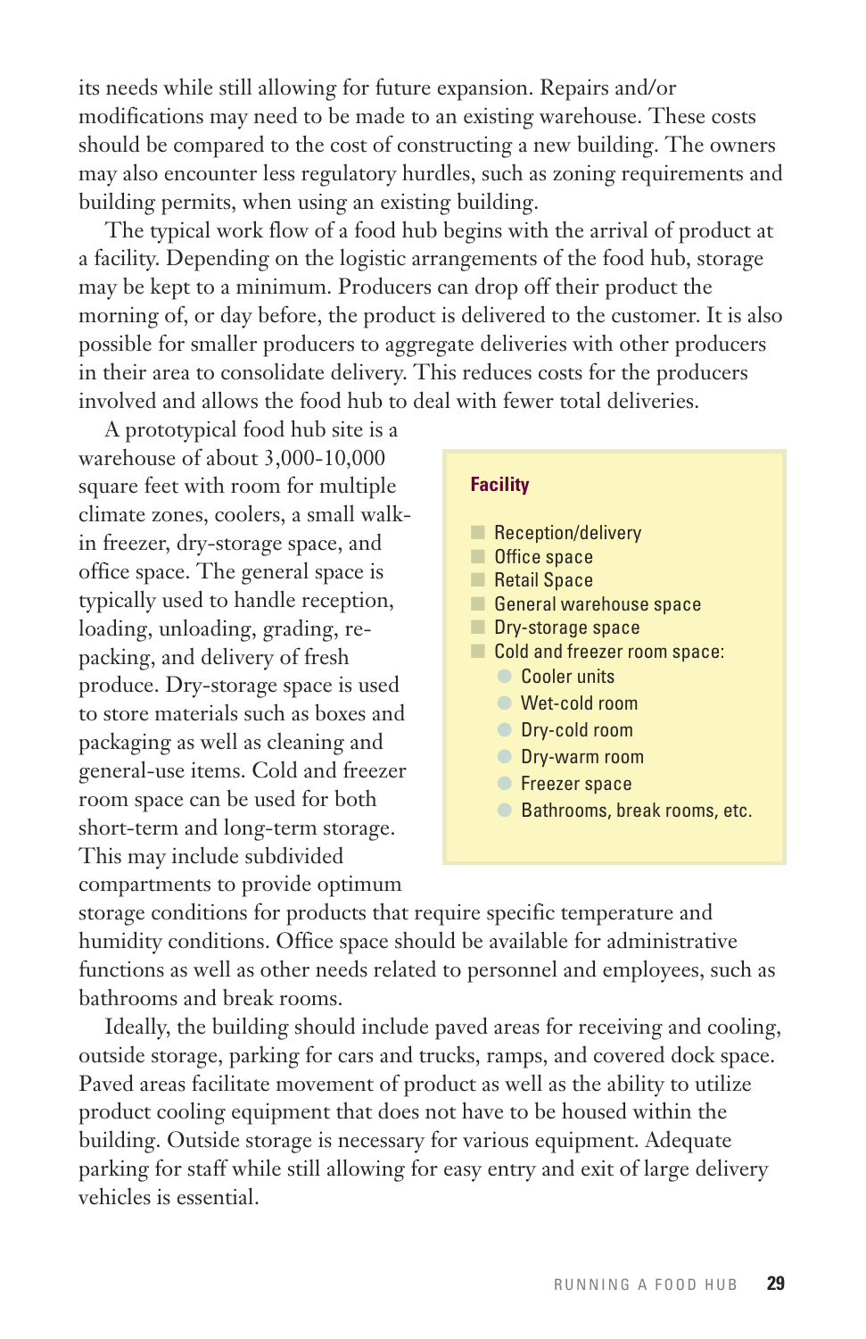its needs while still allowing for future expansion. Repairs and/or modifications may need to be made to an existing warehouse. These costs should be compared to the cost of constructing a new building. The owners may also encounter less regulatory hurdles, such as zoning requirements and building permits, when using an existing building.

The typical work flow of a food hub begins with the arrival of product at a facility. Depending on the logistic arrangements of the food hub, storage may be kept to a minimum. Producers can drop off their product the morning of, or day before, the product is delivered to the customer. It is also possible for smaller producers to aggregate deliveries with other producers in their area to consolidate delivery. This reduces costs for the producers involved and allows the food hub to deal with fewer total deliveries.

A prototypical food hub site is a warehouse of about 3,000-10,000 square feet with room for multiple climate zones, coolers, a small walk-in freezer, dry-storage space, and office space. The general space is typically used to handle reception, loading, unloading, grading, re-packing, and delivery of fresh produce. Dry-storage space is used to store materials such as boxes and packaging as well as cleaning and general-use items. Cold and freezer room space can be used for both short-term and long-term storage. This may include subdivided compartments to provide optimum storage conditions for products that require specific temperature and humidity conditions. Office space should be available for administrative functions as well as other needs related to personnel and employees, such as bathrooms and break rooms.

> **Facility**
>
> - Reception/delivery
> - Office space
> - Retail Space
> - General warehouse space
> - Dry-storage space
> - Cold and freezer room space:
>   - Cooler units
>   - Wet-cold room
>   - Dry-cold room
>   - Dry-warm room
>   - Freezer space
>   - Bathrooms, break rooms, etc.

Ideally, the building should include paved areas for receiving and cooling, outside storage, parking for cars and trucks, ramps, and covered dock space. Paved areas facilitate movement of product as well as the ability to utilize product cooling equipment that does not have to be housed within the building. Outside storage is necessary for various equipment. Adequate parking for staff while still allowing for easy entry and exit of large delivery vehicles is essential.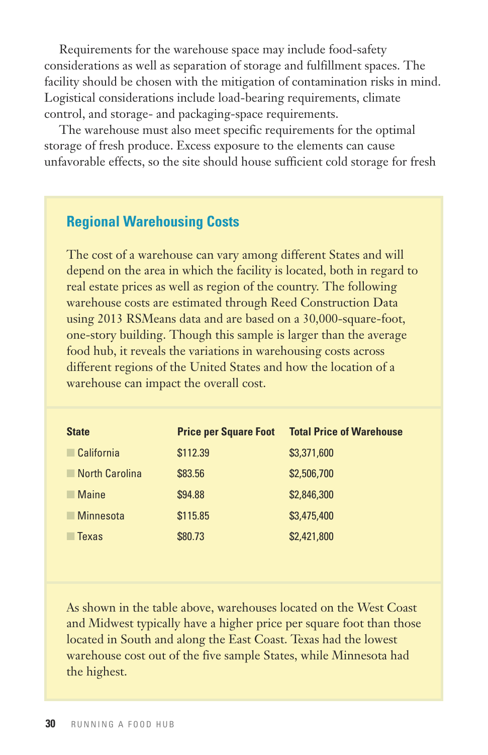Requirements for the warehouse space may include food-safety considerations as well as separation of storage and fulfillment spaces. The facility should be chosen with the mitigation of contamination risks in mind. Logistical considerations include load-bearing requirements, climate control, and storage- and packaging-space requirements.

The warehouse must also meet specific requirements for the optimal storage of fresh produce. Excess exposure to the elements can cause unfavorable effects, so the site should house sufficient cold storage for fresh

## Regional Warehousing Costs

The cost of a warehouse can vary among different States and will depend on the area in which the facility is located, both in regard to real estate prices as well as region of the country. The following warehouse costs are estimated through Reed Construction Data using 2013 RSMeans data and are based on a 30,000-square-foot, one-story building. Though this sample is larger than the average food hub, it reveals the variations in warehousing costs across different regions of the United States and how the location of a warehouse can impact the overall cost.

| State | Price per Square Foot | Total Price of Warehouse |
|---|---|---|
| California | $112.39 | $3,371,600 |
| North Carolina | $83.56 | $2,506,700 |
| Maine | $94.88 | $2,846,300 |
| Minnesota | $115.85 | $3,475,400 |
| Texas | $80.73 | $2,421,800 |

As shown in the table above, warehouses located on the West Coast and Midwest typically have a higher price per square foot than those located in South and along the East Coast. Texas had the lowest warehouse cost out of the five sample States, while Minnesota had the highest.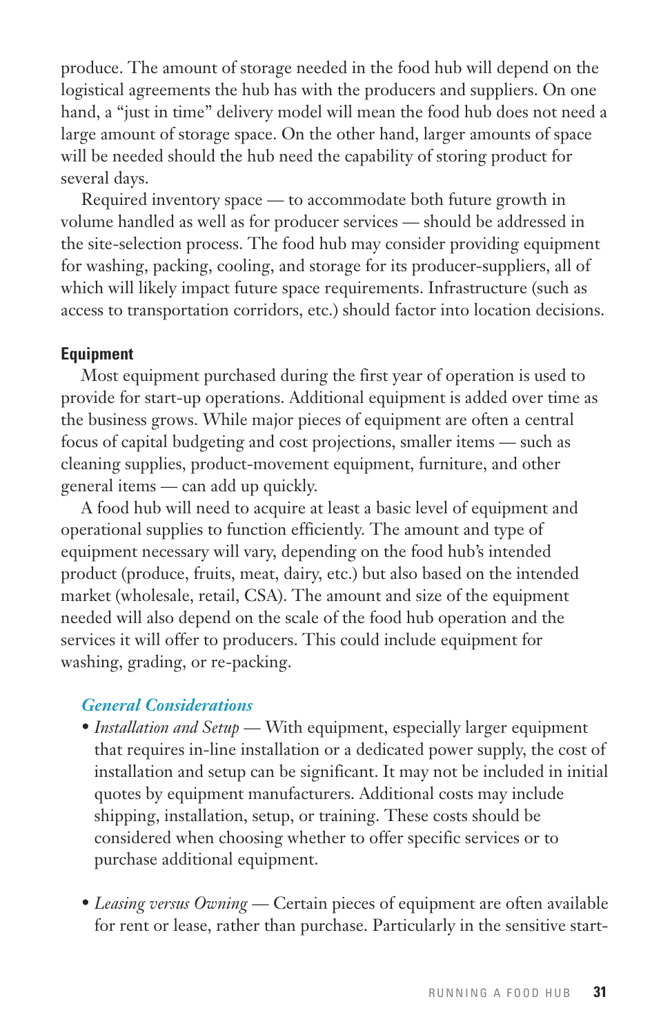produce. The amount of storage needed in the food hub will depend on the logistical agreements the hub has with the producers and suppliers. On one hand, a "just in time" delivery model will mean the food hub does not need a large amount of storage space. On the other hand, larger amounts of space will be needed should the hub need the capability of storing product for several days.

Required inventory space — to accommodate both future growth in volume handled as well as for producer services — should be addressed in the site-selection process. The food hub may consider providing equipment for washing, packing, cooling, and storage for its producer-suppliers, all of which will likely impact future space requirements. Infrastructure (such as access to transportation corridors, etc.) should factor into location decisions.

#### Equipment

Most equipment purchased during the first year of operation is used to provide for start-up operations. Additional equipment is added over time as the business grows. While major pieces of equipment are often a central focus of capital budgeting and cost projections, smaller items — such as cleaning supplies, product-movement equipment, furniture, and other general items — can add up quickly.

A food hub will need to acquire at least a basic level of equipment and operational supplies to function efficiently. The amount and type of equipment necessary will vary, depending on the food hub's intended product (produce, fruits, meat, dairy, etc.) but also based on the intended market (wholesale, retail, CSA). The amount and size of the equipment needed will also depend on the scale of the food hub operation and the services it will offer to producers. This could include equipment for washing, grading, or re-packing.

##### *General Considerations*

- *Installation and Setup* — With equipment, especially larger equipment that requires in-line installation or a dedicated power supply, the cost of installation and setup can be significant. It may not be included in initial quotes by equipment manufacturers. Additional costs may include shipping, installation, setup, or training. These costs should be considered when choosing whether to offer specific services or to purchase additional equipment.

- *Leasing versus Owning* — Certain pieces of equipment are often available for rent or lease, rather than purchase. Particularly in the sensitive start-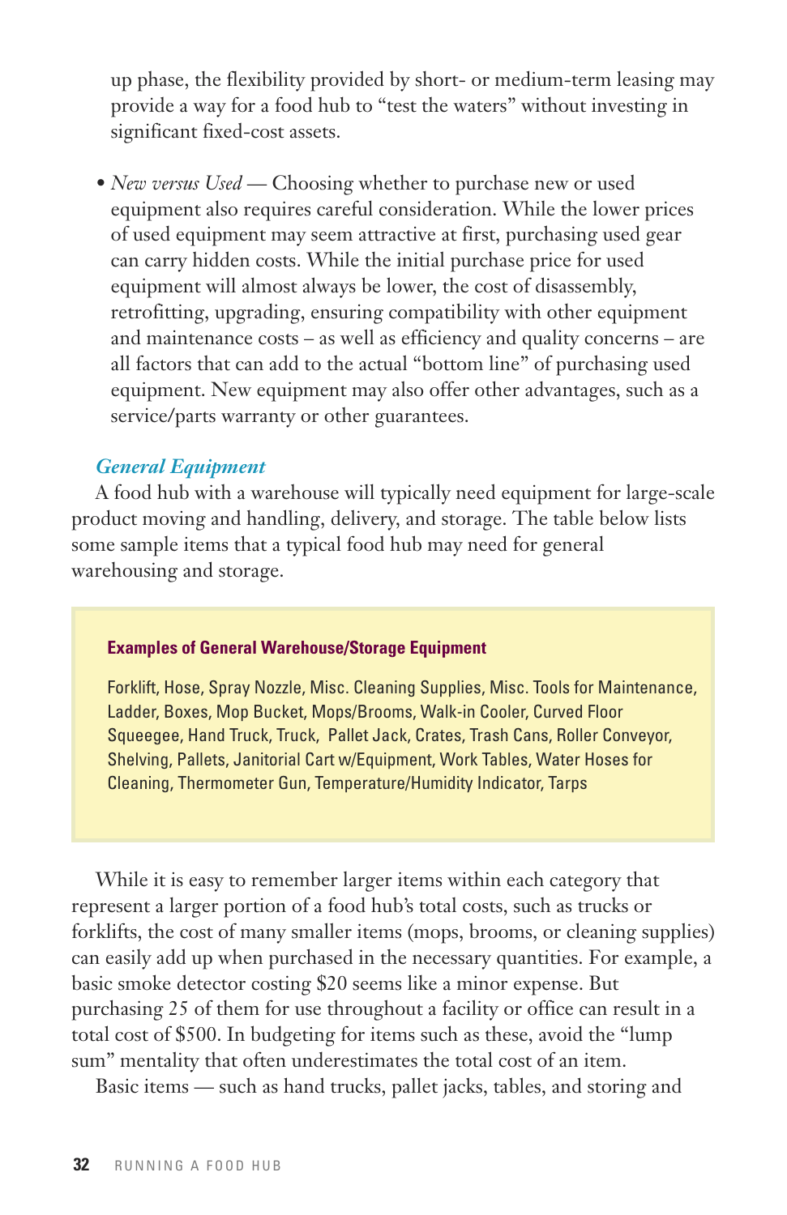up phase, the flexibility provided by short- or medium-term leasing may provide a way for a food hub to "test the waters" without investing in significant fixed-cost assets.

- *New versus Used* — Choosing whether to purchase new or used equipment also requires careful consideration. While the lower prices of used equipment may seem attractive at first, purchasing used gear can carry hidden costs. While the initial purchase price for used equipment will almost always be lower, the cost of disassembly, retrofitting, upgrading, ensuring compatibility with other equipment and maintenance costs – as well as efficiency and quality concerns – are all factors that can add to the actual "bottom line" of purchasing used equipment. New equipment may also offer other advantages, such as a service/parts warranty or other guarantees.

### *General Equipment*

A food hub with a warehouse will typically need equipment for large-scale product moving and handling, delivery, and storage. The table below lists some sample items that a typical food hub may need for general warehousing and storage.

> **Examples of General Warehouse/Storage Equipment**
>
> Forklift, Hose, Spray Nozzle, Misc. Cleaning Supplies, Misc. Tools for Maintenance, Ladder, Boxes, Mop Bucket, Mops/Brooms, Walk-in Cooler, Curved Floor Squeegee, Hand Truck, Truck, Pallet Jack, Crates, Trash Cans, Roller Conveyor, Shelving, Pallets, Janitorial Cart w/Equipment, Work Tables, Water Hoses for Cleaning, Thermometer Gun, Temperature/Humidity Indicator, Tarps

While it is easy to remember larger items within each category that represent a larger portion of a food hub's total costs, such as trucks or forklifts, the cost of many smaller items (mops, brooms, or cleaning supplies) can easily add up when purchased in the necessary quantities. For example, a basic smoke detector costing $20 seems like a minor expense. But purchasing 25 of them for use throughout a facility or office can result in a total cost of $500. In budgeting for items such as these, avoid the "lump sum" mentality that often underestimates the total cost of an item.

Basic items — such as hand trucks, pallet jacks, tables, and storing and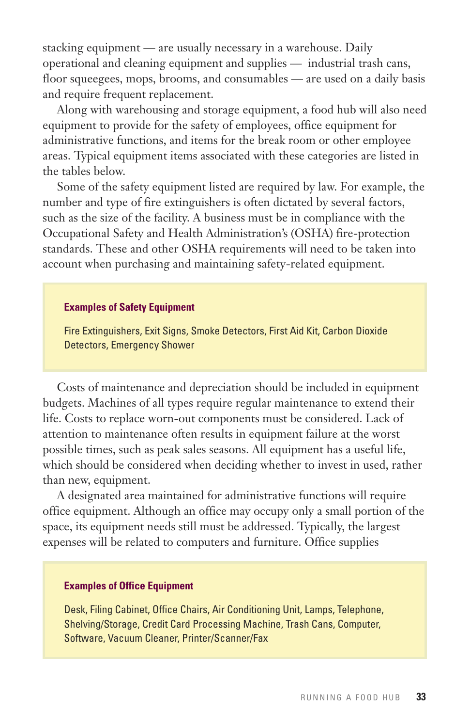stacking equipment — are usually necessary in a warehouse. Daily operational and cleaning equipment and supplies — industrial trash cans, floor squeegees, mops, brooms, and consumables — are used on a daily basis and require frequent replacement.

Along with warehousing and storage equipment, a food hub will also need equipment to provide for the safety of employees, office equipment for administrative functions, and items for the break room or other employee areas. Typical equipment items associated with these categories are listed in the tables below.

Some of the safety equipment listed are required by law. For example, the number and type of fire extinguishers is often dictated by several factors, such as the size of the facility. A business must be in compliance with the Occupational Safety and Health Administration's (OSHA) fire-protection standards. These and other OSHA requirements will need to be taken into account when purchasing and maintaining safety-related equipment.

**Examples of Safety Equipment**

Fire Extinguishers, Exit Signs, Smoke Detectors, First Aid Kit, Carbon Dioxide Detectors, Emergency Shower

Costs of maintenance and depreciation should be included in equipment budgets. Machines of all types require regular maintenance to extend their life. Costs to replace worn-out components must be considered. Lack of attention to maintenance often results in equipment failure at the worst possible times, such as peak sales seasons. All equipment has a useful life, which should be considered when deciding whether to invest in used, rather than new, equipment.

A designated area maintained for administrative functions will require office equipment. Although an office may occupy only a small portion of the space, its equipment needs still must be addressed. Typically, the largest expenses will be related to computers and furniture. Office supplies

**Examples of Office Equipment**

Desk, Filing Cabinet, Office Chairs, Air Conditioning Unit, Lamps, Telephone, Shelving/Storage, Credit Card Processing Machine, Trash Cans, Computer, Software, Vacuum Cleaner, Printer/Scanner/Fax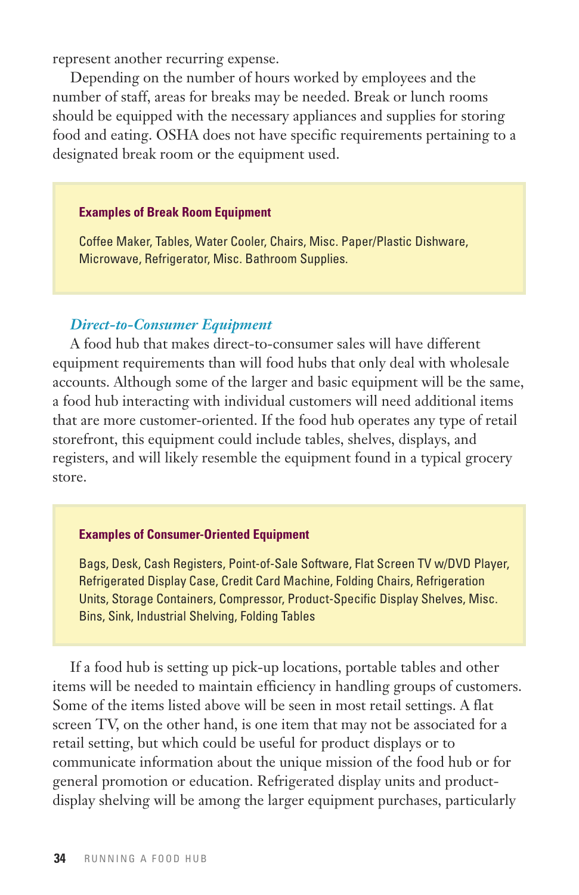represent another recurring expense.

Depending on the number of hours worked by employees and the number of staff, areas for breaks may be needed. Break or lunch rooms should be equipped with the necessary appliances and supplies for storing food and eating. OSHA does not have specific requirements pertaining to a designated break room or the equipment used.

> **Examples of Break Room Equipment**
>
> Coffee Maker, Tables, Water Cooler, Chairs, Misc. Paper/Plastic Dishware, Microwave, Refrigerator, Misc. Bathroom Supplies.

### *Direct-to-Consumer Equipment*

A food hub that makes direct-to-consumer sales will have different equipment requirements than will food hubs that only deal with wholesale accounts. Although some of the larger and basic equipment will be the same, a food hub interacting with individual customers will need additional items that are more customer-oriented. If the food hub operates any type of retail storefront, this equipment could include tables, shelves, displays, and registers, and will likely resemble the equipment found in a typical grocery store.

> **Examples of Consumer-Oriented Equipment**
>
> Bags, Desk, Cash Registers, Point-of-Sale Software, Flat Screen TV w/DVD Player, Refrigerated Display Case, Credit Card Machine, Folding Chairs, Refrigeration Units, Storage Containers, Compressor, Product-Specific Display Shelves, Misc. Bins, Sink, Industrial Shelving, Folding Tables

If a food hub is setting up pick-up locations, portable tables and other items will be needed to maintain efficiency in handling groups of customers. Some of the items listed above will be seen in most retail settings. A flat screen TV, on the other hand, is one item that may not be associated for a retail setting, but which could be useful for product displays or to communicate information about the unique mission of the food hub or for general promotion or education. Refrigerated display units and product-display shelving will be among the larger equipment purchases, particularly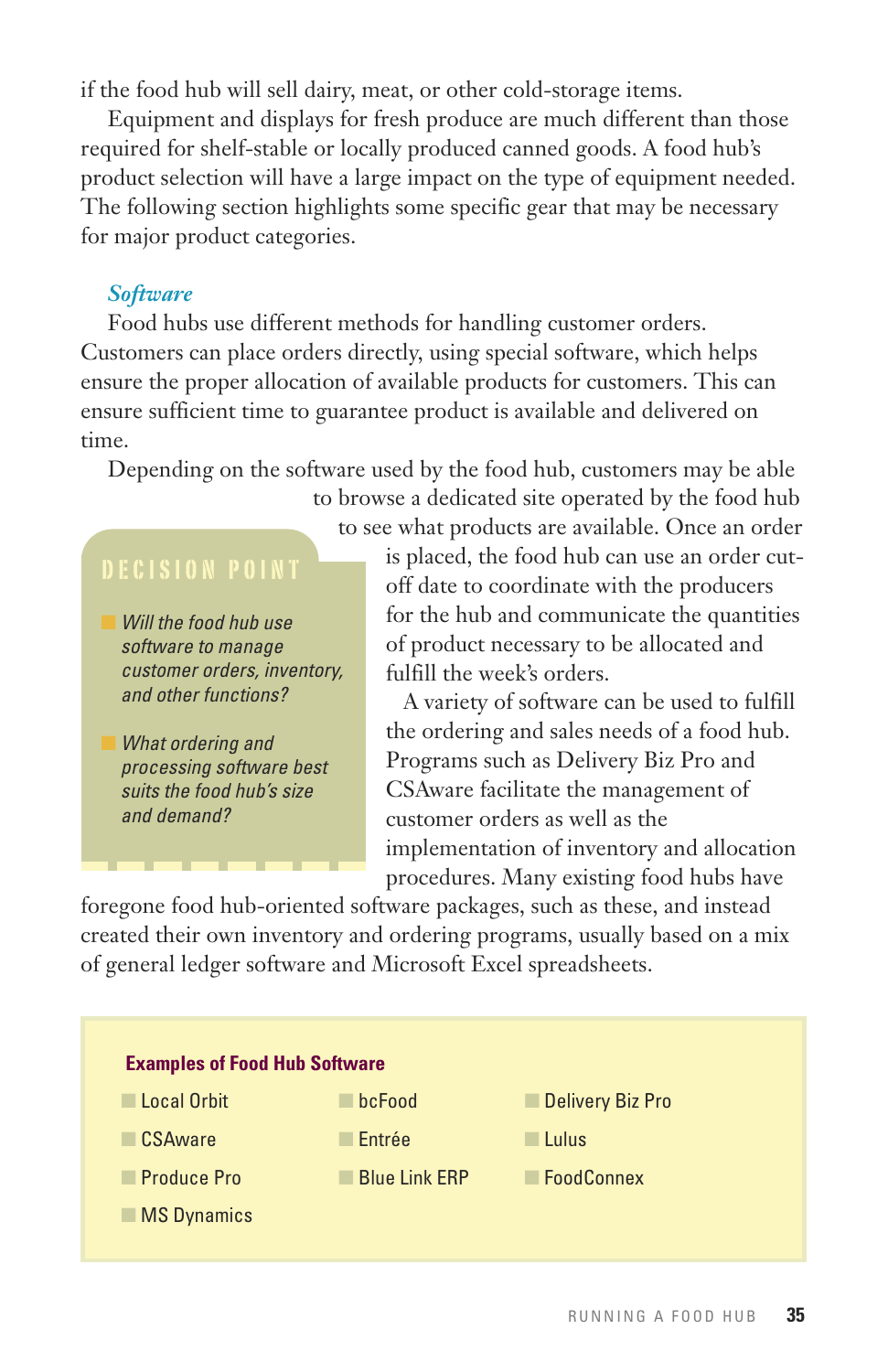if the food hub will sell dairy, meat, or other cold-storage items.

Equipment and displays for fresh produce are much different than those required for shelf-stable or locally produced canned goods. A food hub's product selection will have a large impact on the type of equipment needed. The following section highlights some specific gear that may be necessary for major product categories.

### *Software*

Food hubs use different methods for handling customer orders. Customers can place orders directly, using special software, which helps ensure the proper allocation of available products for customers. This can ensure sufficient time to guarantee product is available and delivered on time.

Depending on the software used by the food hub, customers may be able to browse a dedicated site operated by the food hub to see what products are available. Once an order is placed, the food hub can use an order cut-off date to coordinate with the producers for the hub and communicate the quantities of product necessary to be allocated and fulfill the week's orders.

A variety of software can be used to fulfill the ordering and sales needs of a food hub. Programs such as Delivery Biz Pro and CSAware facilitate the management of customer orders as well as the implementation of inventory and allocation procedures. Many existing food hubs have foregone food hub-oriented software packages, such as these, and instead created their own inventory and ordering programs, usually based on a mix of general ledger software and Microsoft Excel spreadsheets.

> **DECISION POINT**
>
> - *Will the food hub use software to manage customer orders, inventory, and other functions?*
> - *What ordering and processing software best suits the food hub's size and demand?*

**Examples of Food Hub Software**

- Local Orbit
- CSAware
- Produce Pro
- MS Dynamics
- bcFood
- Entrée
- Blue Link ERP
- Delivery Biz Pro
- Lulus
- FoodConnex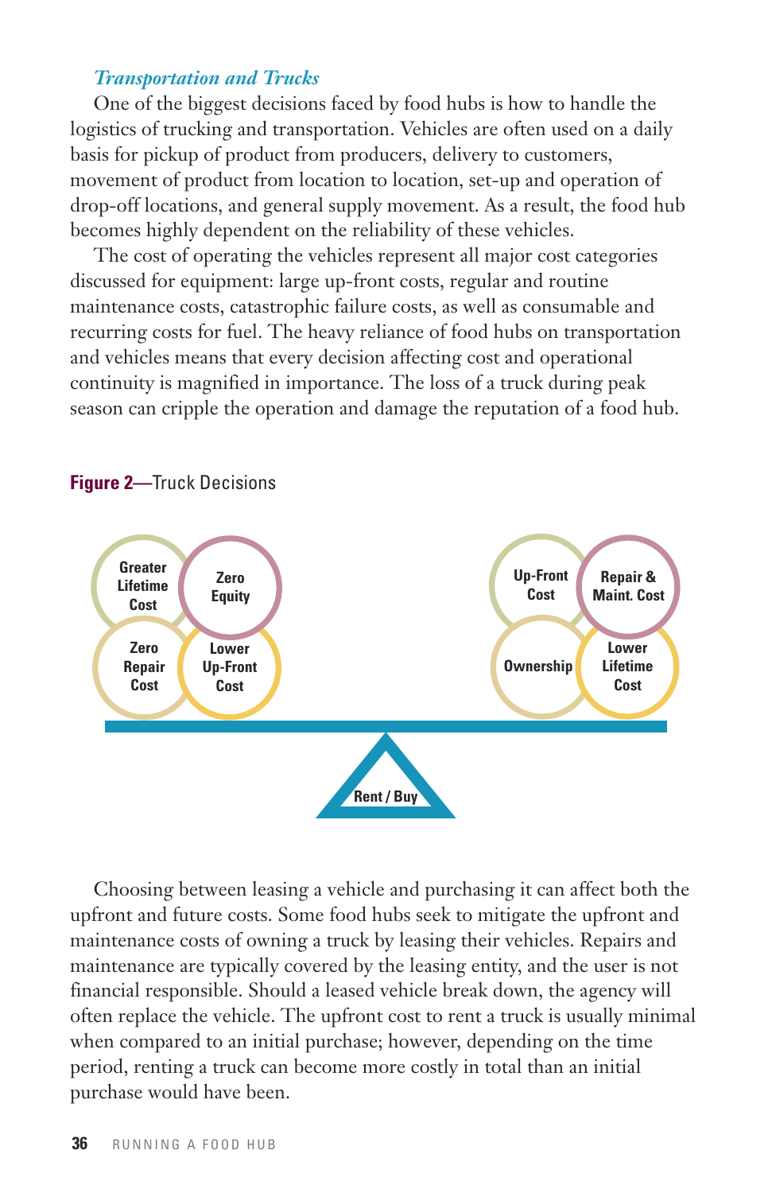### *Transportation and Trucks*

One of the biggest decisions faced by food hubs is how to handle the logistics of trucking and transportation. Vehicles are often used on a daily basis for pickup of product from producers, delivery to customers, movement of product from location to location, set-up and operation of drop-off locations, and general supply movement. As a result, the food hub becomes highly dependent on the reliability of these vehicles.

The cost of operating the vehicles represent all major cost categories discussed for equipment: large up-front costs, regular and routine maintenance costs, catastrophic failure costs, as well as consumable and recurring costs for fuel. The heavy reliance of food hubs on transportation and vehicles means that every decision affecting cost and operational continuity is magnified in importance. The loss of a truck during peak season can cripple the operation and damage the reputation of a food hub.

**Figure 2**—Truck Decisions

Greater Lifetime Cost | Zero Equity | Zero Repair Cost | Lower Up-Front Cost

Up-Front Cost | Repair & Maint. Cost | Ownership | Lower Lifetime Cost

Rent / Buy

Choosing between leasing a vehicle and purchasing it can affect both the upfront and future costs. Some food hubs seek to mitigate the upfront and maintenance costs of owning a truck by leasing their vehicles. Repairs and maintenance are typically covered by the leasing entity, and the user is not financial responsible. Should a leased vehicle break down, the agency will often replace the vehicle. The upfront cost to rent a truck is usually minimal when compared to an initial purchase; however, depending on the time period, renting a truck can become more costly in total than an initial purchase would have been.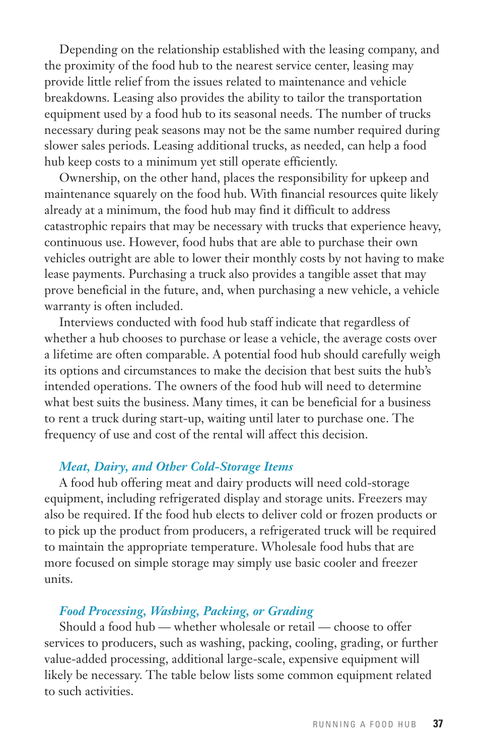Depending on the relationship established with the leasing company, and the proximity of the food hub to the nearest service center, leasing may provide little relief from the issues related to maintenance and vehicle breakdowns. Leasing also provides the ability to tailor the transportation equipment used by a food hub to its seasonal needs. The number of trucks necessary during peak seasons may not be the same number required during slower sales periods. Leasing additional trucks, as needed, can help a food hub keep costs to a minimum yet still operate efficiently.

Ownership, on the other hand, places the responsibility for upkeep and maintenance squarely on the food hub. With financial resources quite likely already at a minimum, the food hub may find it difficult to address catastrophic repairs that may be necessary with trucks that experience heavy, continuous use. However, food hubs that are able to purchase their own vehicles outright are able to lower their monthly costs by not having to make lease payments. Purchasing a truck also provides a tangible asset that may prove beneficial in the future, and, when purchasing a new vehicle, a vehicle warranty is often included.

Interviews conducted with food hub staff indicate that regardless of whether a hub chooses to purchase or lease a vehicle, the average costs over a lifetime are often comparable. A potential food hub should carefully weigh its options and circumstances to make the decision that best suits the hub's intended operations. The owners of the food hub will need to determine what best suits the business. Many times, it can be beneficial for a business to rent a truck during start-up, waiting until later to purchase one. The frequency of use and cost of the rental will affect this decision.

### *Meat, Dairy, and Other Cold-Storage Items*

A food hub offering meat and dairy products will need cold-storage equipment, including refrigerated display and storage units. Freezers may also be required. If the food hub elects to deliver cold or frozen products or to pick up the product from producers, a refrigerated truck will be required to maintain the appropriate temperature. Wholesale food hubs that are more focused on simple storage may simply use basic cooler and freezer units.

### *Food Processing, Washing, Packing, or Grading*

Should a food hub — whether wholesale or retail — choose to offer services to producers, such as washing, packing, cooling, grading, or further value-added processing, additional large-scale, expensive equipment will likely be necessary. The table below lists some common equipment related to such activities.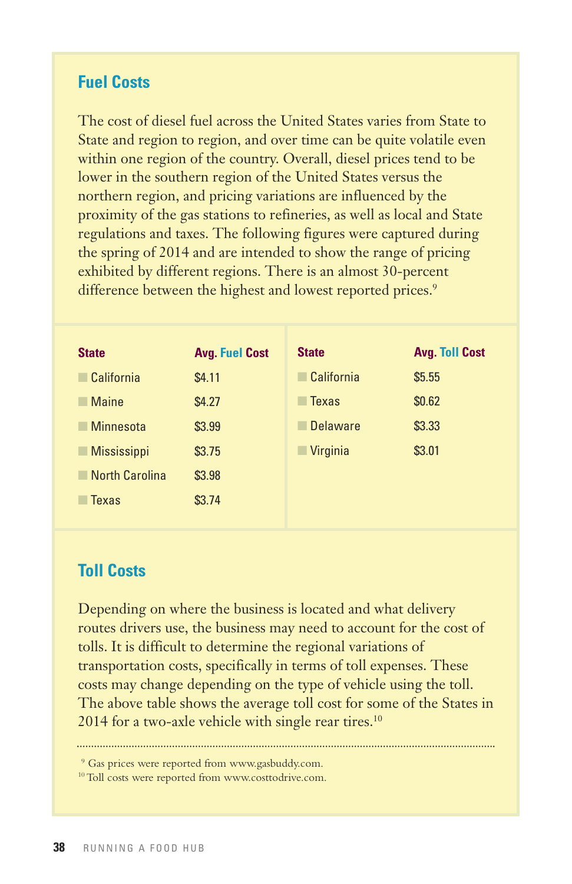## Fuel Costs

The cost of diesel fuel across the United States varies from State to State and region to region, and over time can be quite volatile even within one region of the country. Overall, diesel prices tend to be lower in the southern region of the United States versus the northern region, and pricing variations are influenced by the proximity of the gas stations to refineries, as well as local and State regulations and taxes. The following figures were captured during the spring of 2014 and are intended to show the range of pricing exhibited by different regions. There is an almost 30-percent difference between the highest and lowest reported prices.[9]

| State | Avg. Fuel Cost |
|---|---|
| California | $4.11 |
| Maine | $4.27 |
| Minnesota | $3.99 |
| Mississippi | $3.75 |
| North Carolina | $3.98 |
| Texas | $3.74 |

| State | Avg. Toll Cost |
|---|---|
| California | $5.55 |
| Texas | $0.62 |
| Delaware | $3.33 |
| Virginia | $3.01 |

## Toll Costs

Depending on where the business is located and what delivery routes drivers use, the business may need to account for the cost of tolls. It is difficult to determine the regional variations of transportation costs, specifically in terms of toll expenses. These costs may change depending on the type of vehicle using the toll. The above table shows the average toll cost for some of the States in 2014 for a two-axle vehicle with single rear tires.[10]

---

[9] Gas prices were reported from www.gasbuddy.com.
[10] Toll costs were reported from www.costtodrive.com.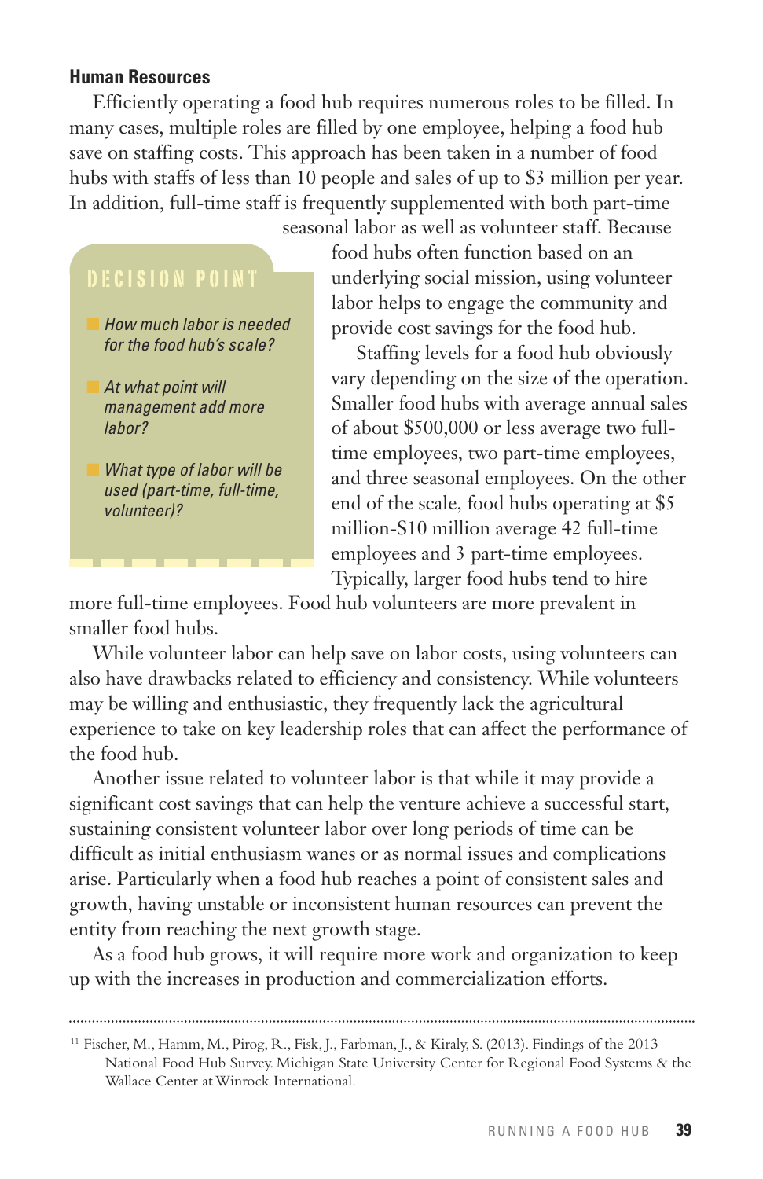### Human Resources

Efficiently operating a food hub requires numerous roles to be filled. In many cases, multiple roles are filled by one employee, helping a food hub save on staffing costs. This approach has been taken in a number of food hubs with staffs of less than 10 people and sales of up to $3 million per year. In addition, full-time staff is frequently supplemented with both part-time seasonal labor as well as volunteer staff. Because food hubs often function based on an underlying social mission, using volunteer labor helps to engage the community and provide cost savings for the food hub.

> **DECISION POINT**
>
> - *How much labor is needed for the food hub's scale?*
> - *At what point will management add more labor?*
> - *What type of labor will be used (part-time, full-time, volunteer)?*

Staffing levels for a food hub obviously vary depending on the size of the operation. Smaller food hubs with average annual sales of about $500,000 or less average two full-time employees, two part-time employees, and three seasonal employees. On the other end of the scale, food hubs operating at $5 million-$10 million average 42 full-time employees and 3 part-time employees. Typically, larger food hubs tend to hire more full-time employees. Food hub volunteers are more prevalent in smaller food hubs.

While volunteer labor can help save on labor costs, using volunteers can also have drawbacks related to efficiency and consistency. While volunteers may be willing and enthusiastic, they frequently lack the agricultural experience to take on key leadership roles that can affect the performance of the food hub.

Another issue related to volunteer labor is that while it may provide a significant cost savings that can help the venture achieve a successful start, sustaining consistent volunteer labor over long periods of time can be difficult as initial enthusiasm wanes or as normal issues and complications arise. Particularly when a food hub reaches a point of consistent sales and growth, having unstable or inconsistent human resources can prevent the entity from reaching the next growth stage.

As a food hub grows, it will require more work and organization to keep up with the increases in production and commercialization efforts.

---

[11] Fischer, M., Hamm, M., Pirog, R., Fisk, J., Farbman, J., & Kiraly, S. (2013). Findings of the 2013 National Food Hub Survey. Michigan State University Center for Regional Food Systems & the Wallace Center at Winrock International.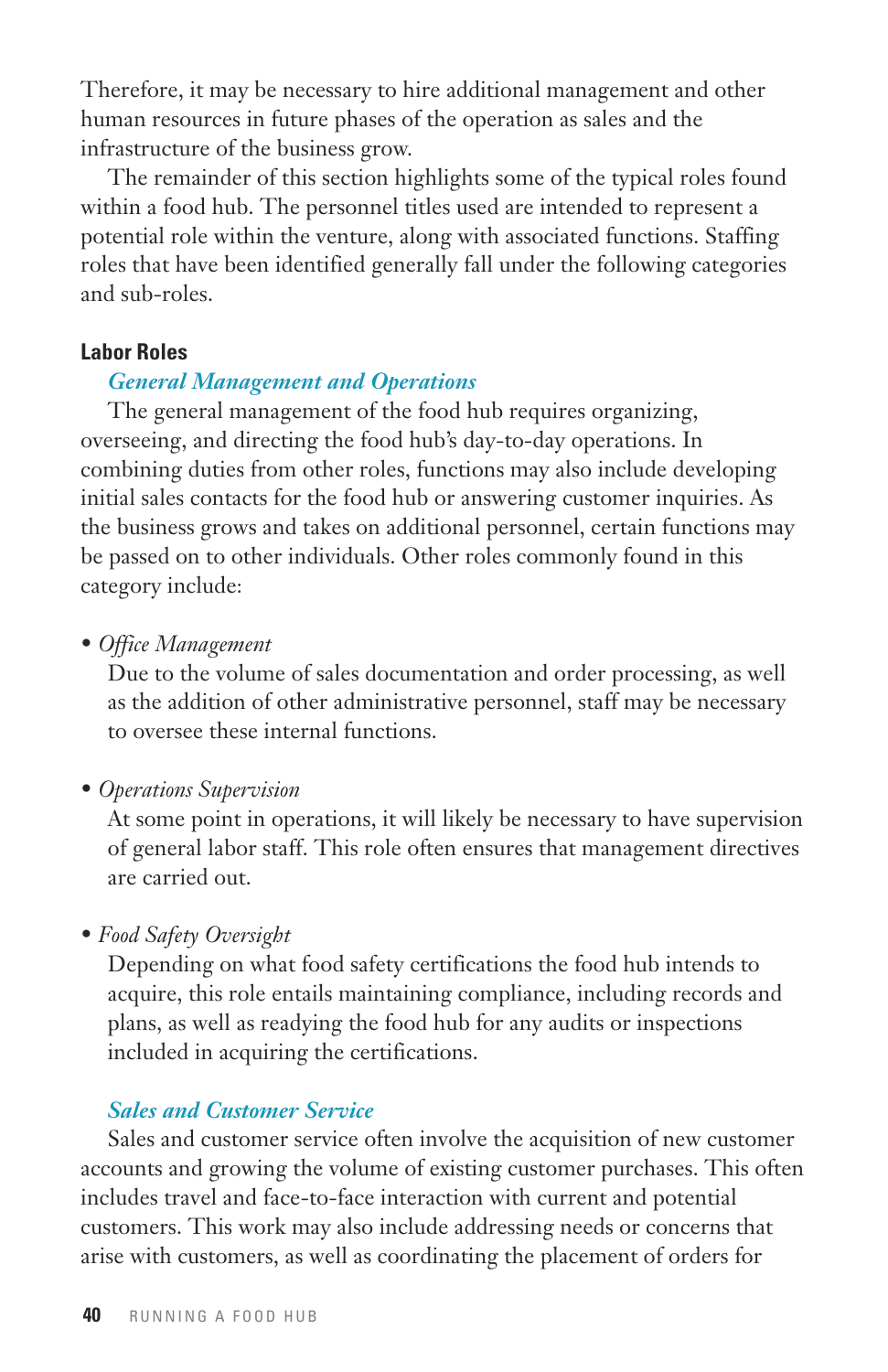Therefore, it may be necessary to hire additional management and other human resources in future phases of the operation as sales and the infrastructure of the business grow.

The remainder of this section highlights some of the typical roles found within a food hub. The personnel titles used are intended to represent a potential role within the venture, along with associated functions. Staffing roles that have been identified generally fall under the following categories and sub-roles.

### Labor Roles

#### *General Management and Operations*

The general management of the food hub requires organizing, overseeing, and directing the food hub's day-to-day operations. In combining duties from other roles, functions may also include developing initial sales contacts for the food hub or answering customer inquiries. As the business grows and takes on additional personnel, certain functions may be passed on to other individuals. Other roles commonly found in this category include:

- *Office Management*
  Due to the volume of sales documentation and order processing, as well as the addition of other administrative personnel, staff may be necessary to oversee these internal functions.

- *Operations Supervision*
  At some point in operations, it will likely be necessary to have supervision of general labor staff. This role often ensures that management directives are carried out.

- *Food Safety Oversight*
  Depending on what food safety certifications the food hub intends to acquire, this role entails maintaining compliance, including records and plans, as well as readying the food hub for any audits or inspections included in acquiring the certifications.

#### *Sales and Customer Service*

Sales and customer service often involve the acquisition of new customer accounts and growing the volume of existing customer purchases. This often includes travel and face-to-face interaction with current and potential customers. This work may also include addressing needs or concerns that arise with customers, as well as coordinating the placement of orders for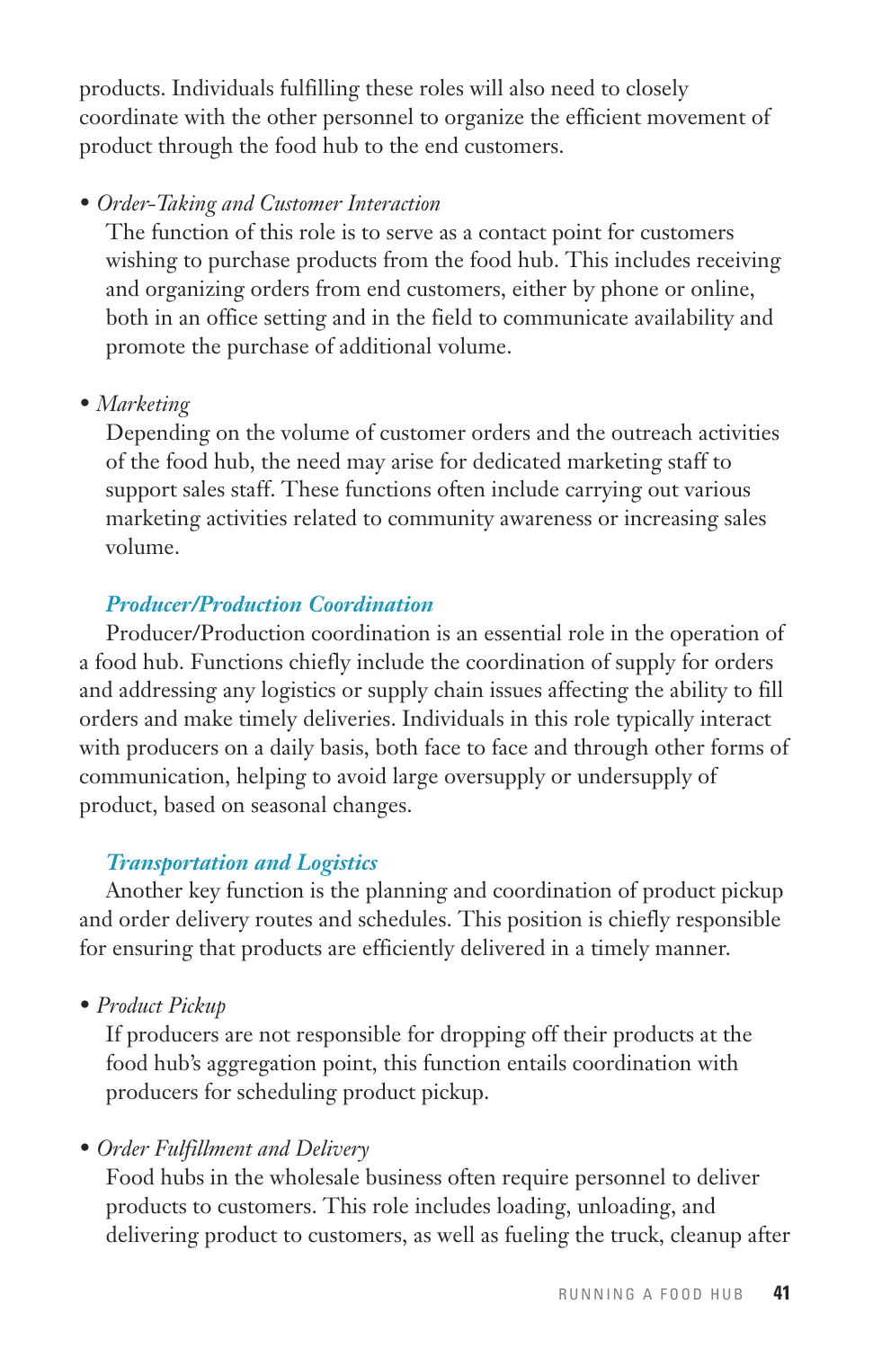products. Individuals fulfilling these roles will also need to closely coordinate with the other personnel to organize the efficient movement of product through the food hub to the end customers.

- *Order-Taking and Customer Interaction*
  The function of this role is to serve as a contact point for customers wishing to purchase products from the food hub. This includes receiving and organizing orders from end customers, either by phone or online, both in an office setting and in the field to communicate availability and promote the purchase of additional volume.

- *Marketing*
  Depending on the volume of customer orders and the outreach activities of the food hub, the need may arise for dedicated marketing staff to support sales staff. These functions often include carrying out various marketing activities related to community awareness or increasing sales volume.

### *Producer/Production Coordination*

Producer/Production coordination is an essential role in the operation of a food hub. Functions chiefly include the coordination of supply for orders and addressing any logistics or supply chain issues affecting the ability to fill orders and make timely deliveries. Individuals in this role typically interact with producers on a daily basis, both face to face and through other forms of communication, helping to avoid large oversupply or undersupply of product, based on seasonal changes.

### *Transportation and Logistics*

Another key function is the planning and coordination of product pickup and order delivery routes and schedules. This position is chiefly responsible for ensuring that products are efficiently delivered in a timely manner.

- *Product Pickup*
  If producers are not responsible for dropping off their products at the food hub's aggregation point, this function entails coordination with producers for scheduling product pickup.

- *Order Fulfillment and Delivery*
  Food hubs in the wholesale business often require personnel to deliver products to customers. This role includes loading, unloading, and delivering product to customers, as well as fueling the truck, cleanup after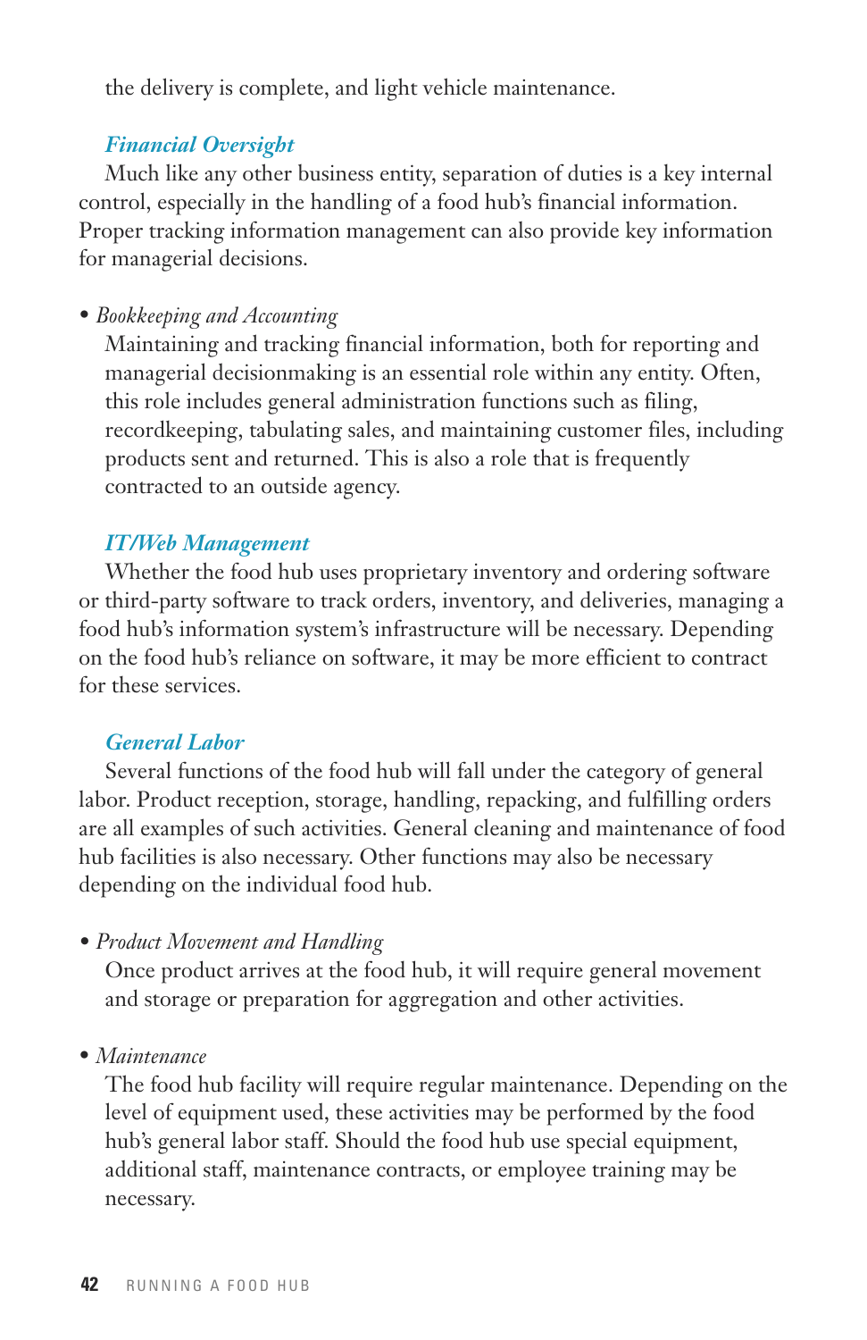the delivery is complete, and light vehicle maintenance.

### *Financial Oversight*

Much like any other business entity, separation of duties is a key internal control, especially in the handling of a food hub's financial information. Proper tracking information management can also provide key information for managerial decisions.

- *Bookkeeping and Accounting*
  Maintaining and tracking financial information, both for reporting and managerial decisionmaking is an essential role within any entity. Often, this role includes general administration functions such as filing, recordkeeping, tabulating sales, and maintaining customer files, including products sent and returned. This is also a role that is frequently contracted to an outside agency.

### *IT/Web Management*

Whether the food hub uses proprietary inventory and ordering software or third-party software to track orders, inventory, and deliveries, managing a food hub's information system's infrastructure will be necessary. Depending on the food hub's reliance on software, it may be more efficient to contract for these services.

### *General Labor*

Several functions of the food hub will fall under the category of general labor. Product reception, storage, handling, repacking, and fulfilling orders are all examples of such activities. General cleaning and maintenance of food hub facilities is also necessary. Other functions may also be necessary depending on the individual food hub.

- *Product Movement and Handling*
  Once product arrives at the food hub, it will require general movement and storage or preparation for aggregation and other activities.

- *Maintenance*
  The food hub facility will require regular maintenance. Depending on the level of equipment used, these activities may be performed by the food hub's general labor staff. Should the food hub use special equipment, additional staff, maintenance contracts, or employee training may be necessary.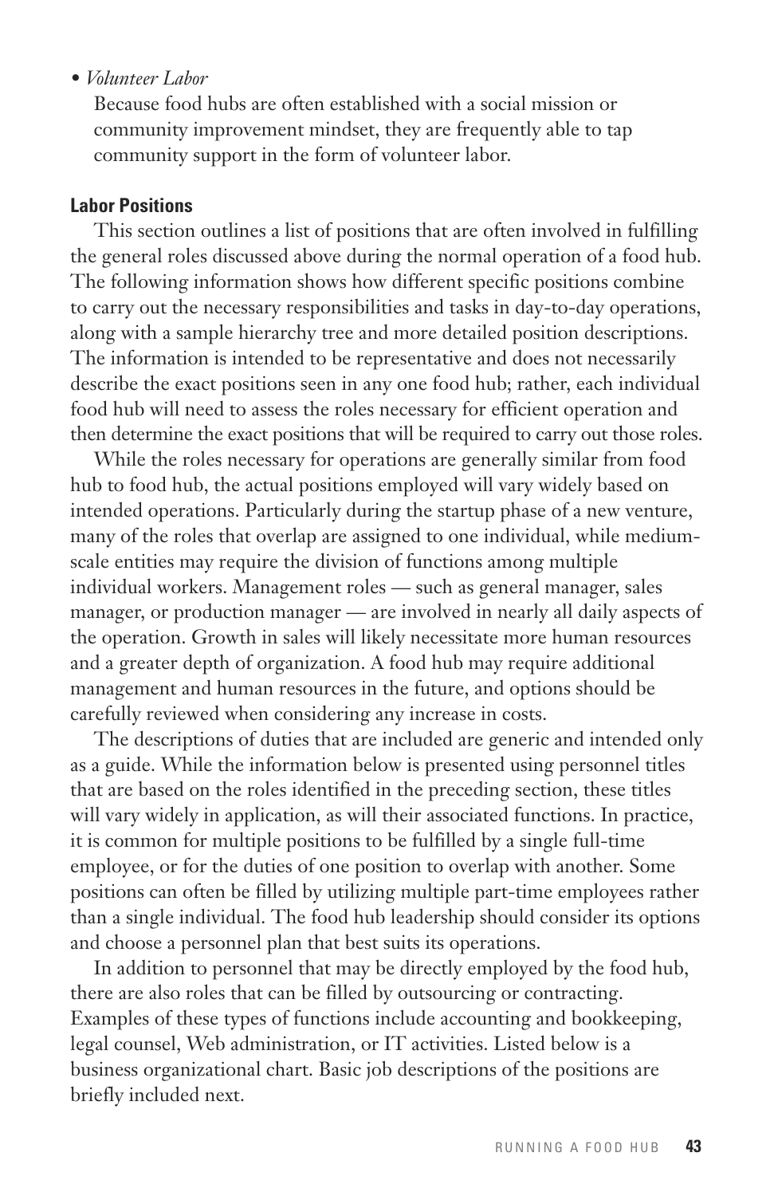- *Volunteer Labor*

  Because food hubs are often established with a social mission or community improvement mindset, they are frequently able to tap community support in the form of volunteer labor.

### Labor Positions

This section outlines a list of positions that are often involved in fulfilling the general roles discussed above during the normal operation of a food hub. The following information shows how different specific positions combine to carry out the necessary responsibilities and tasks in day-to-day operations, along with a sample hierarchy tree and more detailed position descriptions. The information is intended to be representative and does not necessarily describe the exact positions seen in any one food hub; rather, each individual food hub will need to assess the roles necessary for efficient operation and then determine the exact positions that will be required to carry out those roles.

While the roles necessary for operations are generally similar from food hub to food hub, the actual positions employed will vary widely based on intended operations. Particularly during the startup phase of a new venture, many of the roles that overlap are assigned to one individual, while medium-scale entities may require the division of functions among multiple individual workers. Management roles — such as general manager, sales manager, or production manager — are involved in nearly all daily aspects of the operation. Growth in sales will likely necessitate more human resources and a greater depth of organization. A food hub may require additional management and human resources in the future, and options should be carefully reviewed when considering any increase in costs.

The descriptions of duties that are included are generic and intended only as a guide. While the information below is presented using personnel titles that are based on the roles identified in the preceding section, these titles will vary widely in application, as will their associated functions. In practice, it is common for multiple positions to be fulfilled by a single full-time employee, or for the duties of one position to overlap with another. Some positions can often be filled by utilizing multiple part-time employees rather than a single individual. The food hub leadership should consider its options and choose a personnel plan that best suits its operations.

In addition to personnel that may be directly employed by the food hub, there are also roles that can be filled by outsourcing or contracting. Examples of these types of functions include accounting and bookkeeping, legal counsel, Web administration, or IT activities. Listed below is a business organizational chart. Basic job descriptions of the positions are briefly included next.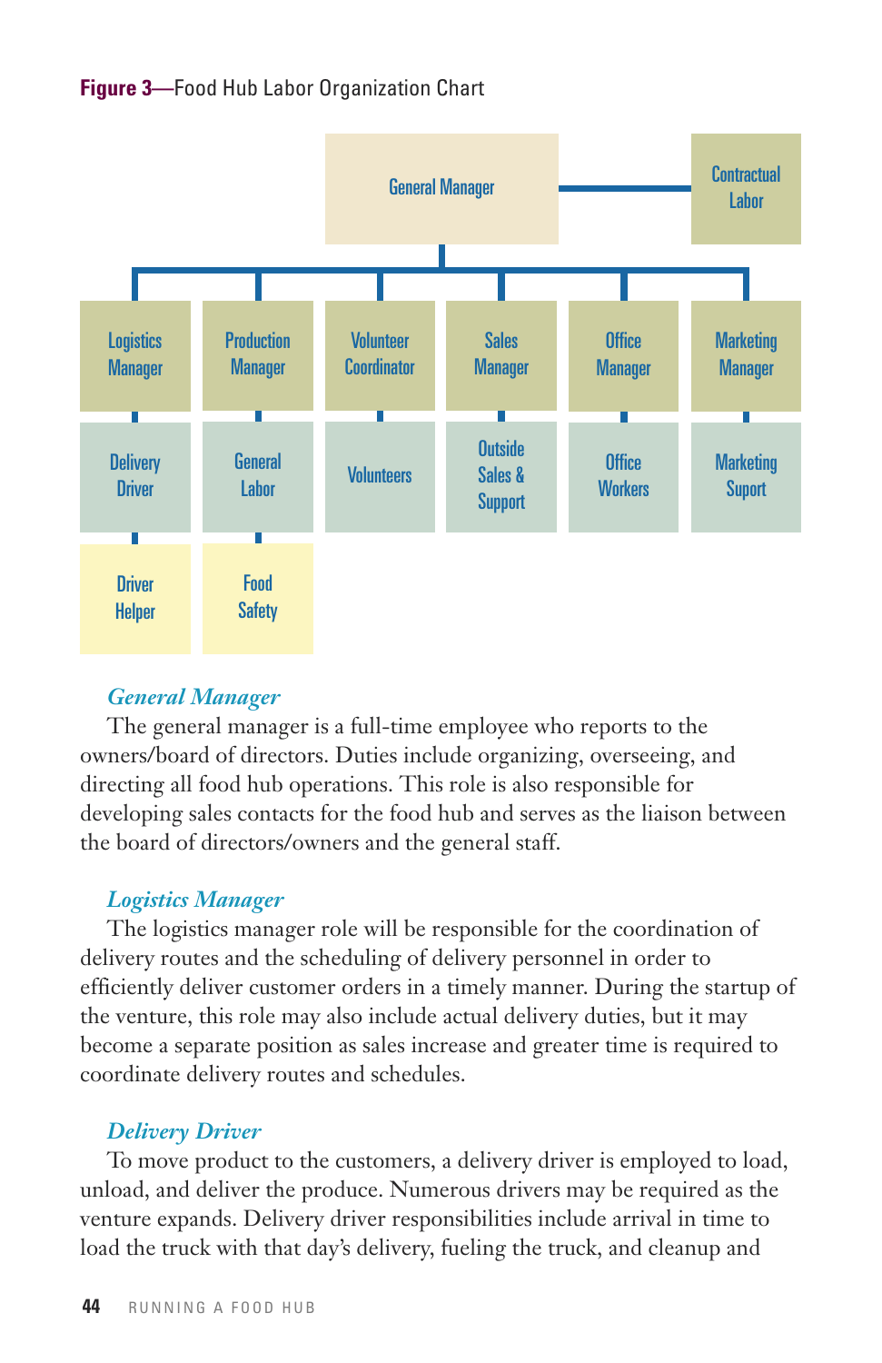**Figure 3**—Food Hub Labor Organization Chart

- General Manager — Contractual Labor
  - Logistics Manager
    - Delivery Driver
      - Driver Helper
  - Production Manager
    - General Labor
      - Food Safety
  - Volunteer Coordinator
    - Volunteers
  - Sales Manager
    - Outside Sales & Support
  - Office Manager
    - Office Workers
  - Marketing Manager
    - Marketing Suport

### *General Manager*

The general manager is a full-time employee who reports to the owners/board of directors. Duties include organizing, overseeing, and directing all food hub operations. This role is also responsible for developing sales contacts for the food hub and serves as the liaison between the board of directors/owners and the general staff.

### *Logistics Manager*

The logistics manager role will be responsible for the coordination of delivery routes and the scheduling of delivery personnel in order to efficiently deliver customer orders in a timely manner. During the startup of the venture, this role may also include actual delivery duties, but it may become a separate position as sales increase and greater time is required to coordinate delivery routes and schedules.

### *Delivery Driver*

To move product to the customers, a delivery driver is employed to load, unload, and deliver the produce. Numerous drivers may be required as the venture expands. Delivery driver responsibilities include arrival in time to load the truck with that day's delivery, fueling the truck, and cleanup and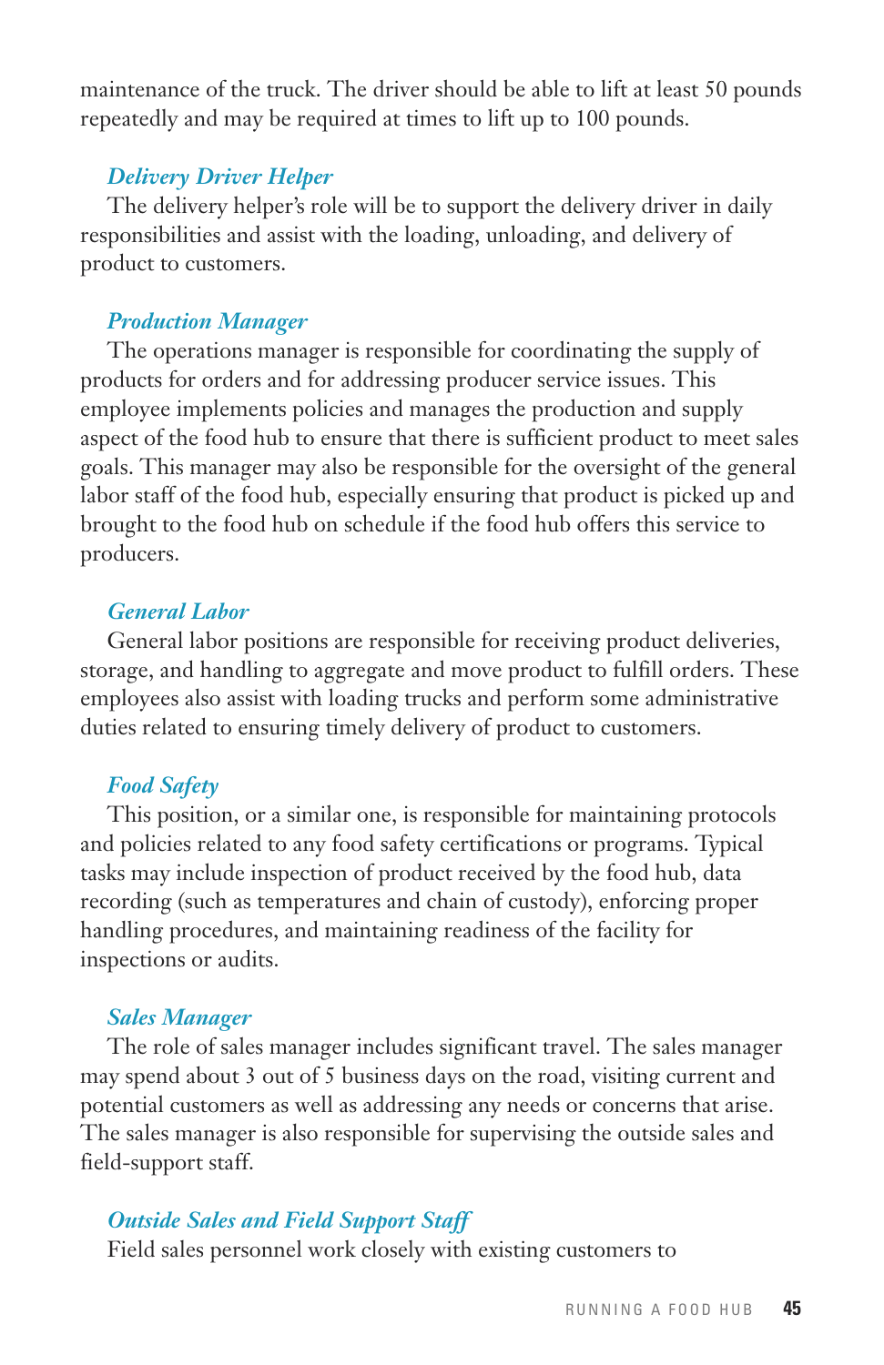maintenance of the truck. The driver should be able to lift at least 50 pounds repeatedly and may be required at times to lift up to 100 pounds.

### *Delivery Driver Helper*

The delivery helper's role will be to support the delivery driver in daily responsibilities and assist with the loading, unloading, and delivery of product to customers.

### *Production Manager*

The operations manager is responsible for coordinating the supply of products for orders and for addressing producer service issues. This employee implements policies and manages the production and supply aspect of the food hub to ensure that there is sufficient product to meet sales goals. This manager may also be responsible for the oversight of the general labor staff of the food hub, especially ensuring that product is picked up and brought to the food hub on schedule if the food hub offers this service to producers.

### *General Labor*

General labor positions are responsible for receiving product deliveries, storage, and handling to aggregate and move product to fulfill orders. These employees also assist with loading trucks and perform some administrative duties related to ensuring timely delivery of product to customers.

### *Food Safety*

This position, or a similar one, is responsible for maintaining protocols and policies related to any food safety certifications or programs. Typical tasks may include inspection of product received by the food hub, data recording (such as temperatures and chain of custody), enforcing proper handling procedures, and maintaining readiness of the facility for inspections or audits.

### *Sales Manager*

The role of sales manager includes significant travel. The sales manager may spend about 3 out of 5 business days on the road, visiting current and potential customers as well as addressing any needs or concerns that arise. The sales manager is also responsible for supervising the outside sales and field-support staff.

### *Outside Sales and Field Support Staff*

Field sales personnel work closely with existing customers to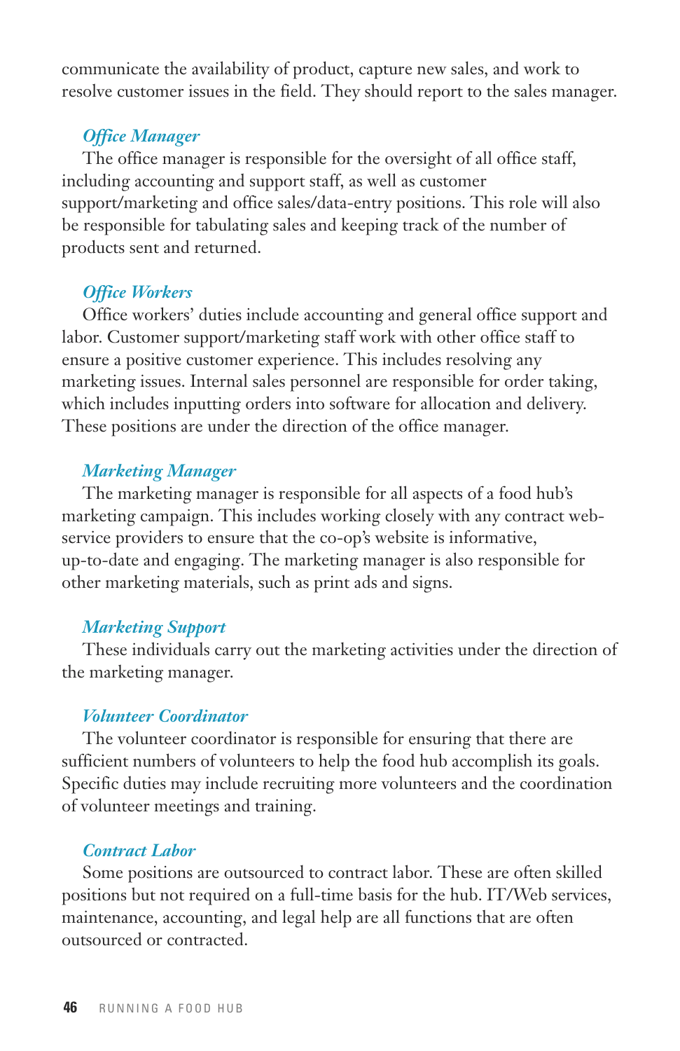communicate the availability of product, capture new sales, and work to resolve customer issues in the field. They should report to the sales manager.

### *Office Manager*

The office manager is responsible for the oversight of all office staff, including accounting and support staff, as well as customer support/marketing and office sales/data-entry positions. This role will also be responsible for tabulating sales and keeping track of the number of products sent and returned.

### *Office Workers*

Office workers' duties include accounting and general office support and labor. Customer support/marketing staff work with other office staff to ensure a positive customer experience. This includes resolving any marketing issues. Internal sales personnel are responsible for order taking, which includes inputting orders into software for allocation and delivery. These positions are under the direction of the office manager.

### *Marketing Manager*

The marketing manager is responsible for all aspects of a food hub's marketing campaign. This includes working closely with any contract web-service providers to ensure that the co-op's website is informative, up-to-date and engaging. The marketing manager is also responsible for other marketing materials, such as print ads and signs.

### *Marketing Support*

These individuals carry out the marketing activities under the direction of the marketing manager.

### *Volunteer Coordinator*

The volunteer coordinator is responsible for ensuring that there are sufficient numbers of volunteers to help the food hub accomplish its goals. Specific duties may include recruiting more volunteers and the coordination of volunteer meetings and training.

### *Contract Labor*

Some positions are outsourced to contract labor. These are often skilled positions but not required on a full-time basis for the hub. IT/Web services, maintenance, accounting, and legal help are all functions that are often outsourced or contracted.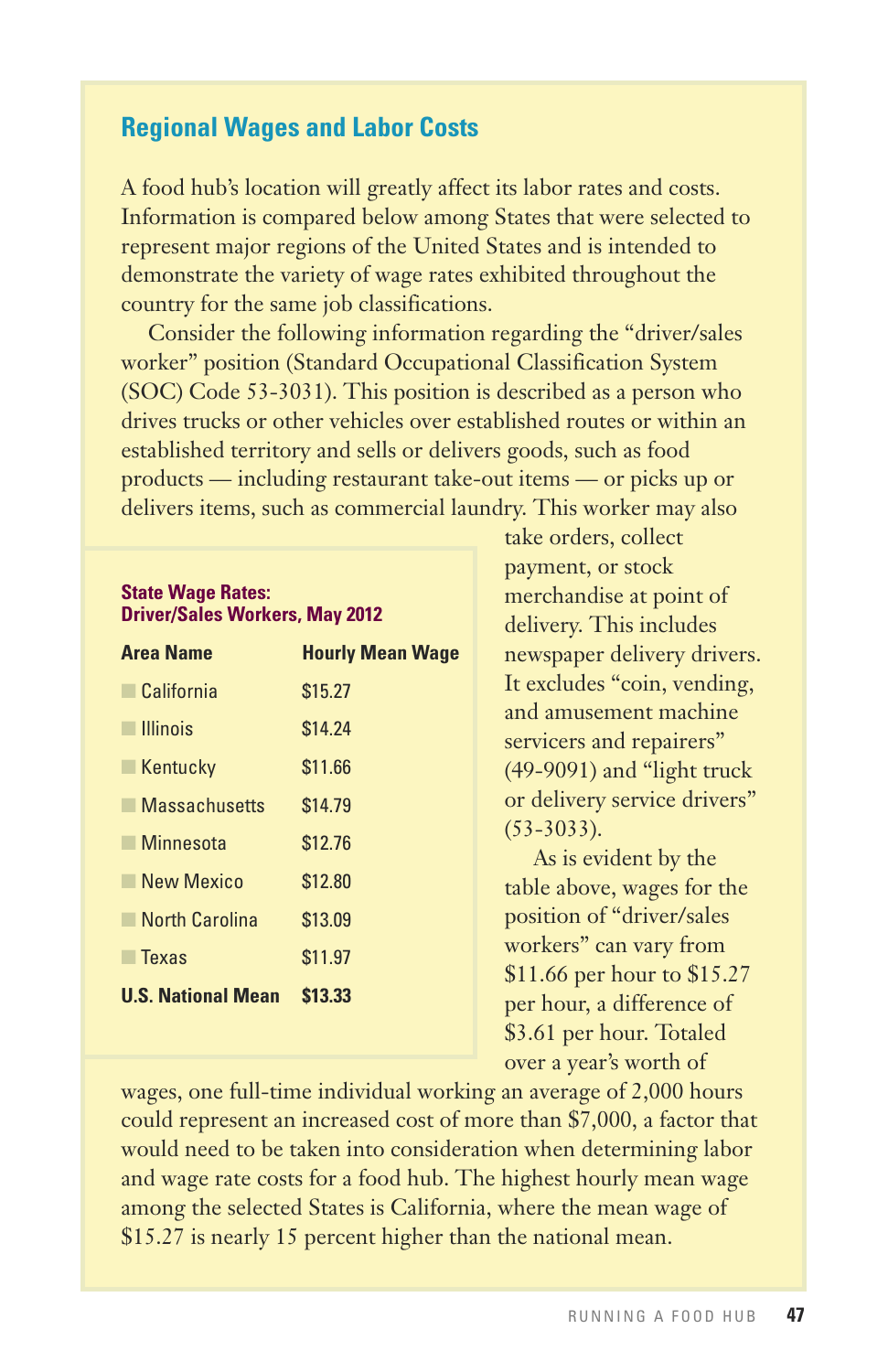## Regional Wages and Labor Costs

A food hub's location will greatly affect its labor rates and costs. Information is compared below among States that were selected to represent major regions of the United States and is intended to demonstrate the variety of wage rates exhibited throughout the country for the same job classifications.

Consider the following information regarding the "driver/sales worker" position (Standard Occupational Classification System (SOC) Code 53-3031). This position is described as a person who drives trucks or other vehicles over established routes or within an established territory and sells or delivers goods, such as food products — including restaurant take-out items — or picks up or delivers items, such as commercial laundry. This worker may also take orders, collect payment, or stock merchandise at point of delivery. This includes newspaper delivery drivers. It excludes "coin, vending, and amusement machine servicers and repairers" (49-9091) and "light truck or delivery service drivers" (53-3033).

**State Wage Rates: Driver/Sales Workers, May 2012**

| Area Name | Hourly Mean Wage |
|---|---|
| California | $15.27 |
| Illinois | $14.24 |
| Kentucky | $11.66 |
| Massachusetts | $14.79 |
| Minnesota | $12.76 |
| New Mexico | $12.80 |
| North Carolina | $13.09 |
| Texas | $11.97 |
| **U.S. National Mean** | **$13.33** |

As is evident by the table above, wages for the position of "driver/sales workers" can vary from $11.66 per hour to $15.27 per hour, a difference of $3.61 per hour. Totaled over a year's worth of wages, one full-time individual working an average of 2,000 hours could represent an increased cost of more than $7,000, a factor that would need to be taken into consideration when determining labor and wage rate costs for a food hub. The highest hourly mean wage among the selected States is California, where the mean wage of $15.27 is nearly 15 percent higher than the national mean.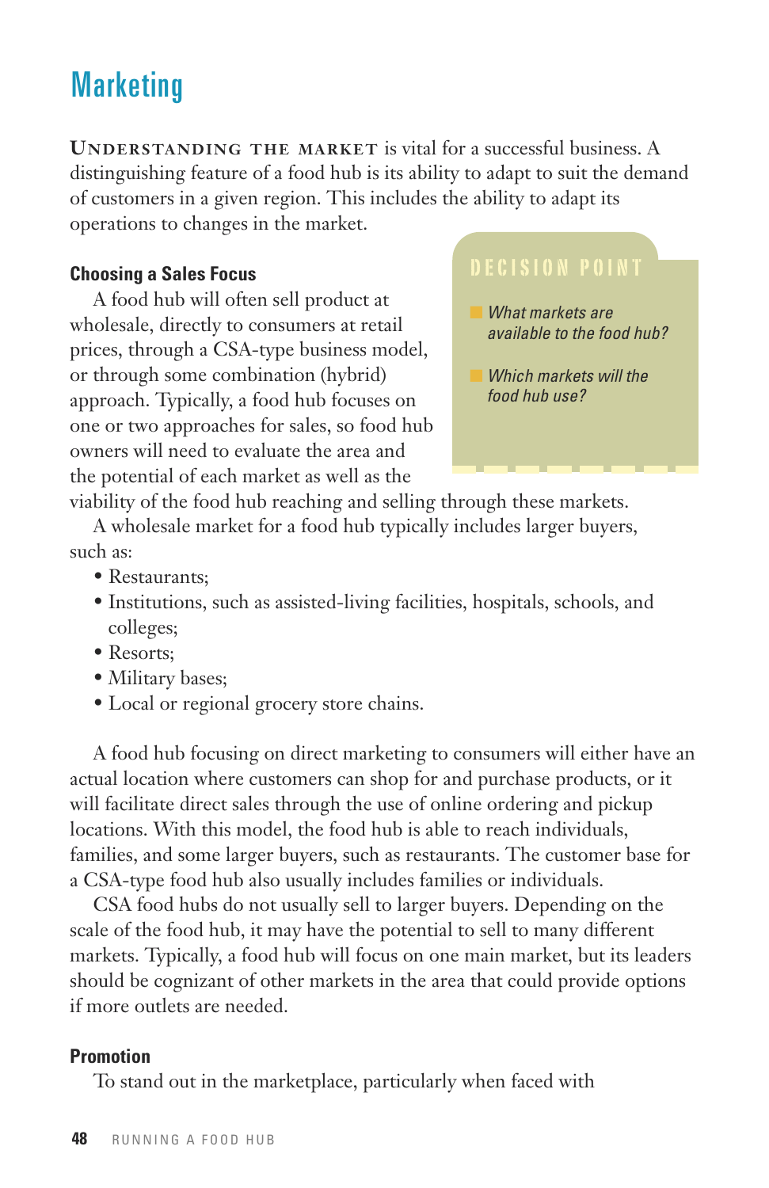# Marketing

**Understanding the market** is vital for a successful business. A distinguishing feature of a food hub is its ability to adapt to suit the demand of customers in a given region. This includes the ability to adapt its operations to changes in the market.

> **DECISION POINT**
>
> - *What markets are available to the food hub?*
> - *Which markets will the food hub use?*

### Choosing a Sales Focus

A food hub will often sell product at wholesale, directly to consumers at retail prices, through a CSA-type business model, or through some combination (hybrid) approach. Typically, a food hub focuses on one or two approaches for sales, so food hub owners will need to evaluate the area and the potential of each market as well as the viability of the food hub reaching and selling through these markets.

A wholesale market for a food hub typically includes larger buyers, such as:

- Restaurants;
- Institutions, such as assisted-living facilities, hospitals, schools, and colleges;
- Resorts;
- Military bases;
- Local or regional grocery store chains.

A food hub focusing on direct marketing to consumers will either have an actual location where customers can shop for and purchase products, or it will facilitate direct sales through the use of online ordering and pickup locations. With this model, the food hub is able to reach individuals, families, and some larger buyers, such as restaurants. The customer base for a CSA-type food hub also usually includes families or individuals.

CSA food hubs do not usually sell to larger buyers. Depending on the scale of the food hub, it may have the potential to sell to many different markets. Typically, a food hub will focus on one main market, but its leaders should be cognizant of other markets in the area that could provide options if more outlets are needed.

### Promotion

To stand out in the marketplace, particularly when faced with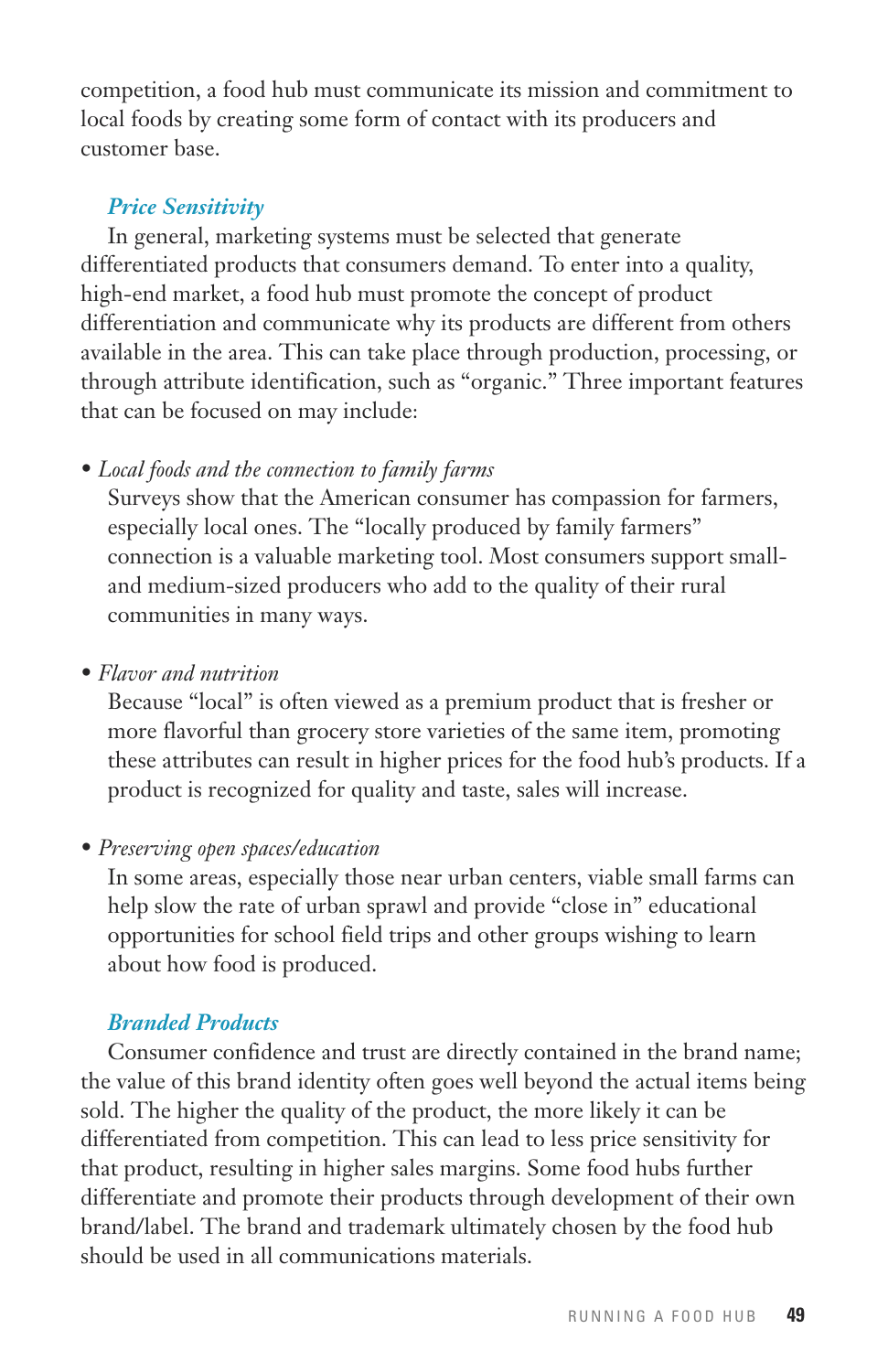competition, a food hub must communicate its mission and commitment to local foods by creating some form of contact with its producers and customer base.

### *Price Sensitivity*

In general, marketing systems must be selected that generate differentiated products that consumers demand. To enter into a quality, high-end market, a food hub must promote the concept of product differentiation and communicate why its products are different from others available in the area. This can take place through production, processing, or through attribute identification, such as "organic." Three important features that can be focused on may include:

- *Local foods and the connection to family farms*

  Surveys show that the American consumer has compassion for farmers, especially local ones. The "locally produced by family farmers" connection is a valuable marketing tool. Most consumers support small- and medium-sized producers who add to the quality of their rural communities in many ways.

- *Flavor and nutrition*

  Because "local" is often viewed as a premium product that is fresher or more flavorful than grocery store varieties of the same item, promoting these attributes can result in higher prices for the food hub's products. If a product is recognized for quality and taste, sales will increase.

- *Preserving open spaces/education*

  In some areas, especially those near urban centers, viable small farms can help slow the rate of urban sprawl and provide "close in" educational opportunities for school field trips and other groups wishing to learn about how food is produced.

### *Branded Products*

Consumer confidence and trust are directly contained in the brand name; the value of this brand identity often goes well beyond the actual items being sold. The higher the quality of the product, the more likely it can be differentiated from competition. This can lead to less price sensitivity for that product, resulting in higher sales margins. Some food hubs further differentiate and promote their products through development of their own brand/label. The brand and trademark ultimately chosen by the food hub should be used in all communications materials.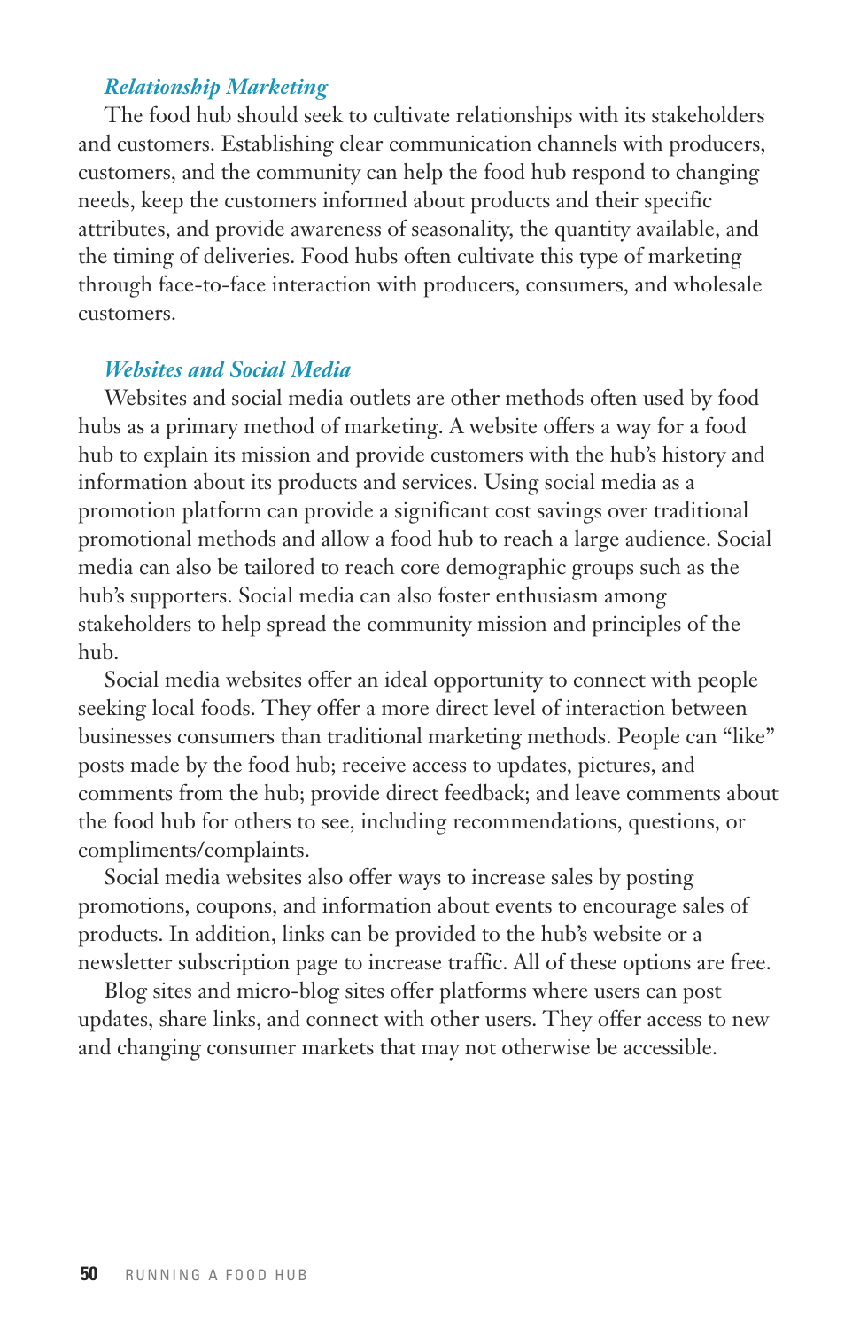### *Relationship Marketing*

The food hub should seek to cultivate relationships with its stakeholders and customers. Establishing clear communication channels with producers, customers, and the community can help the food hub respond to changing needs, keep the customers informed about products and their specific attributes, and provide awareness of seasonality, the quantity available, and the timing of deliveries. Food hubs often cultivate this type of marketing through face-to-face interaction with producers, consumers, and wholesale customers.

### *Websites and Social Media*

Websites and social media outlets are other methods often used by food hubs as a primary method of marketing. A website offers a way for a food hub to explain its mission and provide customers with the hub's history and information about its products and services. Using social media as a promotion platform can provide a significant cost savings over traditional promotional methods and allow a food hub to reach a large audience. Social media can also be tailored to reach core demographic groups such as the hub's supporters. Social media can also foster enthusiasm among stakeholders to help spread the community mission and principles of the hub.

Social media websites offer an ideal opportunity to connect with people seeking local foods. They offer a more direct level of interaction between businesses consumers than traditional marketing methods. People can "like" posts made by the food hub; receive access to updates, pictures, and comments from the hub; provide direct feedback; and leave comments about the food hub for others to see, including recommendations, questions, or compliments/complaints.

Social media websites also offer ways to increase sales by posting promotions, coupons, and information about events to encourage sales of products. In addition, links can be provided to the hub's website or a newsletter subscription page to increase traffic. All of these options are free.

Blog sites and micro-blog sites offer platforms where users can post updates, share links, and connect with other users. They offer access to new and changing consumer markets that may not otherwise be accessible.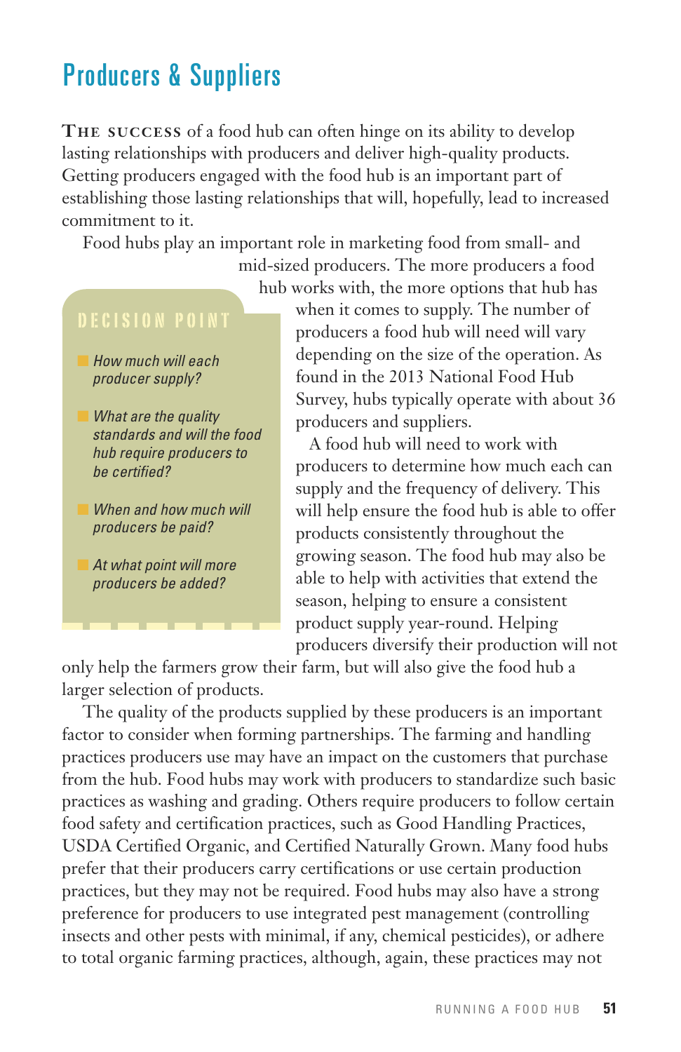## Producers & Suppliers

**The success** of a food hub can often hinge on its ability to develop lasting relationships with producers and deliver high-quality products. Getting producers engaged with the food hub is an important part of establishing those lasting relationships that will, hopefully, lead to increased commitment to it.

Food hubs play an important role in marketing food from small- and mid-sized producers. The more producers a food hub works with, the more options that hub has when it comes to supply. The number of producers a food hub will need will vary depending on the size of the operation. As found in the 2013 National Food Hub Survey, hubs typically operate with about 36 producers and suppliers.

> **DECISION POINT**
>
> - *How much will each producer supply?*
> - *What are the quality standards and will the food hub require producers to be certified?*
> - *When and how much will producers be paid?*
> - *At what point will more producers be added?*

A food hub will need to work with producers to determine how much each can supply and the frequency of delivery. This will help ensure the food hub is able to offer products consistently throughout the growing season. The food hub may also be able to help with activities that extend the season, helping to ensure a consistent product supply year-round. Helping producers diversify their production will not only help the farmers grow their farm, but will also give the food hub a larger selection of products.

The quality of the products supplied by these producers is an important factor to consider when forming partnerships. The farming and handling practices producers use may have an impact on the customers that purchase from the hub. Food hubs may work with producers to standardize such basic practices as washing and grading. Others require producers to follow certain food safety and certification practices, such as Good Handling Practices, USDA Certified Organic, and Certified Naturally Grown. Many food hubs prefer that their producers carry certifications or use certain production practices, but they may not be required. Food hubs may also have a strong preference for producers to use integrated pest management (controlling insects and other pests with minimal, if any, chemical pesticides), or adhere to total organic farming practices, although, again, these practices may not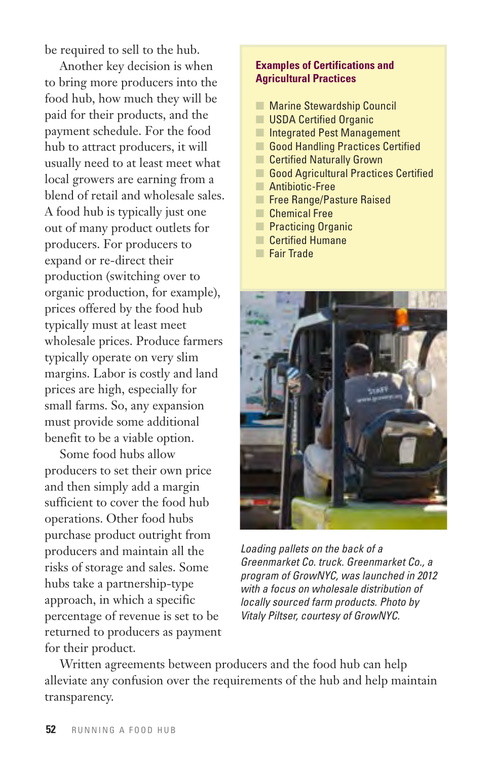be required to sell to the hub.

Another key decision is when to bring more producers into the food hub, how much they will be paid for their products, and the payment schedule. For the food hub to attract producers, it will usually need to at least meet what local growers are earning from a blend of retail and wholesale sales. A food hub is typically just one out of many product outlets for producers. For producers to expand or re-direct their production (switching over to organic production, for example), prices offered by the food hub typically must at least meet wholesale prices. Produce farmers typically operate on very slim margins. Labor is costly and land prices are high, especially for small farms. So, any expansion must provide some additional benefit to be a viable option.

Some food hubs allow producers to set their own price and then simply add a margin sufficient to cover the food hub operations. Other food hubs purchase product outright from producers and maintain all the risks of storage and sales. Some hubs take a partnership-type approach, in which a specific percentage of revenue is set to be returned to producers as payment for their product.

Written agreements between producers and the food hub can help alleviate any confusion over the requirements of the hub and help maintain transparency.

**Examples of Certifications and Agricultural Practices**

- Marine Stewardship Council
- USDA Certified Organic
- Integrated Pest Management
- Good Handling Practices Certified
- Certified Naturally Grown
- Good Agricultural Practices Certified
- Antibiotic-Free
- Free Range/Pasture Raised
- Chemical Free
- Practicing Organic
- Certified Humane
- Fair Trade

*Loading pallets on the back of a Greenmarket Co. truck. Greenmarket Co., a program of GrowNYC, was launched in 2012 with a focus on wholesale distribution of locally sourced farm products. Photo by Vitaly Piltser, courtesy of GrowNYC.*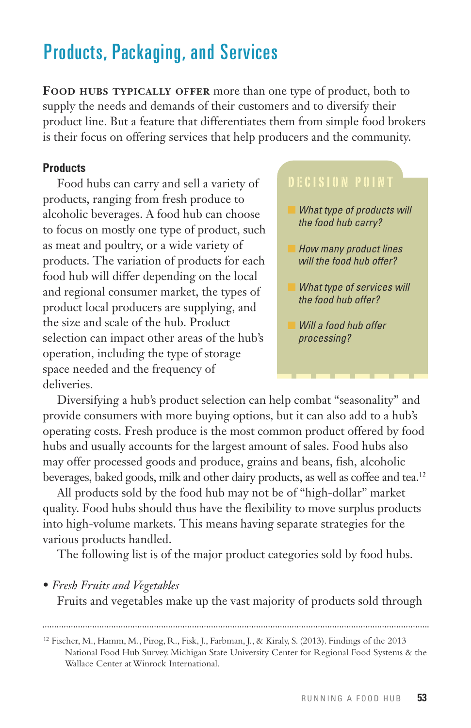## Products, Packaging, and Services

**Food hubs typically offer** more than one type of product, both to supply the needs and demands of their customers and to diversify their product line. But a feature that differentiates them from simple food brokers is their focus on offering services that help producers and the community.

### Products

Food hubs can carry and sell a variety of products, ranging from fresh produce to alcoholic beverages. A food hub can choose to focus on mostly one type of product, such as meat and poultry, or a wide variety of products. The variation of products for each food hub will differ depending on the local and regional consumer market, the types of product local producers are supplying, and the size and scale of the hub. Product selection can impact other areas of the hub's operation, including the type of storage space needed and the frequency of deliveries.

> **DECISION POINT**
>
> - *What type of products will the food hub carry?*
> - *How many product lines will the food hub offer?*
> - *What type of services will the food hub offer?*
> - *Will a food hub offer processing?*

Diversifying a hub's product selection can help combat "seasonality" and provide consumers with more buying options, but it can also add to a hub's operating costs. Fresh produce is the most common product offered by food hubs and usually accounts for the largest amount of sales. Food hubs also may offer processed goods and produce, grains and beans, fish, alcoholic beverages, baked goods, milk and other dairy products, as well as coffee and tea.[12]

All products sold by the food hub may not be of "high-dollar" market quality. Food hubs should thus have the flexibility to move surplus products into high-volume markets. This means having separate strategies for the various products handled.

The following list is of the major product categories sold by food hubs.

- *Fresh Fruits and Vegetables*

  Fruits and vegetables make up the vast majority of products sold through

---

[12] Fischer, M., Hamm, M., Pirog, R., Fisk, J., Farbman, J., & Kiraly, S. (2013). Findings of the 2013 National Food Hub Survey. Michigan State University Center for Regional Food Systems & the Wallace Center at Winrock International.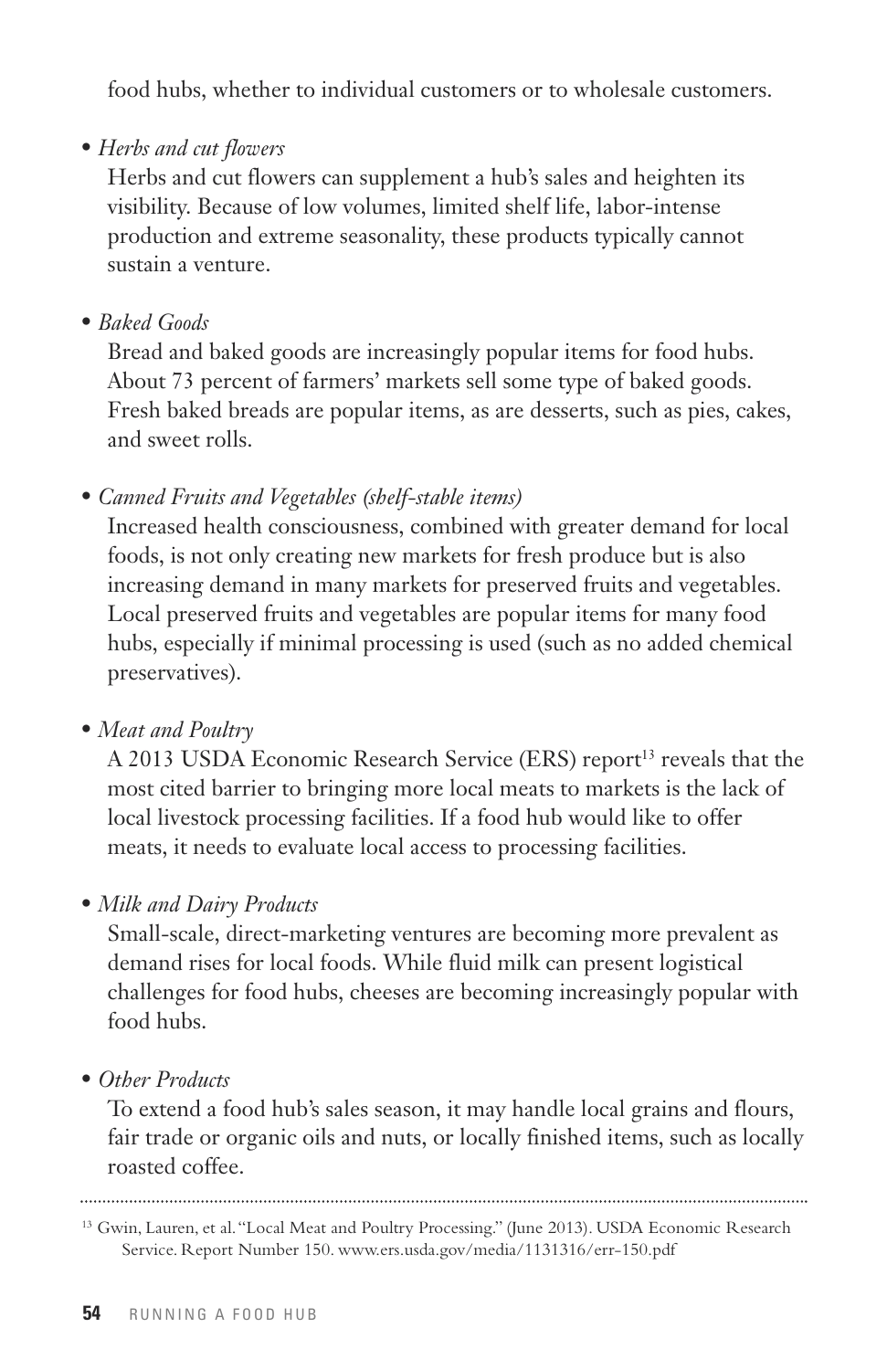food hubs, whether to individual customers or to wholesale customers.

- *Herbs and cut flowers*

  Herbs and cut flowers can supplement a hub's sales and heighten its visibility. Because of low volumes, limited shelf life, labor-intense production and extreme seasonality, these products typically cannot sustain a venture.

- *Baked Goods*

  Bread and baked goods are increasingly popular items for food hubs. About 73 percent of farmers' markets sell some type of baked goods. Fresh baked breads are popular items, as are desserts, such as pies, cakes, and sweet rolls.

- *Canned Fruits and Vegetables (shelf-stable items)*

  Increased health consciousness, combined with greater demand for local foods, is not only creating new markets for fresh produce but is also increasing demand in many markets for preserved fruits and vegetables. Local preserved fruits and vegetables are popular items for many food hubs, especially if minimal processing is used (such as no added chemical preservatives).

- *Meat and Poultry*

  A 2013 USDA Economic Research Service (ERS) report[13] reveals that the most cited barrier to bringing more local meats to markets is the lack of local livestock processing facilities. If a food hub would like to offer meats, it needs to evaluate local access to processing facilities.

- *Milk and Dairy Products*

  Small-scale, direct-marketing ventures are becoming more prevalent as demand rises for local foods. While fluid milk can present logistical challenges for food hubs, cheeses are becoming increasingly popular with food hubs.

- *Other Products*

  To extend a food hub's sales season, it may handle local grains and flours, fair trade or organic oils and nuts, or locally finished items, such as locally roasted coffee.

---

[13] Gwin, Lauren, et al. "Local Meat and Poultry Processing." (June 2013). USDA Economic Research Service. Report Number 150. www.ers.usda.gov/media/1131316/err-150.pdf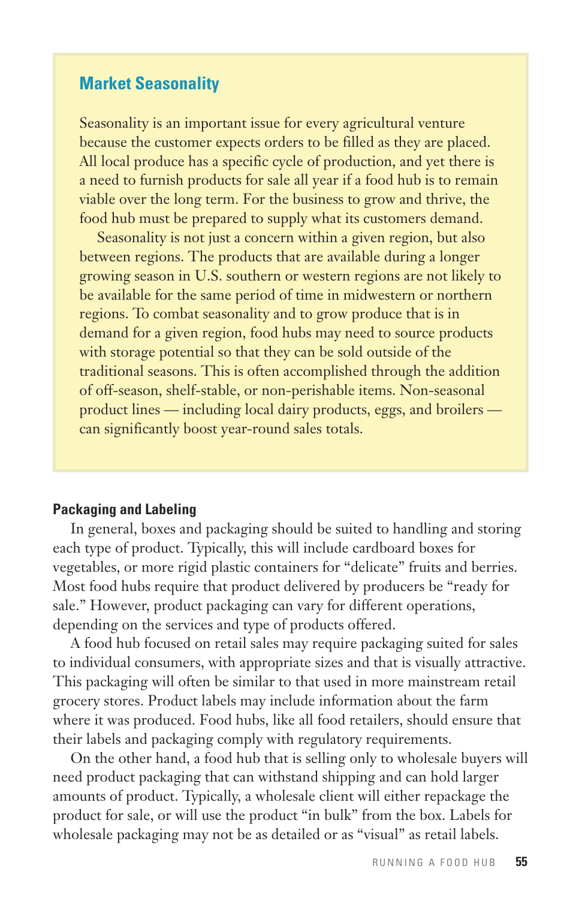## Market Seasonality

Seasonality is an important issue for every agricultural venture because the customer expects orders to be filled as they are placed. All local produce has a specific cycle of production, and yet there is a need to furnish products for sale all year if a food hub is to remain viable over the long term. For the business to grow and thrive, the food hub must be prepared to supply what its customers demand.

Seasonality is not just a concern within a given region, but also between regions. The products that are available during a longer growing season in U.S. southern or western regions are not likely to be available for the same period of time in midwestern or northern regions. To combat seasonality and to grow produce that is in demand for a given region, food hubs may need to source products with storage potential so that they can be sold outside of the traditional seasons. This is often accomplished through the addition of off-season, shelf-stable, or non-perishable items. Non-seasonal product lines — including local dairy products, eggs, and broilers — can significantly boost year-round sales totals.

### Packaging and Labeling

In general, boxes and packaging should be suited to handling and storing each type of product. Typically, this will include cardboard boxes for vegetables, or more rigid plastic containers for "delicate" fruits and berries. Most food hubs require that product delivered by producers be "ready for sale." However, product packaging can vary for different operations, depending on the services and type of products offered.

A food hub focused on retail sales may require packaging suited for sales to individual consumers, with appropriate sizes and that is visually attractive. This packaging will often be similar to that used in more mainstream retail grocery stores. Product labels may include information about the farm where it was produced. Food hubs, like all food retailers, should ensure that their labels and packaging comply with regulatory requirements.

On the other hand, a food hub that is selling only to wholesale buyers will need product packaging that can withstand shipping and can hold larger amounts of product. Typically, a wholesale client will either repackage the product for sale, or will use the product "in bulk" from the box. Labels for wholesale packaging may not be as detailed or as "visual" as retail labels.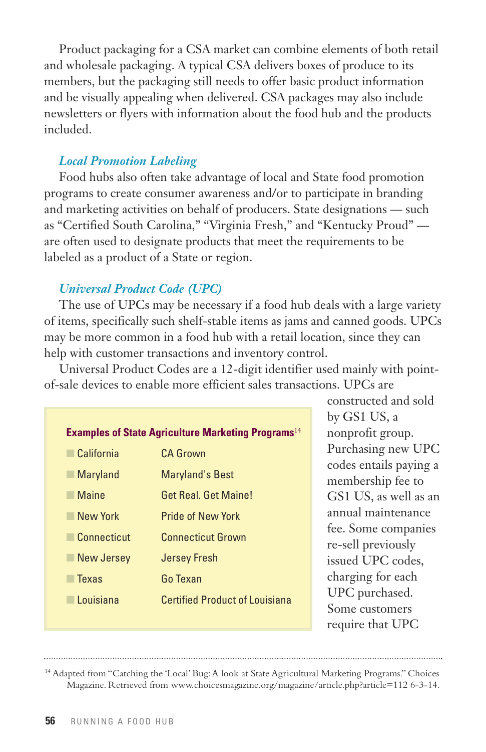Product packaging for a CSA market can combine elements of both retail and wholesale packaging. A typical CSA delivers boxes of produce to its members, but the packaging still needs to offer basic product information and be visually appealing when delivered. CSA packages may also include newsletters or flyers with information about the food hub and the products included.

### *Local Promotion Labeling*

Food hubs also often take advantage of local and State food promotion programs to create consumer awareness and/or to participate in branding and marketing activities on behalf of producers. State designations — such as "Certified South Carolina," "Virginia Fresh," and "Kentucky Proud" — are often used to designate products that meet the requirements to be labeled as a product of a State or region.

### *Universal Product Code (UPC)*

The use of UPCs may be necessary if a food hub deals with a large variety of items, specifically such shelf-stable items as jams and canned goods. UPCs may be more common in a food hub with a retail location, since they can help with customer transactions and inventory control.

Universal Product Codes are a 12-digit identifier used mainly with point-of-sale devices to enable more efficient sales transactions. UPCs are constructed and sold by GS1 US, a nonprofit group. Purchasing new UPC codes entails paying a membership fee to GS1 US, as well as an annual maintenance fee. Some companies re-sell previously issued UPC codes, charging for each UPC purchased. Some customers require that UPC

**Examples of State Agriculture Marketing Programs**[14]

| State | Program |
|---|---|
| California | CA Grown |
| Maryland | Maryland's Best |
| Maine | Get Real. Get Maine! |
| New York | Pride of New York |
| Connecticut | Connecticut Grown |
| New Jersey | Jersey Fresh |
| Texas | Go Texan |
| Louisiana | Certified Product of Louisiana |

[14] Adapted from "Catching the 'Local' Bug: A look at State Agricultural Marketing Programs." Choices Magazine. Retrieved from www.choicesmagazine.org/magazine/article.php?article=112 6-3-14.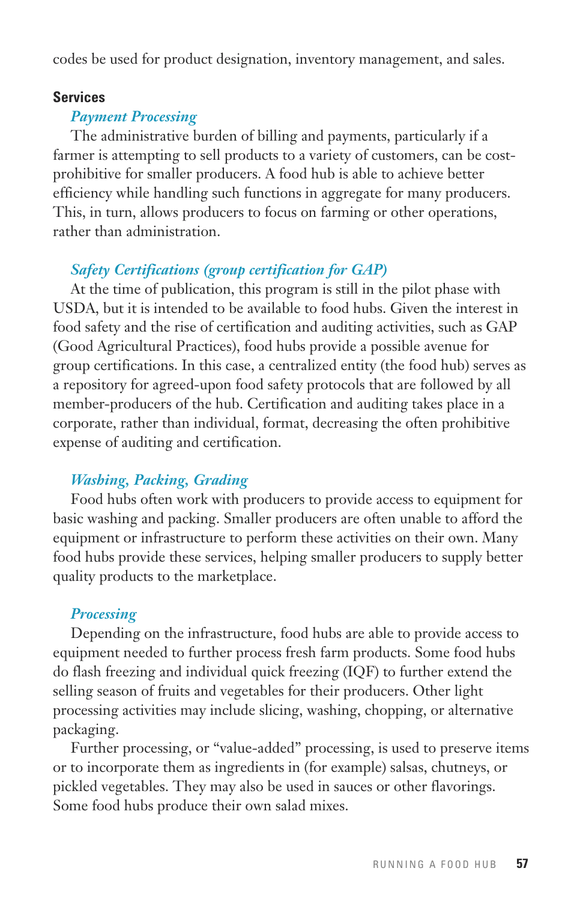codes be used for product designation, inventory management, and sales.

### Services

#### *Payment Processing*

The administrative burden of billing and payments, particularly if a farmer is attempting to sell products to a variety of customers, can be cost-prohibitive for smaller producers. A food hub is able to achieve better efficiency while handling such functions in aggregate for many producers. This, in turn, allows producers to focus on farming or other operations, rather than administration.

#### *Safety Certifications (group certification for GAP)*

At the time of publication, this program is still in the pilot phase with USDA, but it is intended to be available to food hubs. Given the interest in food safety and the rise of certification and auditing activities, such as GAP (Good Agricultural Practices), food hubs provide a possible avenue for group certifications. In this case, a centralized entity (the food hub) serves as a repository for agreed-upon food safety protocols that are followed by all member-producers of the hub. Certification and auditing takes place in a corporate, rather than individual, format, decreasing the often prohibitive expense of auditing and certification.

#### *Washing, Packing, Grading*

Food hubs often work with producers to provide access to equipment for basic washing and packing. Smaller producers are often unable to afford the equipment or infrastructure to perform these activities on their own. Many food hubs provide these services, helping smaller producers to supply better quality products to the marketplace.

#### *Processing*

Depending on the infrastructure, food hubs are able to provide access to equipment needed to further process fresh farm products. Some food hubs do flash freezing and individual quick freezing (IQF) to further extend the selling season of fruits and vegetables for their producers. Other light processing activities may include slicing, washing, chopping, or alternative packaging.

Further processing, or "value-added" processing, is used to preserve items or to incorporate them as ingredients in (for example) salsas, chutneys, or pickled vegetables. They may also be used in sauces or other flavorings. Some food hubs produce their own salad mixes.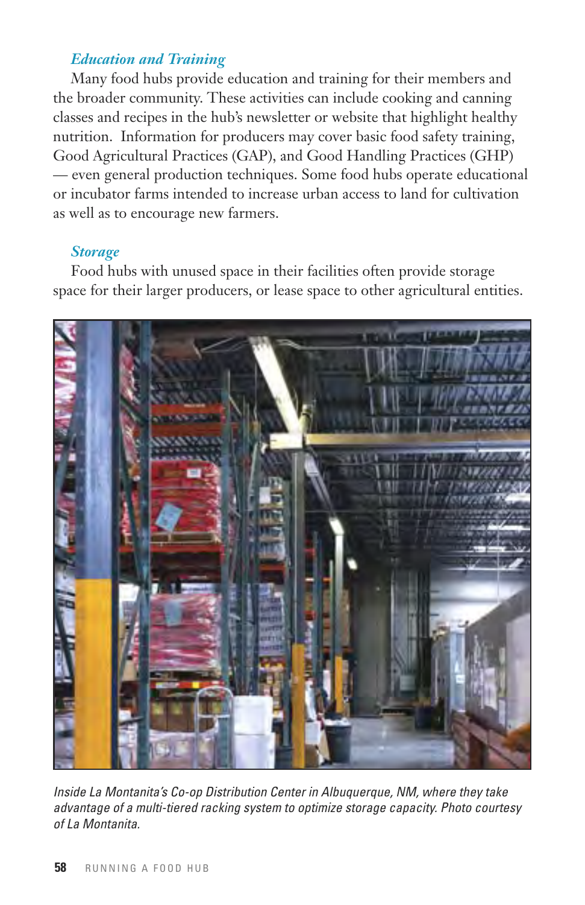### *Education and Training*

Many food hubs provide education and training for their members and the broader community. These activities can include cooking and canning classes and recipes in the hub's newsletter or website that highlight healthy nutrition. Information for producers may cover basic food safety training, Good Agricultural Practices (GAP), and Good Handling Practices (GHP) — even general production techniques. Some food hubs operate educational or incubator farms intended to increase urban access to land for cultivation as well as to encourage new farmers.

### *Storage*

Food hubs with unused space in their facilities often provide storage space for their larger producers, or lease space to other agricultural entities.

*Inside La Montanita's Co-op Distribution Center in Albuquerque, NM, where they take advantage of a multi-tiered racking system to optimize storage capacity. Photo courtesy of La Montanita.*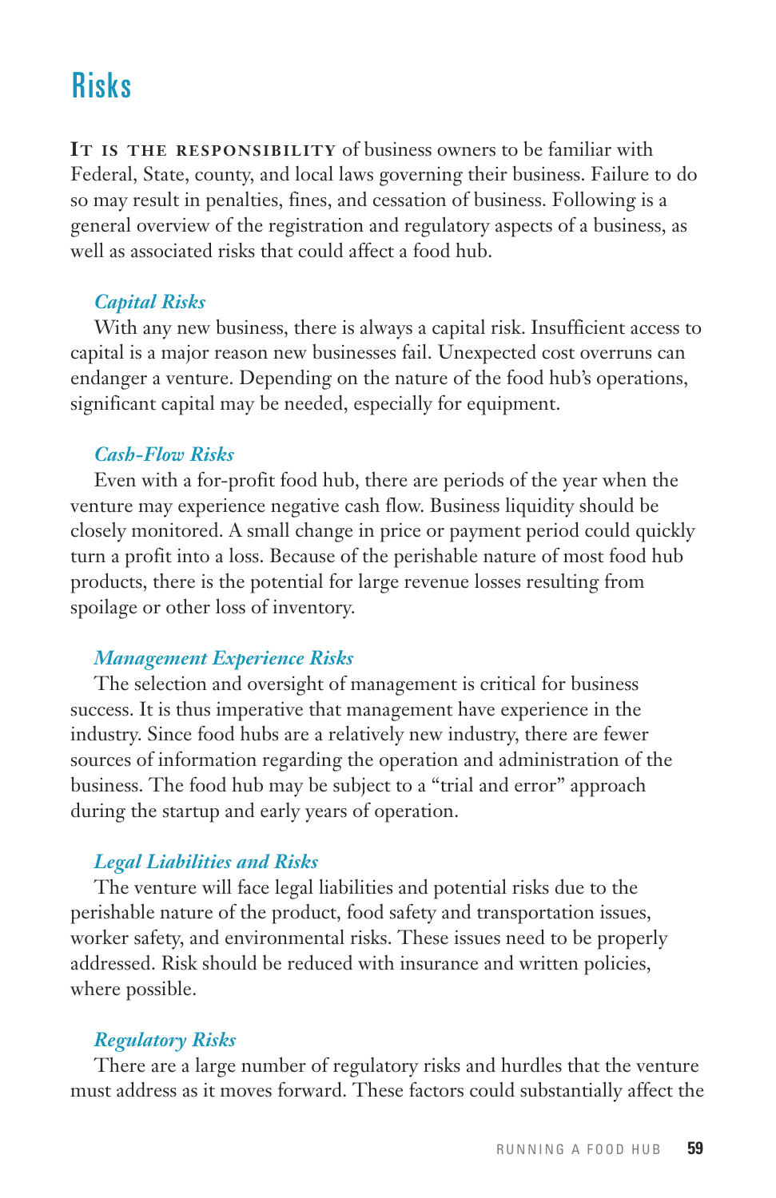# Risks

**It is the responsibility** of business owners to be familiar with Federal, State, county, and local laws governing their business. Failure to do so may result in penalties, fines, and cessation of business. Following is a general overview of the registration and regulatory aspects of a business, as well as associated risks that could affect a food hub.

### *Capital Risks*

With any new business, there is always a capital risk. Insufficient access to capital is a major reason new businesses fail. Unexpected cost overruns can endanger a venture. Depending on the nature of the food hub's operations, significant capital may be needed, especially for equipment.

### *Cash-Flow Risks*

Even with a for-profit food hub, there are periods of the year when the venture may experience negative cash flow. Business liquidity should be closely monitored. A small change in price or payment period could quickly turn a profit into a loss. Because of the perishable nature of most food hub products, there is the potential for large revenue losses resulting from spoilage or other loss of inventory.

### *Management Experience Risks*

The selection and oversight of management is critical for business success. It is thus imperative that management have experience in the industry. Since food hubs are a relatively new industry, there are fewer sources of information regarding the operation and administration of the business. The food hub may be subject to a "trial and error" approach during the startup and early years of operation.

### *Legal Liabilities and Risks*

The venture will face legal liabilities and potential risks due to the perishable nature of the product, food safety and transportation issues, worker safety, and environmental risks. These issues need to be properly addressed. Risk should be reduced with insurance and written policies, where possible.

### *Regulatory Risks*

There are a large number of regulatory risks and hurdles that the venture must address as it moves forward. These factors could substantially affect the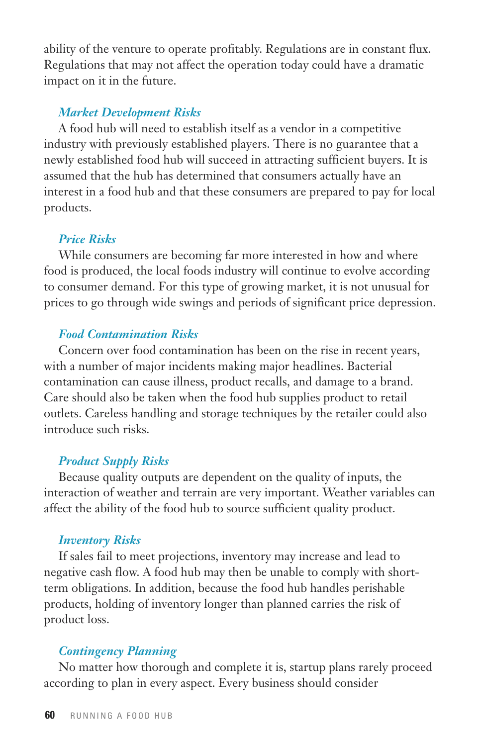ability of the venture to operate profitably. Regulations are in constant flux. Regulations that may not affect the operation today could have a dramatic impact on it in the future.

### *Market Development Risks*

A food hub will need to establish itself as a vendor in a competitive industry with previously established players. There is no guarantee that a newly established food hub will succeed in attracting sufficient buyers. It is assumed that the hub has determined that consumers actually have an interest in a food hub and that these consumers are prepared to pay for local products.

### *Price Risks*

While consumers are becoming far more interested in how and where food is produced, the local foods industry will continue to evolve according to consumer demand. For this type of growing market, it is not unusual for prices to go through wide swings and periods of significant price depression.

### *Food Contamination Risks*

Concern over food contamination has been on the rise in recent years, with a number of major incidents making major headlines. Bacterial contamination can cause illness, product recalls, and damage to a brand. Care should also be taken when the food hub supplies product to retail outlets. Careless handling and storage techniques by the retailer could also introduce such risks.

### *Product Supply Risks*

Because quality outputs are dependent on the quality of inputs, the interaction of weather and terrain are very important. Weather variables can affect the ability of the food hub to source sufficient quality product.

### *Inventory Risks*

If sales fail to meet projections, inventory may increase and lead to negative cash flow. A food hub may then be unable to comply with short-term obligations. In addition, because the food hub handles perishable products, holding of inventory longer than planned carries the risk of product loss.

### *Contingency Planning*

No matter how thorough and complete it is, startup plans rarely proceed according to plan in every aspect. Every business should consider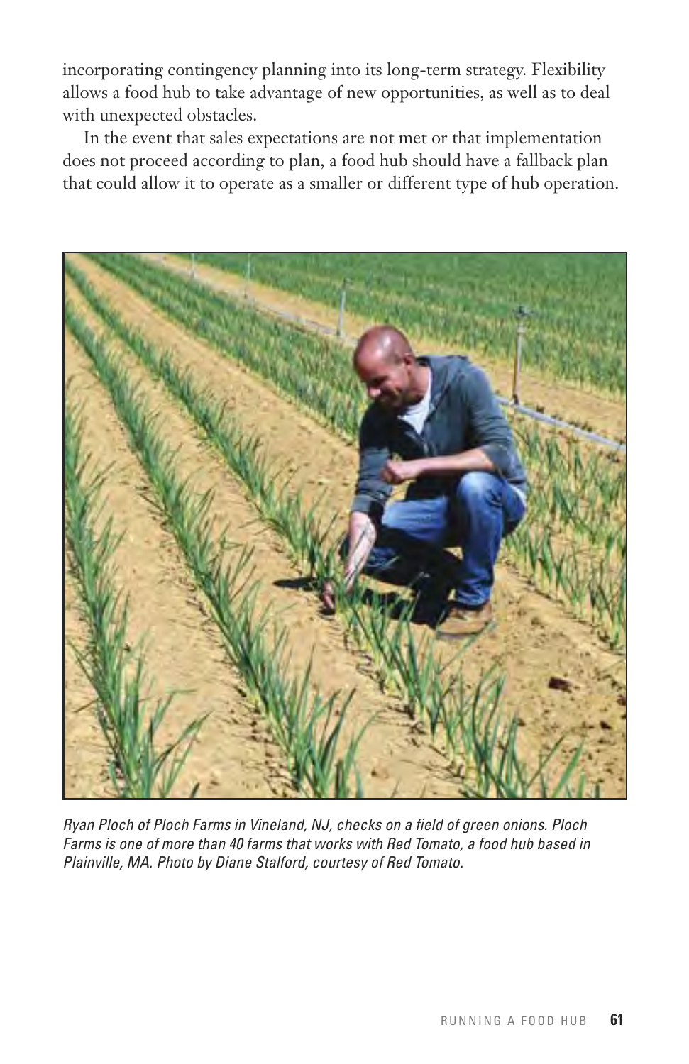incorporating contingency planning into its long-term strategy. Flexibility allows a food hub to take advantage of new opportunities, as well as to deal with unexpected obstacles.

In the event that sales expectations are not met or that implementation does not proceed according to plan, a food hub should have a fallback plan that could allow it to operate as a smaller or different type of hub operation.

*Ryan Ploch of Ploch Farms in Vineland, NJ, checks on a field of green onions. Ploch Farms is one of more than 40 farms that works with Red Tomato, a food hub based in Plainville, MA. Photo by Diane Stalford, courtesy of Red Tomato.*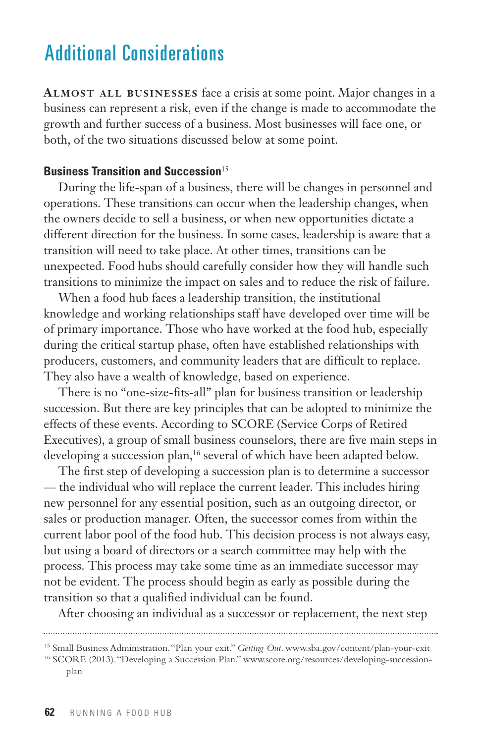## Additional Considerations

**Almost all businesses** face a crisis at some point. Major changes in a business can represent a risk, even if the change is made to accommodate the growth and further success of a business. Most businesses will face one, or both, of the two situations discussed below at some point.

### Business Transition and Succession[15]

During the life-span of a business, there will be changes in personnel and operations. These transitions can occur when the leadership changes, when the owners decide to sell a business, or when new opportunities dictate a different direction for the business. In some cases, leadership is aware that a transition will need to take place. At other times, transitions can be unexpected. Food hubs should carefully consider how they will handle such transitions to minimize the impact on sales and to reduce the risk of failure.

When a food hub faces a leadership transition, the institutional knowledge and working relationships staff have developed over time will be of primary importance. Those who have worked at the food hub, especially during the critical startup phase, often have established relationships with producers, customers, and community leaders that are difficult to replace. They also have a wealth of knowledge, based on experience.

There is no "one-size-fits-all" plan for business transition or leadership succession. But there are key principles that can be adopted to minimize the effects of these events. According to SCORE (Service Corps of Retired Executives), a group of small business counselors, there are five main steps in developing a succession plan,[16] several of which have been adapted below.

The first step of developing a succession plan is to determine a successor — the individual who will replace the current leader. This includes hiring new personnel for any essential position, such as an outgoing director, or sales or production manager. Often, the successor comes from within the current labor pool of the food hub. This decision process is not always easy, but using a board of directors or a search committee may help with the process. This process may take some time as an immediate successor may not be evident. The process should begin as early as possible during the transition so that a qualified individual can be found.

After choosing an individual as a successor or replacement, the next step

---

[15] Small Business Administration. "Plan your exit." *Getting Out*. www.sba.gov/content/plan-your-exit

[16] SCORE (2013). "Developing a Succession Plan." www.score.org/resources/developing-succession-plan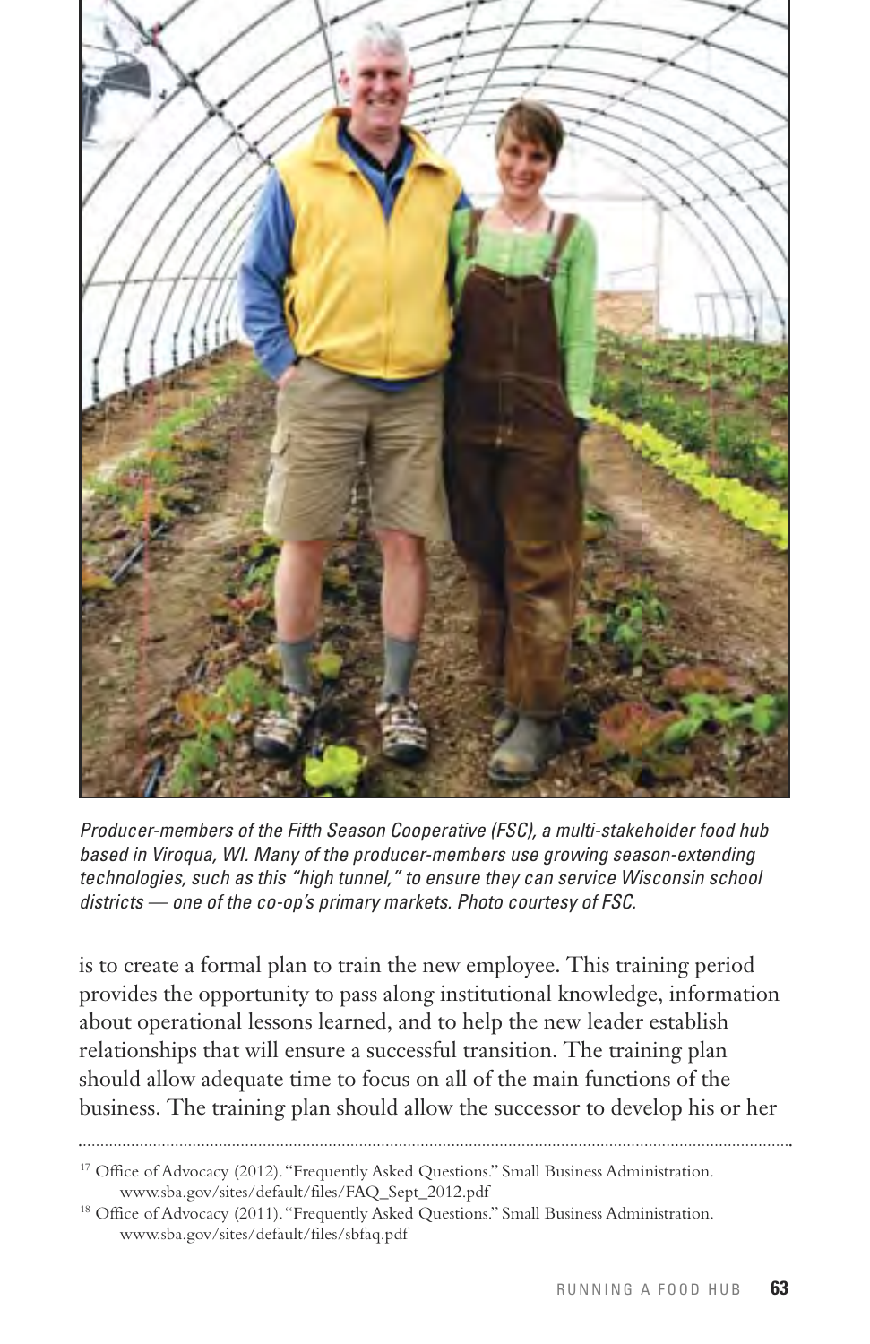*Producer-members of the Fifth Season Cooperative (FSC), a multi-stakeholder food hub based in Viroqua, WI. Many of the producer-members use growing season-extending technologies, such as this "high tunnel," to ensure they can service Wisconsin school districts — one of the co-op's primary markets. Photo courtesy of FSC.*

is to create a formal plan to train the new employee. This training period provides the opportunity to pass along institutional knowledge, information about operational lessons learned, and to help the new leader establish relationships that will ensure a successful transition. The training plan should allow adequate time to focus on all of the main functions of the business. The training plan should allow the successor to develop his or her

---

[17] Office of Advocacy (2012). "Frequently Asked Questions." Small Business Administration. www.sba.gov/sites/default/files/FAQ_Sept_2012.pdf

[18] Office of Advocacy (2011). "Frequently Asked Questions." Small Business Administration. www.sba.gov/sites/default/files/sbfaq.pdf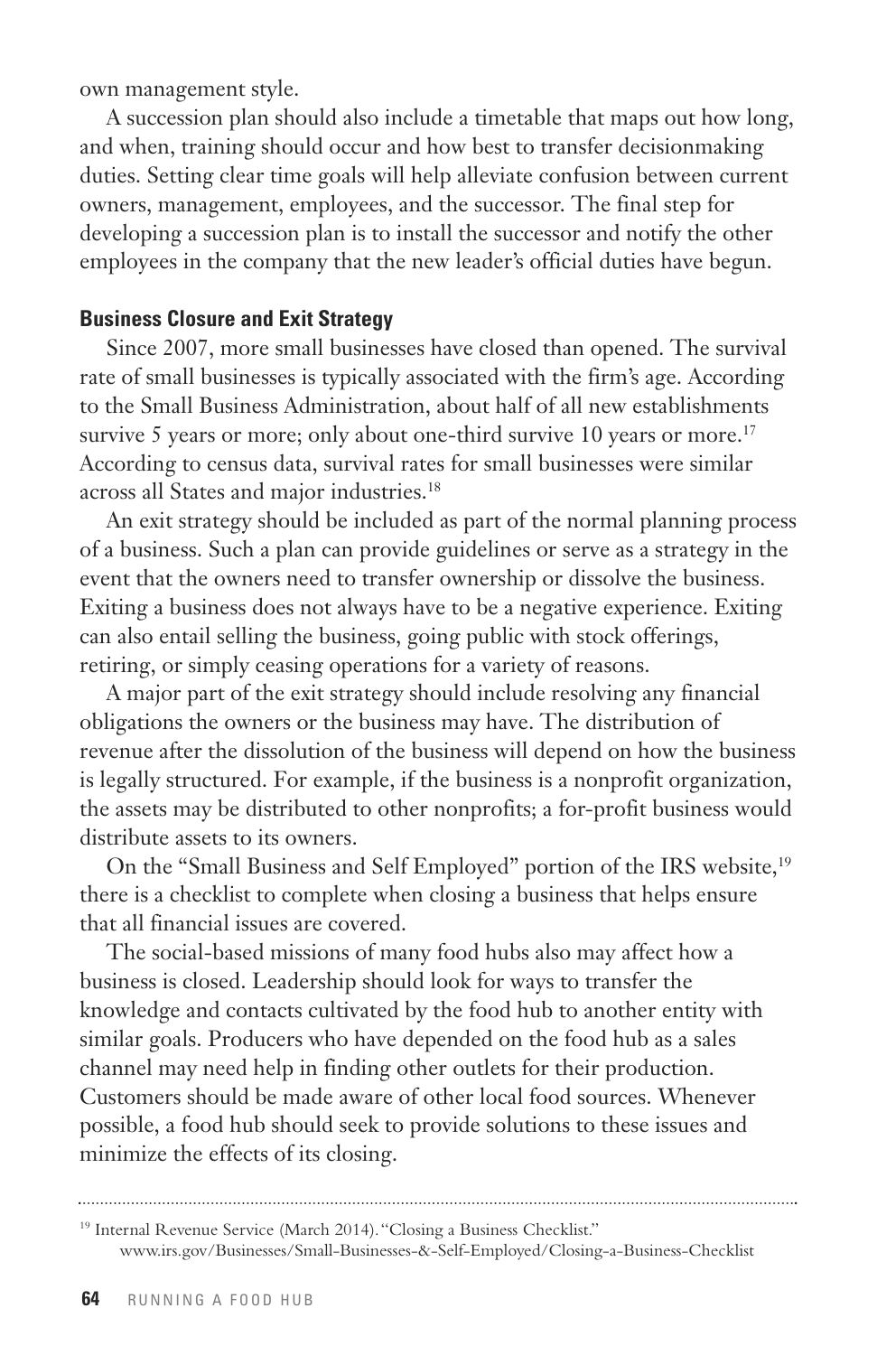own management style.

A succession plan should also include a timetable that maps out how long, and when, training should occur and how best to transfer decisionmaking duties. Setting clear time goals will help alleviate confusion between current owners, management, employees, and the successor. The final step for developing a succession plan is to install the successor and notify the other employees in the company that the new leader's official duties have begun.

### Business Closure and Exit Strategy

Since 2007, more small businesses have closed than opened. The survival rate of small businesses is typically associated with the firm's age. According to the Small Business Administration, about half of all new establishments survive 5 years or more; only about one-third survive 10 years or more.[17] According to census data, survival rates for small businesses were similar across all States and major industries.[18]

An exit strategy should be included as part of the normal planning process of a business. Such a plan can provide guidelines or serve as a strategy in the event that the owners need to transfer ownership or dissolve the business. Exiting a business does not always have to be a negative experience. Exiting can also entail selling the business, going public with stock offerings, retiring, or simply ceasing operations for a variety of reasons.

A major part of the exit strategy should include resolving any financial obligations the owners or the business may have. The distribution of revenue after the dissolution of the business will depend on how the business is legally structured. For example, if the business is a nonprofit organization, the assets may be distributed to other nonprofits; a for-profit business would distribute assets to its owners.

On the "Small Business and Self Employed" portion of the IRS website,[19] there is a checklist to complete when closing a business that helps ensure that all financial issues are covered.

The social-based missions of many food hubs also may affect how a business is closed. Leadership should look for ways to transfer the knowledge and contacts cultivated by the food hub to another entity with similar goals. Producers who have depended on the food hub as a sales channel may need help in finding other outlets for their production. Customers should be made aware of other local food sources. Whenever possible, a food hub should seek to provide solutions to these issues and minimize the effects of its closing.

---

[19] Internal Revenue Service (March 2014). "Closing a Business Checklist." www.irs.gov/Businesses/Small-Businesses-&-Self-Employed/Closing-a-Business-Checklist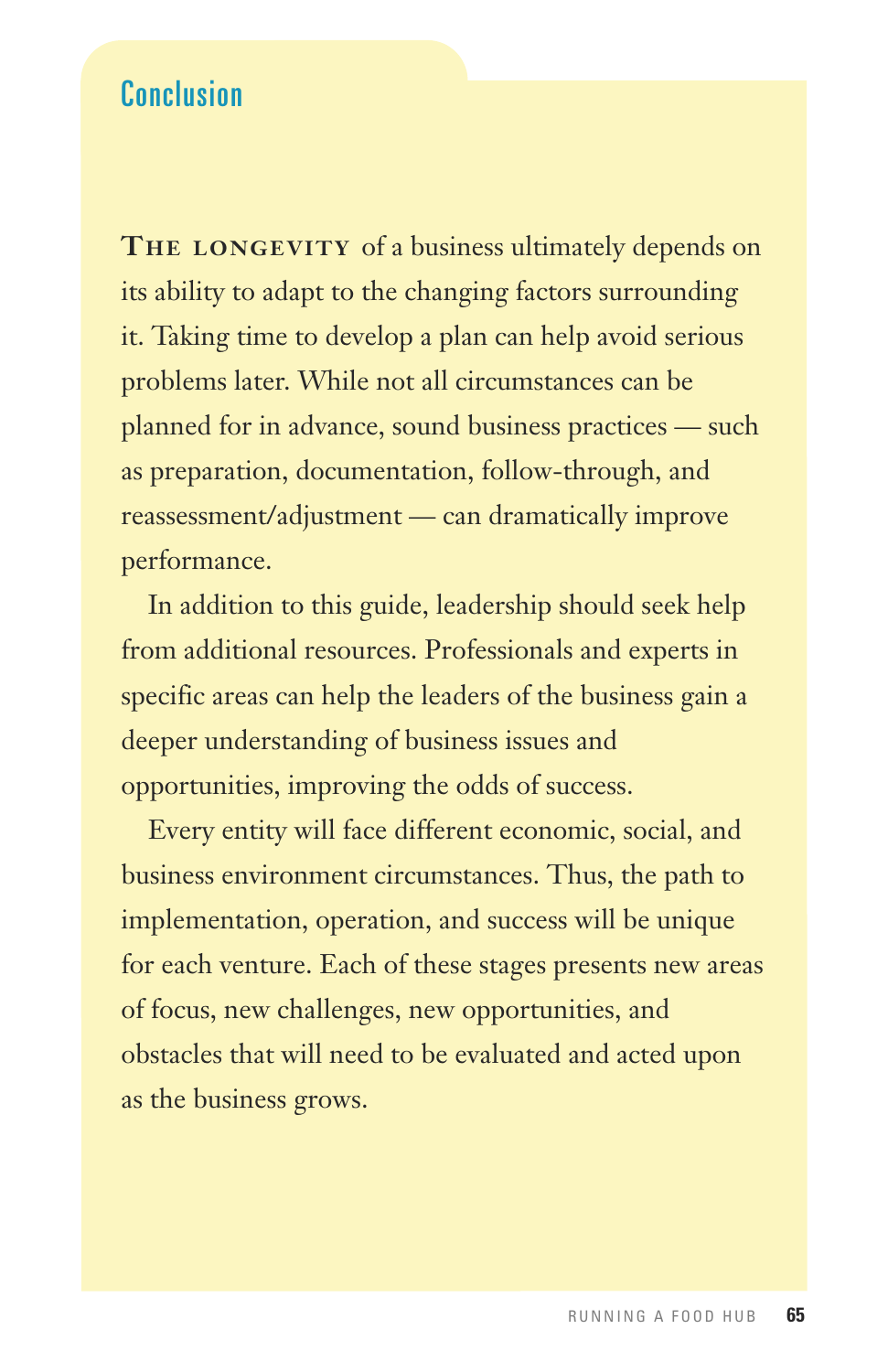## Conclusion

**The longevity** of a business ultimately depends on its ability to adapt to the changing factors surrounding it. Taking time to develop a plan can help avoid serious problems later. While not all circumstances can be planned for in advance, sound business practices — such as preparation, documentation, follow-through, and reassessment/adjustment — can dramatically improve performance.

In addition to this guide, leadership should seek help from additional resources. Professionals and experts in specific areas can help the leaders of the business gain a deeper understanding of business issues and opportunities, improving the odds of success.

Every entity will face different economic, social, and business environment circumstances. Thus, the path to implementation, operation, and success will be unique for each venture. Each of these stages presents new areas of focus, new challenges, new opportunities, and obstacles that will need to be evaluated and acted upon as the business grows.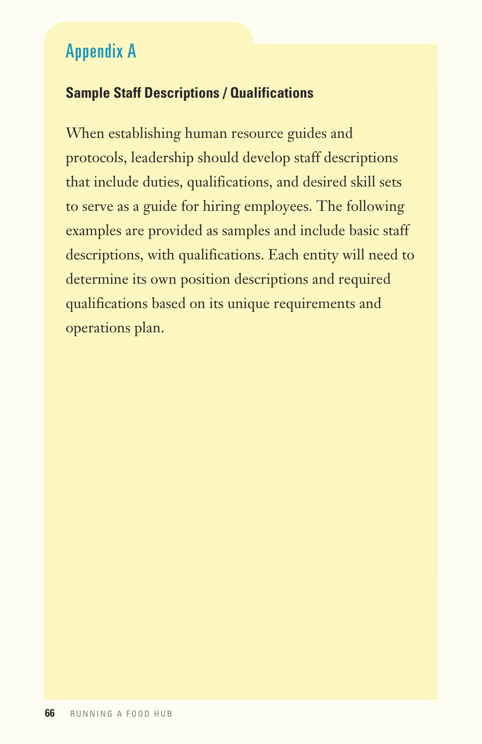# Appendix A

## Sample Staff Descriptions / Qualifications

When establishing human resource guides and protocols, leadership should develop staff descriptions that include duties, qualifications, and desired skill sets to serve as a guide for hiring employees. The following examples are provided as samples and include basic staff descriptions, with qualifications. Each entity will need to determine its own position descriptions and required qualifications based on its unique requirements and operations plan.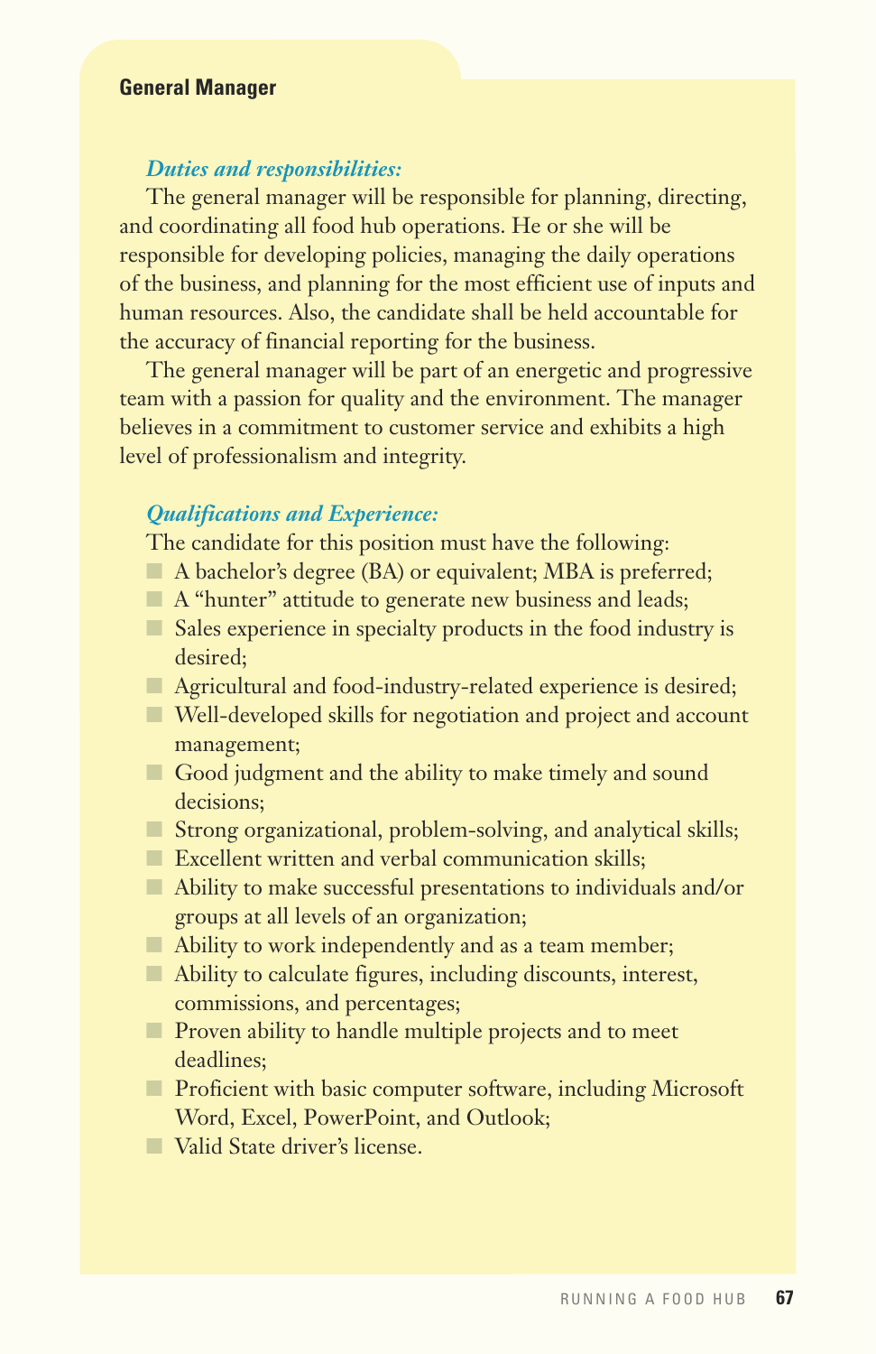### General Manager

***Duties and responsibilities:***

The general manager will be responsible for planning, directing, and coordinating all food hub operations. He or she will be responsible for developing policies, managing the daily operations of the business, and planning for the most efficient use of inputs and human resources. Also, the candidate shall be held accountable for the accuracy of financial reporting for the business.

The general manager will be part of an energetic and progressive team with a passion for quality and the environment. The manager believes in a commitment to customer service and exhibits a high level of professionalism and integrity.

***Qualifications and Experience:***

The candidate for this position must have the following:

- A bachelor's degree (BA) or equivalent; MBA is preferred;
- A "hunter" attitude to generate new business and leads;
- Sales experience in specialty products in the food industry is desired;
- Agricultural and food-industry-related experience is desired;
- Well-developed skills for negotiation and project and account management;
- Good judgment and the ability to make timely and sound decisions;
- Strong organizational, problem-solving, and analytical skills;
- Excellent written and verbal communication skills;
- Ability to make successful presentations to individuals and/or groups at all levels of an organization;
- Ability to work independently and as a team member;
- Ability to calculate figures, including discounts, interest, commissions, and percentages;
- Proven ability to handle multiple projects and to meet deadlines;
- Proficient with basic computer software, including Microsoft Word, Excel, PowerPoint, and Outlook;
- Valid State driver's license.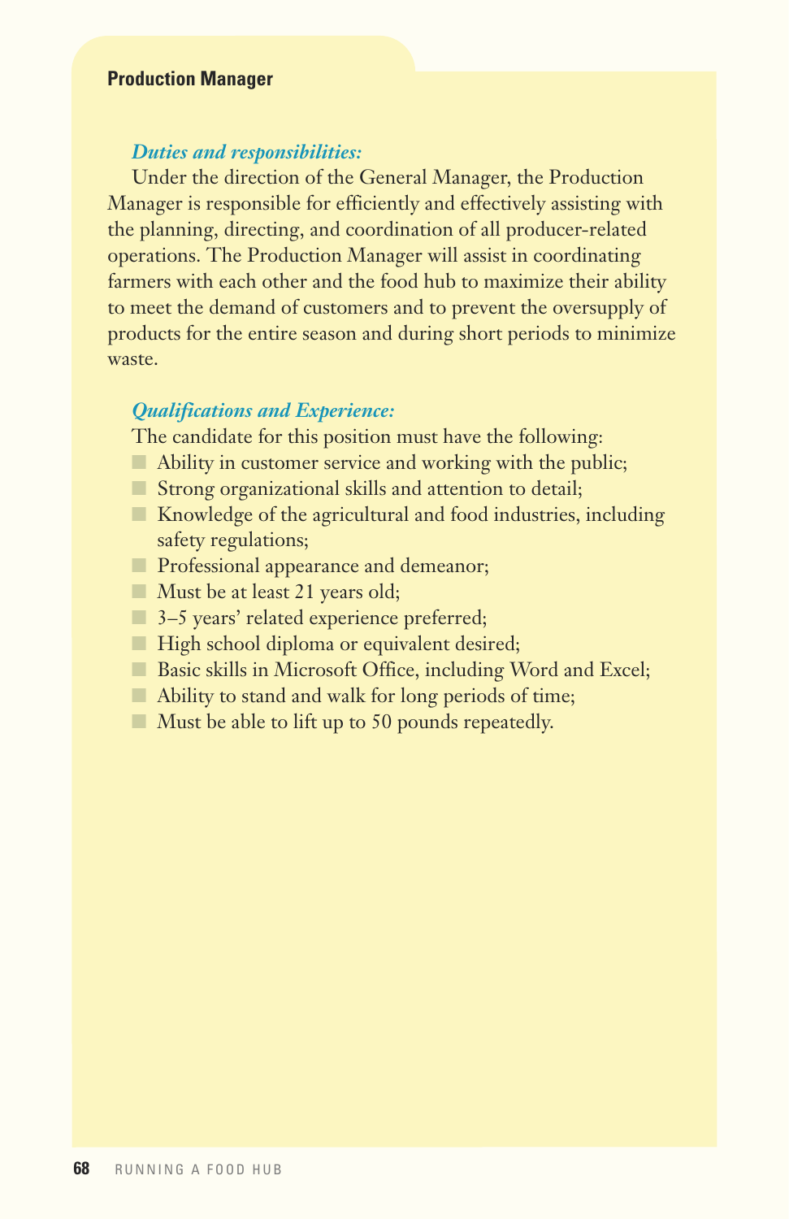### Production Manager

***Duties and responsibilities:***

Under the direction of the General Manager, the Production Manager is responsible for efficiently and effectively assisting with the planning, directing, and coordination of all producer-related operations. The Production Manager will assist in coordinating farmers with each other and the food hub to maximize their ability to meet the demand of customers and to prevent the oversupply of products for the entire season and during short periods to minimize waste.

***Qualifications and Experience:***

The candidate for this position must have the following:

- Ability in customer service and working with the public;
- Strong organizational skills and attention to detail;
- Knowledge of the agricultural and food industries, including safety regulations;
- Professional appearance and demeanor;
- Must be at least 21 years old;
- 3–5 years' related experience preferred;
- High school diploma or equivalent desired;
- Basic skills in Microsoft Office, including Word and Excel;
- Ability to stand and walk for long periods of time;
- Must be able to lift up to 50 pounds repeatedly.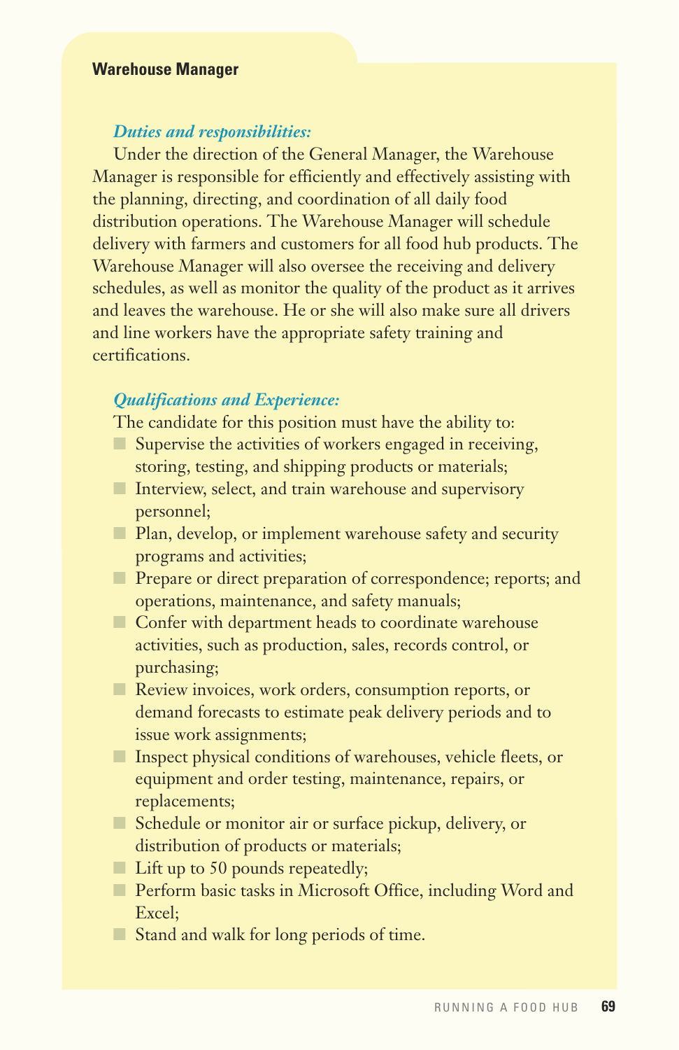## Warehouse Manager

***Duties and responsibilities:***

Under the direction of the General Manager, the Warehouse Manager is responsible for efficiently and effectively assisting with the planning, directing, and coordination of all daily food distribution operations. The Warehouse Manager will schedule delivery with farmers and customers for all food hub products. The Warehouse Manager will also oversee the receiving and delivery schedules, as well as monitor the quality of the product as it arrives and leaves the warehouse. He or she will also make sure all drivers and line workers have the appropriate safety training and certifications.

***Qualifications and Experience:***

The candidate for this position must have the ability to:

- Supervise the activities of workers engaged in receiving, storing, testing, and shipping products or materials;
- Interview, select, and train warehouse and supervisory personnel;
- Plan, develop, or implement warehouse safety and security programs and activities;
- Prepare or direct preparation of correspondence; reports; and operations, maintenance, and safety manuals;
- Confer with department heads to coordinate warehouse activities, such as production, sales, records control, or purchasing;
- Review invoices, work orders, consumption reports, or demand forecasts to estimate peak delivery periods and to issue work assignments;
- Inspect physical conditions of warehouses, vehicle fleets, or equipment and order testing, maintenance, repairs, or replacements;
- Schedule or monitor air or surface pickup, delivery, or distribution of products or materials;
- Lift up to 50 pounds repeatedly;
- Perform basic tasks in Microsoft Office, including Word and Excel;
- Stand and walk for long periods of time.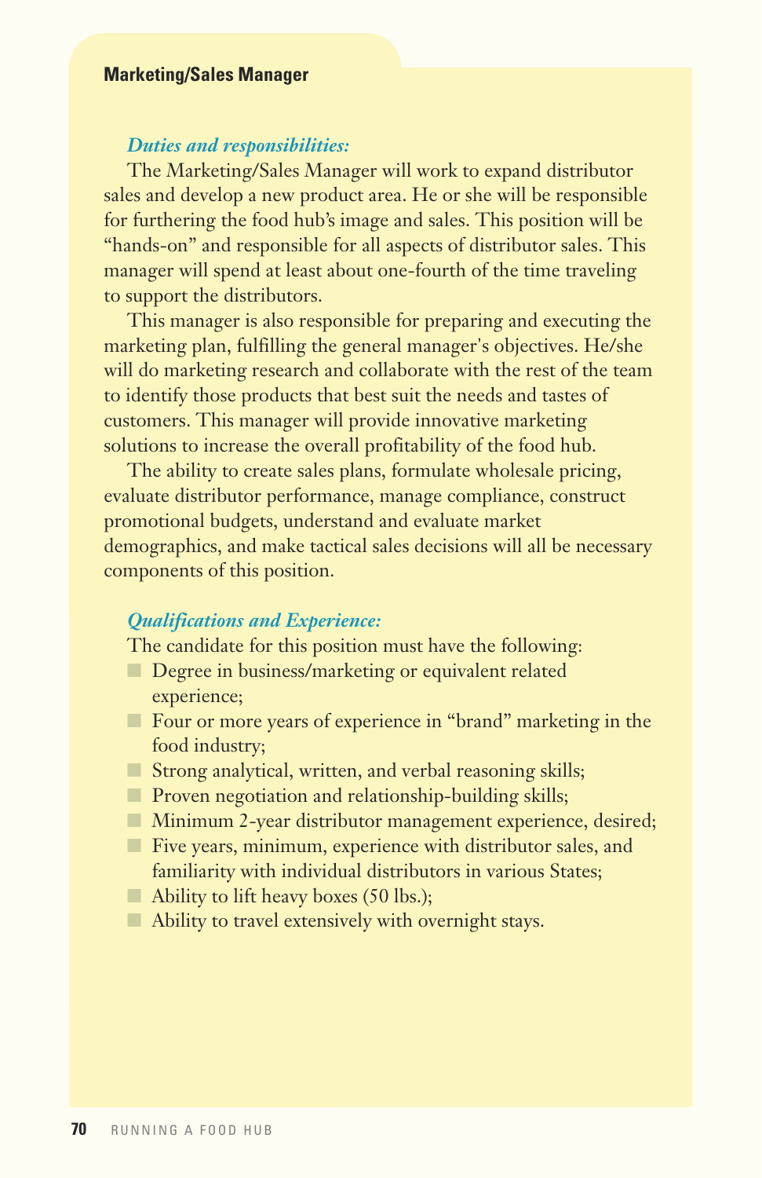## Marketing/Sales Manager

***Duties and responsibilities:***

The Marketing/Sales Manager will work to expand distributor sales and develop a new product area. He or she will be responsible for furthering the food hub's image and sales. This position will be "hands-on" and responsible for all aspects of distributor sales. This manager will spend at least about one-fourth of the time traveling to support the distributors.

This manager is also responsible for preparing and executing the marketing plan, fulfilling the general manager's objectives. He/she will do marketing research and collaborate with the rest of the team to identify those products that best suit the needs and tastes of customers. This manager will provide innovative marketing solutions to increase the overall profitability of the food hub.

The ability to create sales plans, formulate wholesale pricing, evaluate distributor performance, manage compliance, construct promotional budgets, understand and evaluate market demographics, and make tactical sales decisions will all be necessary components of this position.

***Qualifications and Experience:***

The candidate for this position must have the following:

- Degree in business/marketing or equivalent related experience;
- Four or more years of experience in "brand" marketing in the food industry;
- Strong analytical, written, and verbal reasoning skills;
- Proven negotiation and relationship-building skills;
- Minimum 2-year distributor management experience, desired;
- Five years, minimum, experience with distributor sales, and familiarity with individual distributors in various States;
- Ability to lift heavy boxes (50 lbs.);
- Ability to travel extensively with overnight stays.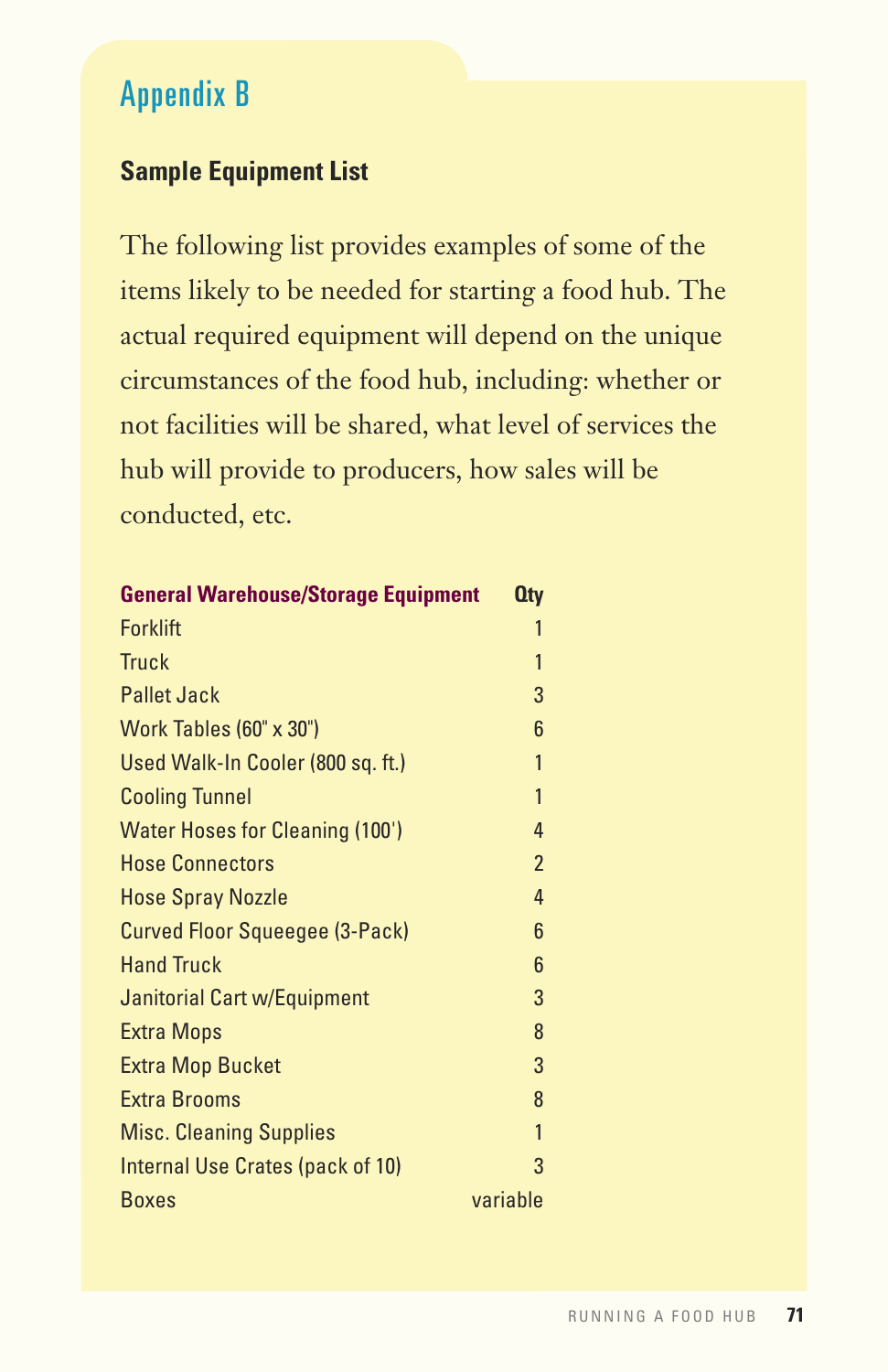# Appendix B

## Sample Equipment List

The following list provides examples of some of the items likely to be needed for starting a food hub. The actual required equipment will depend on the unique circumstances of the food hub, including: whether or not facilities will be shared, what level of services the hub will provide to producers, how sales will be conducted, etc.

| General Warehouse/Storage Equipment | Qty |
|---|---|
| Forklift | 1 |
| Truck | 1 |
| Pallet Jack | 3 |
| Work Tables (60" x 30") | 6 |
| Used Walk-In Cooler (800 sq. ft.) | 1 |
| Cooling Tunnel | 1 |
| Water Hoses for Cleaning (100') | 4 |
| Hose Connectors | 2 |
| Hose Spray Nozzle | 4 |
| Curved Floor Squeegee (3-Pack) | 6 |
| Hand Truck | 6 |
| Janitorial Cart w/Equipment | 3 |
| Extra Mops | 8 |
| Extra Mop Bucket | 3 |
| Extra Brooms | 8 |
| Misc. Cleaning Supplies | 1 |
| Internal Use Crates (pack of 10) | 3 |
| Boxes | variable |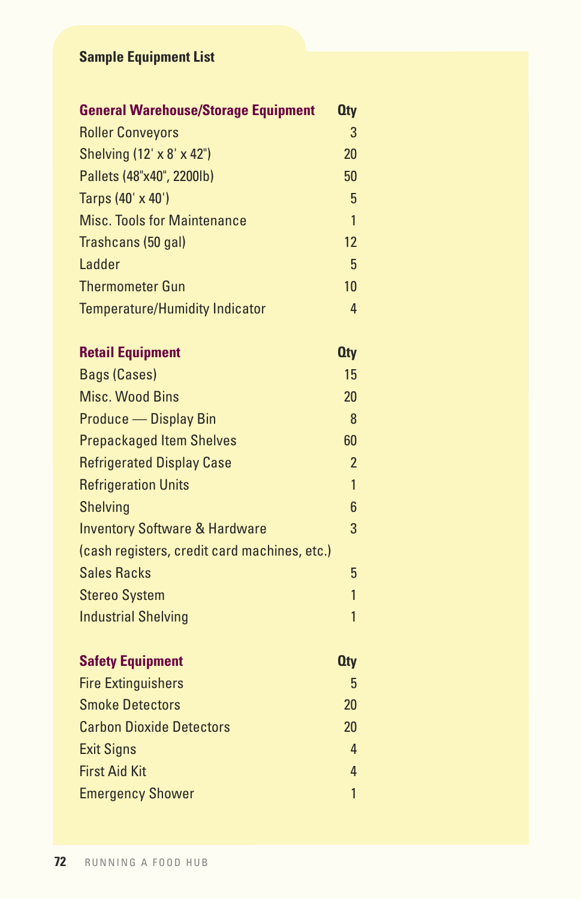### Sample Equipment List

| General Warehouse/Storage Equipment | Qty |
|---|---|
| Roller Conveyors | 3 |
| Shelving (12' x 8' x 42") | 20 |
| Pallets (48"x40", 2200lb) | 50 |
| Tarps (40' x 40') | 5 |
| Misc. Tools for Maintenance | 1 |
| Trashcans (50 gal) | 12 |
| Ladder | 5 |
| Thermometer Gun | 10 |
| Temperature/Humidity Indicator | 4 |

| Retail Equipment | Qty |
|---|---|
| Bags (Cases) | 15 |
| Misc. Wood Bins | 20 |
| Produce — Display Bin | 8 |
| Prepackaged Item Shelves | 60 |
| Refrigerated Display Case | 2 |
| Refrigeration Units | 1 |
| Shelving | 6 |
| Inventory Software & Hardware (cash registers, credit card machines, etc.) | 3 |
| Sales Racks | 5 |
| Stereo System | 1 |
| Industrial Shelving | 1 |

| Safety Equipment | Qty |
|---|---|
| Fire Extinguishers | 5 |
| Smoke Detectors | 20 |
| Carbon Dioxide Detectors | 20 |
| Exit Signs | 4 |
| First Aid Kit | 4 |
| Emergency Shower | 1 |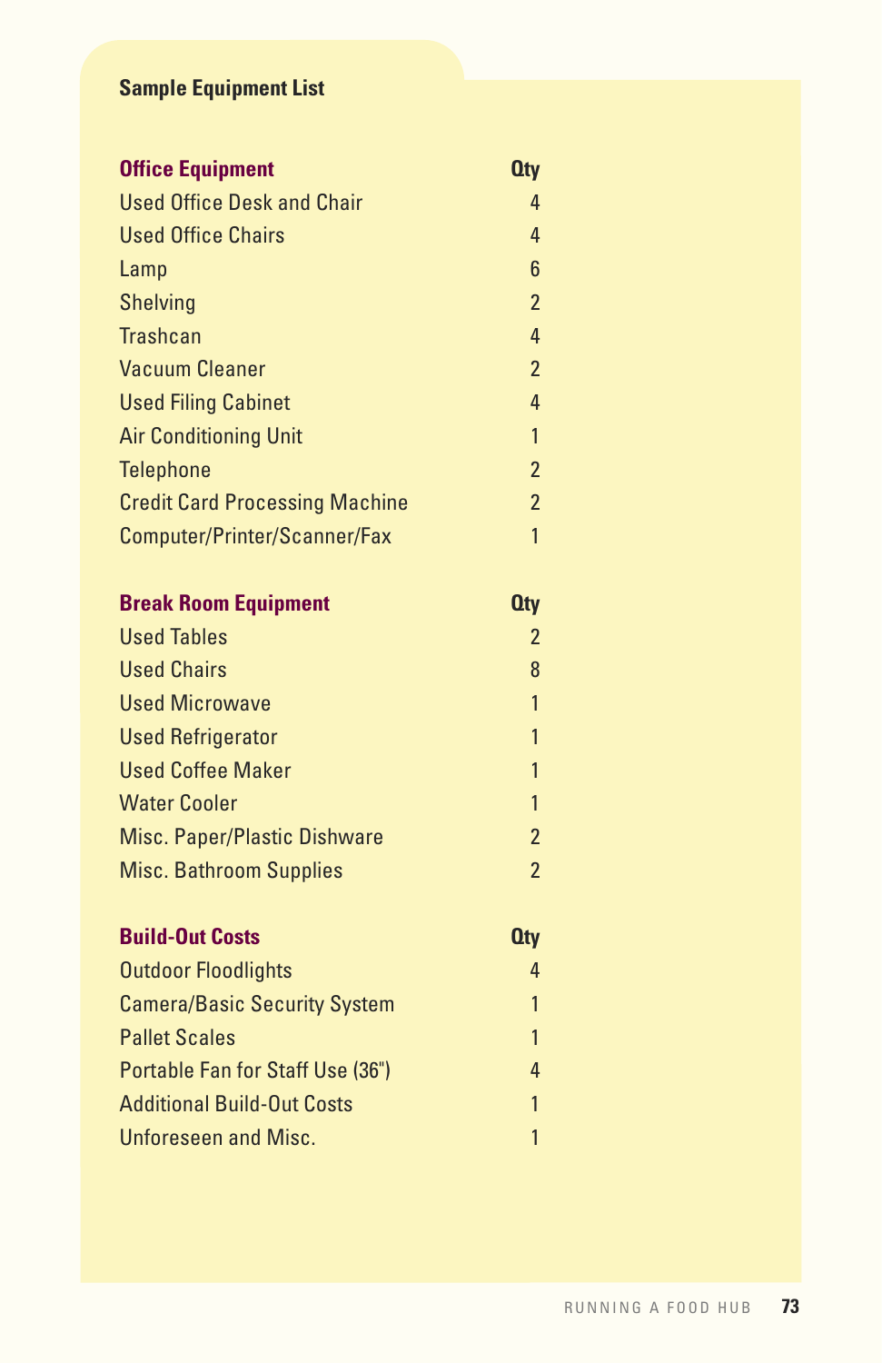## Sample Equipment List

| Office Equipment | Qty |
|---|---|
| Used Office Desk and Chair | 4 |
| Used Office Chairs | 4 |
| Lamp | 6 |
| Shelving | 2 |
| Trashcan | 4 |
| Vacuum Cleaner | 2 |
| Used Filing Cabinet | 4 |
| Air Conditioning Unit | 1 |
| Telephone | 2 |
| Credit Card Processing Machine | 2 |
| Computer/Printer/Scanner/Fax | 1 |

| Break Room Equipment | Qty |
|---|---|
| Used Tables | 2 |
| Used Chairs | 8 |
| Used Microwave | 1 |
| Used Refrigerator | 1 |
| Used Coffee Maker | 1 |
| Water Cooler | 1 |
| Misc. Paper/Plastic Dishware | 2 |
| Misc. Bathroom Supplies | 2 |

| Build-Out Costs | Qty |
|---|---|
| Outdoor Floodlights | 4 |
| Camera/Basic Security System | 1 |
| Pallet Scales | 1 |
| Portable Fan for Staff Use (36") | 4 |
| Additional Build-Out Costs | 1 |
| Unforeseen and Misc. | 1 |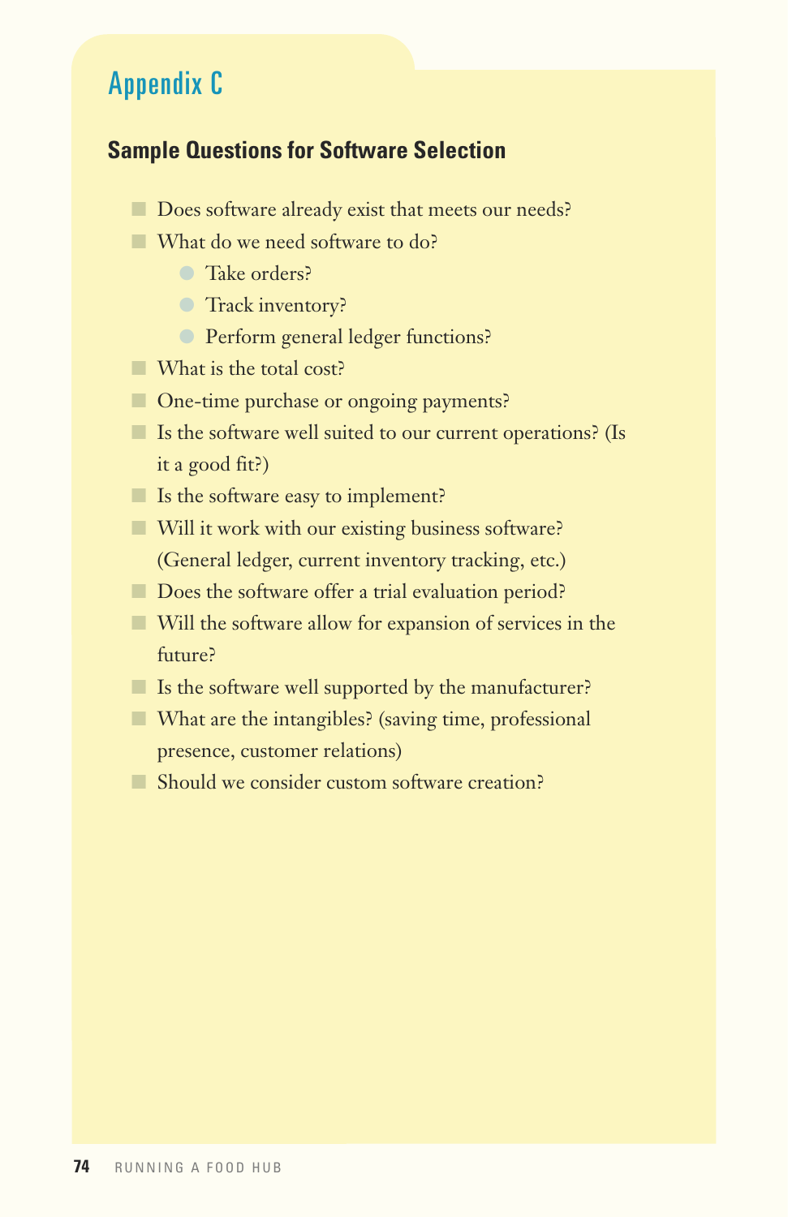# Appendix C

## Sample Questions for Software Selection

- Does software already exist that meets our needs?
- What do we need software to do?
  - Take orders?
  - Track inventory?
  - Perform general ledger functions?
- What is the total cost?
- One-time purchase or ongoing payments?
- Is the software well suited to our current operations? (Is it a good fit?)
- Is the software easy to implement?
- Will it work with our existing business software? (General ledger, current inventory tracking, etc.)
- Does the software offer a trial evaluation period?
- Will the software allow for expansion of services in the future?
- Is the software well supported by the manufacturer?
- What are the intangibles? (saving time, professional presence, customer relations)
- Should we consider custom software creation?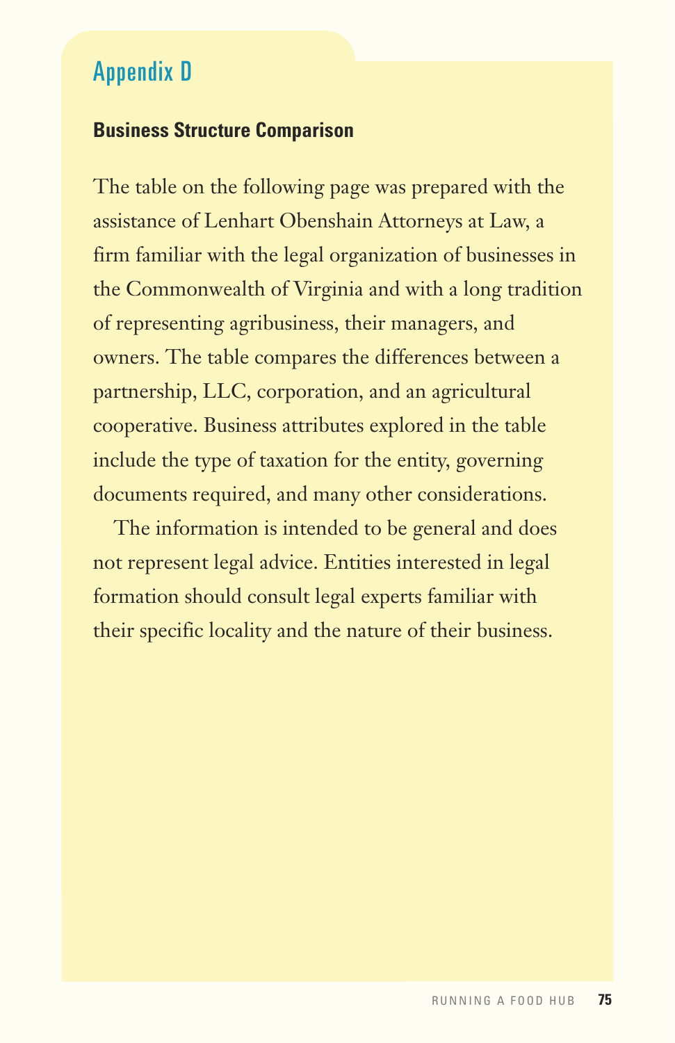## Appendix D

### Business Structure Comparison

The table on the following page was prepared with the assistance of Lenhart Obenshain Attorneys at Law, a firm familiar with the legal organization of businesses in the Commonwealth of Virginia and with a long tradition of representing agribusiness, their managers, and owners. The table compares the differences between a partnership, LLC, corporation, and an agricultural cooperative. Business attributes explored in the table include the type of taxation for the entity, governing documents required, and many other considerations.

The information is intended to be general and does not represent legal advice. Entities interested in legal formation should consult legal experts familiar with their specific locality and the nature of their business.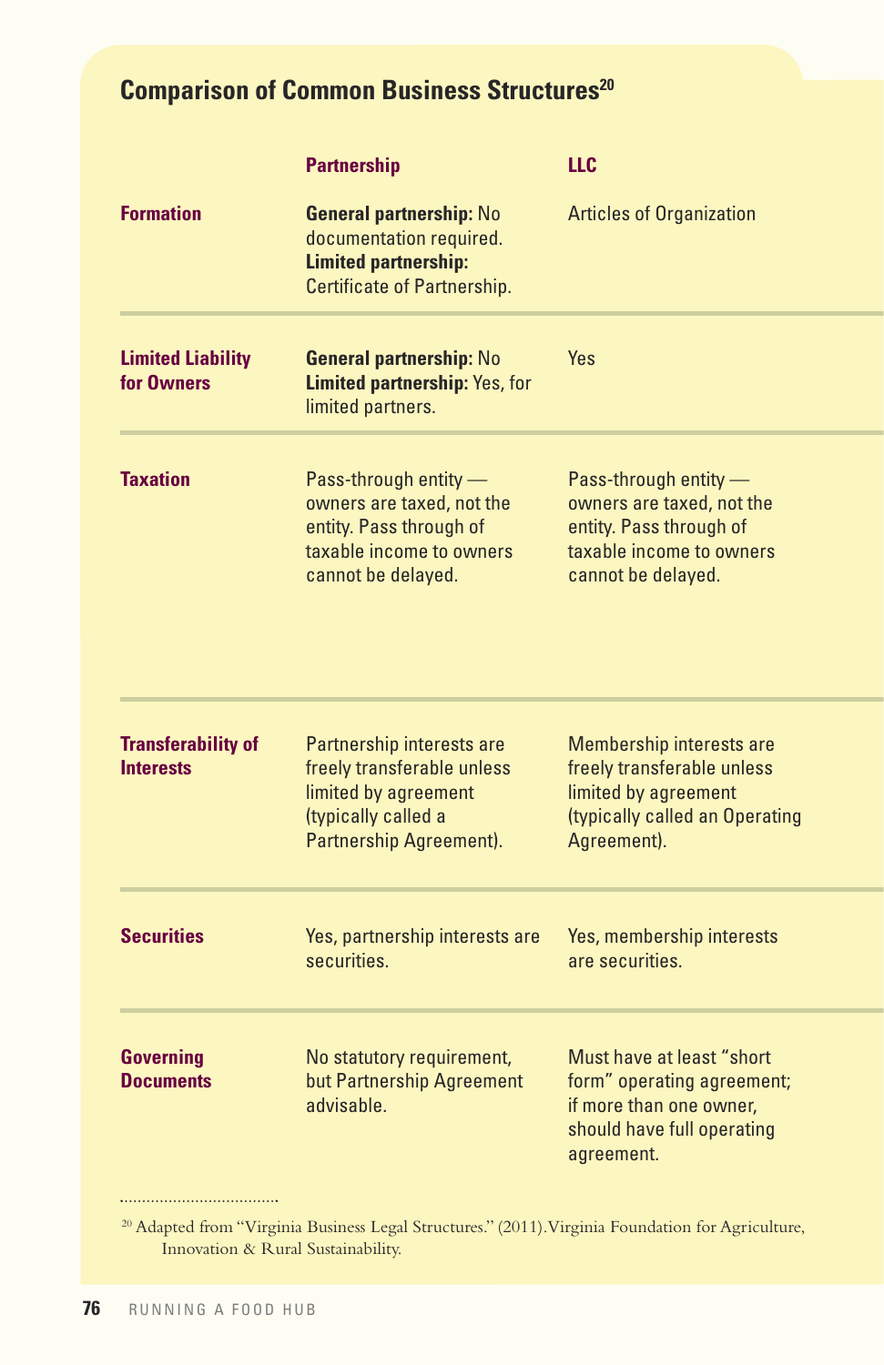## Comparison of Common Business Structures[20]

| | Partnership | LLC |
|---|---|---|
| **Formation** | **General partnership:** No documentation required. **Limited partnership:** Certificate of Partnership. | Articles of Organization |
| **Limited Liability for Owners** | **General partnership:** No **Limited partnership:** Yes, for limited partners. | Yes |
| **Taxation** | Pass-through entity — owners are taxed, not the entity. Pass through of taxable income to owners cannot be delayed. | Pass-through entity — owners are taxed, not the entity. Pass through of taxable income to owners cannot be delayed. |
| **Transferability of Interests** | Partnership interests are freely transferable unless limited by agreement (typically called a Partnership Agreement). | Membership interests are freely transferable unless limited by agreement (typically called an Operating Agreement). |
| **Securities** | Yes, partnership interests are securities. | Yes, membership interests are securities. |
| **Governing Documents** | No statutory requirement, but Partnership Agreement advisable. | Must have at least "short form" operating agreement; if more than one owner, should have full operating agreement. |

[20] Adapted from "Virginia Business Legal Structures." (2011). Virginia Foundation for Agriculture, Innovation & Rural Sustainability.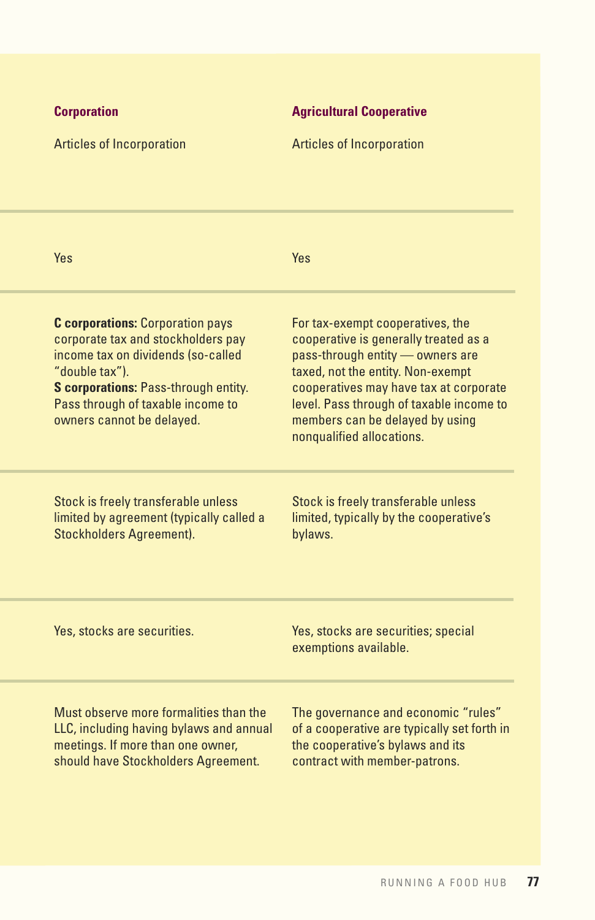| Corporation | Agricultural Cooperative |
|---|---|
| Articles of Incorporation | Articles of Incorporation |
| Yes | Yes |
| **C corporations:** Corporation pays corporate tax and stockholders pay income tax on dividends (so-called "double tax").<br>**S corporations:** Pass-through entity. Pass through of taxable income to owners cannot be delayed. | For tax-exempt cooperatives, the cooperative is generally treated as a pass-through entity — owners are taxed, not the entity. Non-exempt cooperatives may have tax at corporate level. Pass through of taxable income to members can be delayed by using nonqualified allocations. |
| Stock is freely transferable unless limited by agreement (typically called a Stockholders Agreement). | Stock is freely transferable unless limited, typically by the cooperative's bylaws. |
| Yes, stocks are securities. | Yes, stocks are securities; special exemptions available. |
| Must observe more formalities than the LLC, including having bylaws and annual meetings. If more than one owner, should have Stockholders Agreement. | The governance and economic "rules" of a cooperative are typically set forth in the cooperative's bylaws and its contract with member-patrons. |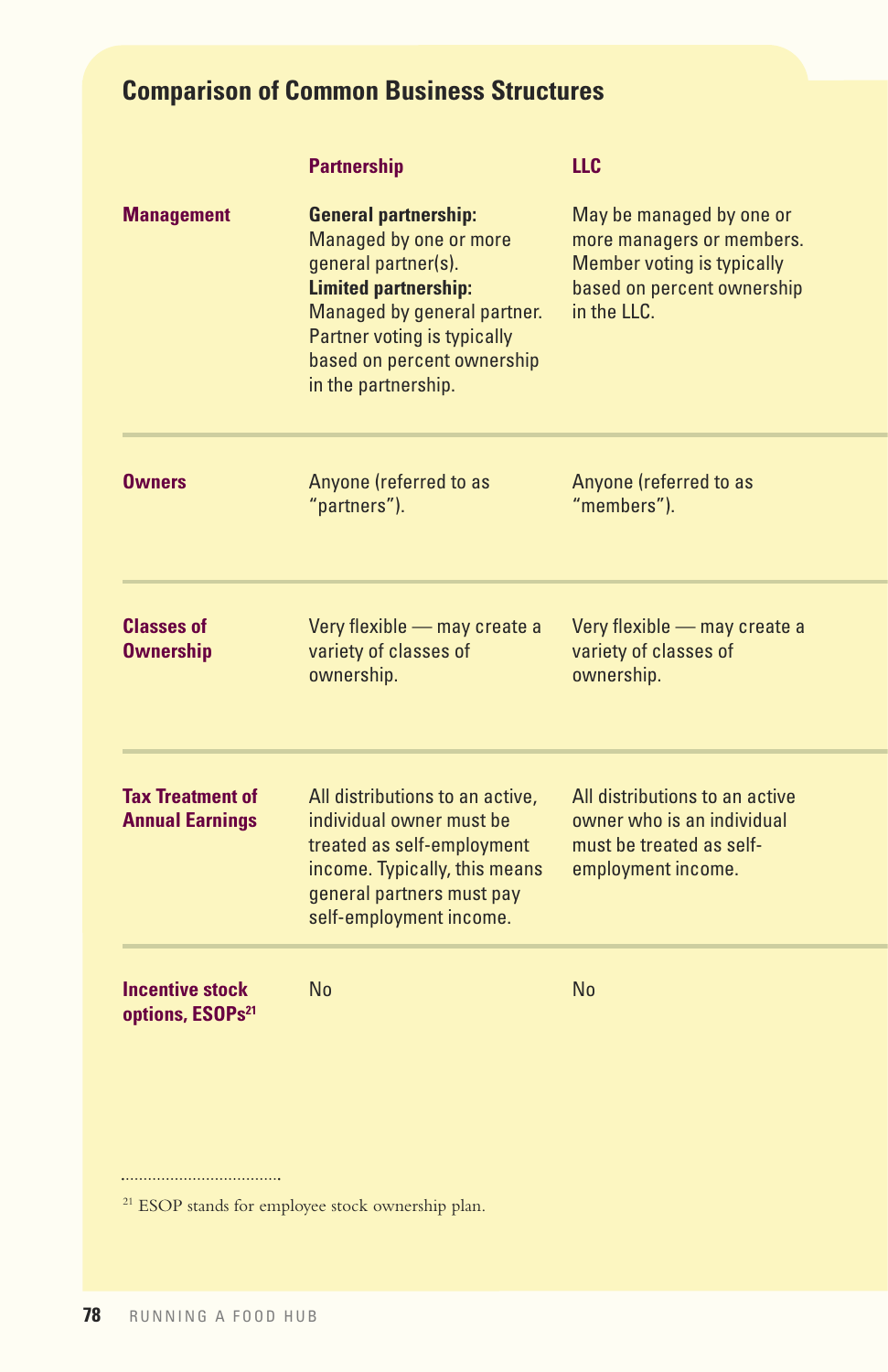## Comparison of Common Business Structures

| | Partnership | LLC |
|---|---|---|
| **Management** | **General partnership:** Managed by one or more general partner(s). **Limited partnership:** Managed by general partner. Partner voting is typically based on percent ownership in the partnership. | May be managed by one or more managers or members. Member voting is typically based on percent ownership in the LLC. |
| **Owners** | Anyone (referred to as "partners"). | Anyone (referred to as "members"). |
| **Classes of Ownership** | Very flexible — may create a variety of classes of ownership. | Very flexible — may create a variety of classes of ownership. |
| **Tax Treatment of Annual Earnings** | All distributions to an active, individual owner must be treated as self-employment income. Typically, this means general partners must pay self-employment income. | All distributions to an active owner who is an individual must be treated as self-employment income. |
| **Incentive stock options, ESOPs**[21] | No | No |

[21] ESOP stands for employee stock ownership plan.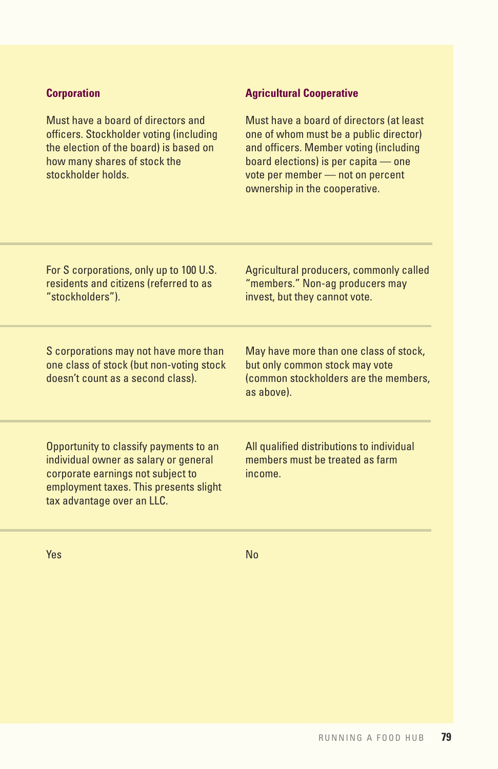| Corporation | Agricultural Cooperative |
| --- | --- |
| Must have a board of directors and officers. Stockholder voting (including the election of the board) is based on how many shares of stock the stockholder holds. | Must have a board of directors (at least one of whom must be a public director) and officers. Member voting (including board elections) is per capita — one vote per member — not on percent ownership in the cooperative. |
| For S corporations, only up to 100 U.S. residents and citizens (referred to as "stockholders"). | Agricultural producers, commonly called "members." Non-ag producers may invest, but they cannot vote. |
| S corporations may not have more than one class of stock (but non-voting stock doesn't count as a second class). | May have more than one class of stock, but only common stock may vote (common stockholders are the members, as above). |
| Opportunity to classify payments to an individual owner as salary or general corporate earnings not subject to employment taxes. This presents slight tax advantage over an LLC. | All qualified distributions to individual members must be treated as farm income. |
| Yes | No |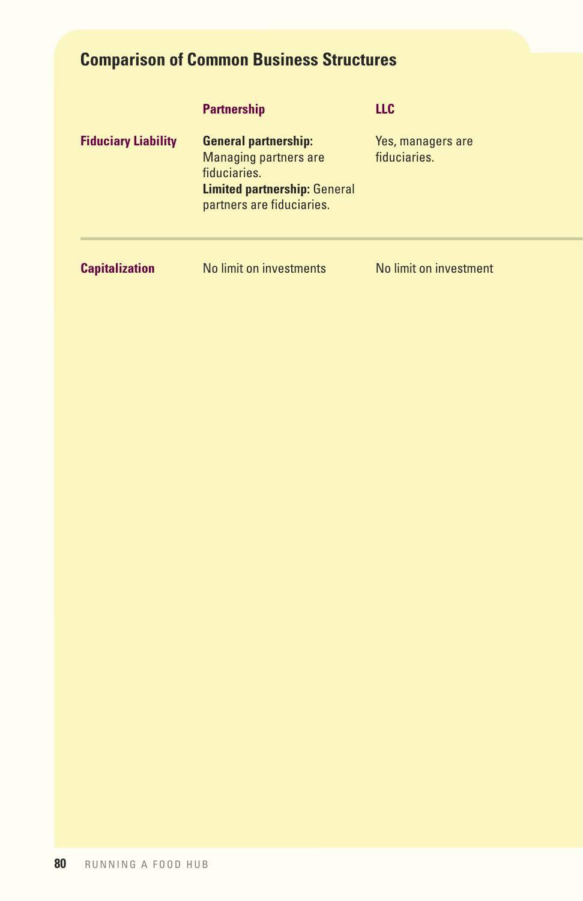## Comparison of Common Business Structures

| | Partnership | LLC |
|---|---|---|
| **Fiduciary Liability** | **General partnership:** Managing partners are fiduciaries. **Limited partnership:** General partners are fiduciaries. | Yes, managers are fiduciaries. |
| **Capitalization** | No limit on investments | No limit on investment |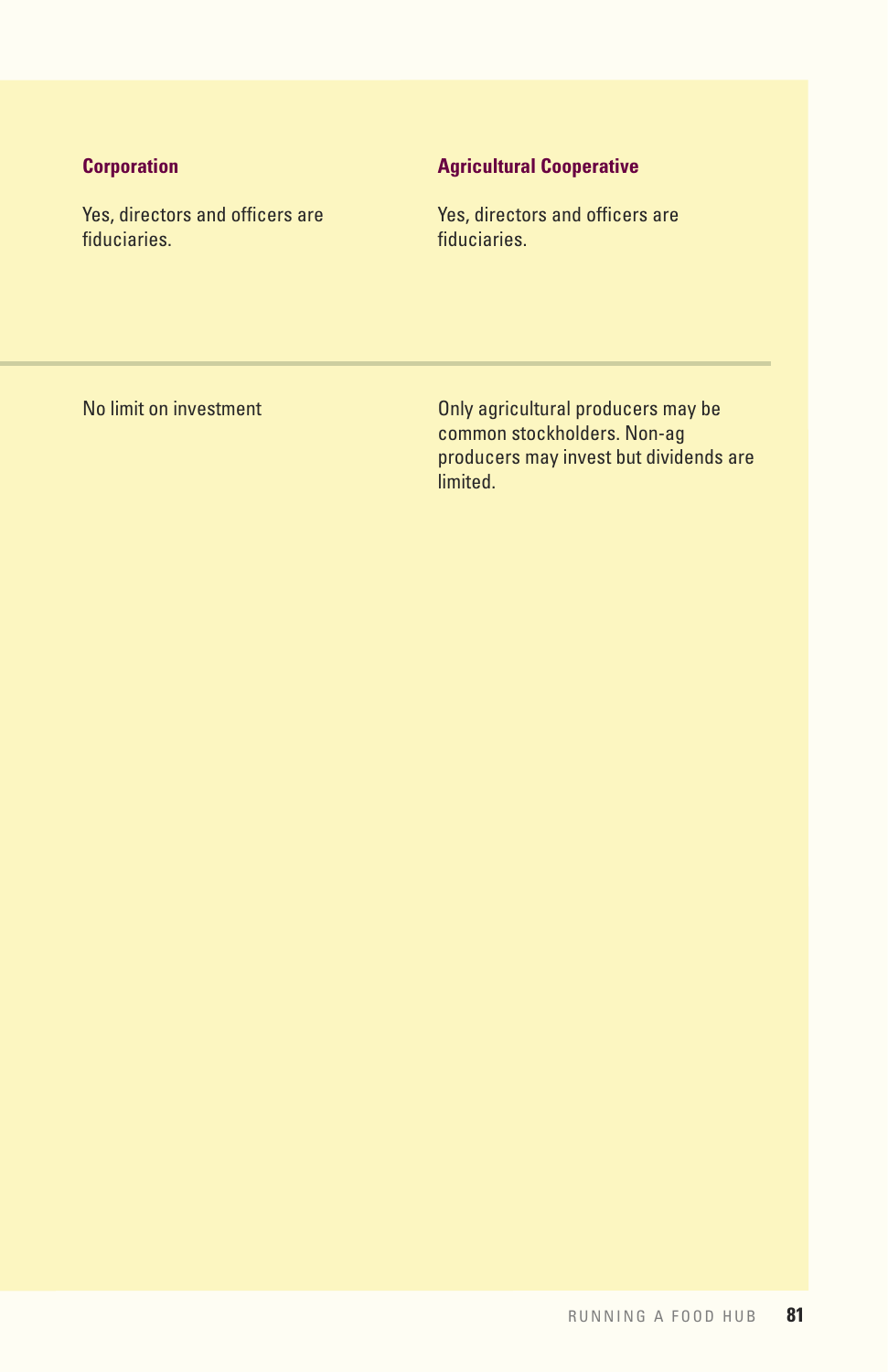| Corporation | Agricultural Cooperative |
|---|---|
| Yes, directors and officers are fiduciaries. | Yes, directors and officers are fiduciaries. |
| No limit on investment | Only agricultural producers may be common stockholders. Non-ag producers may invest but dividends are limited. |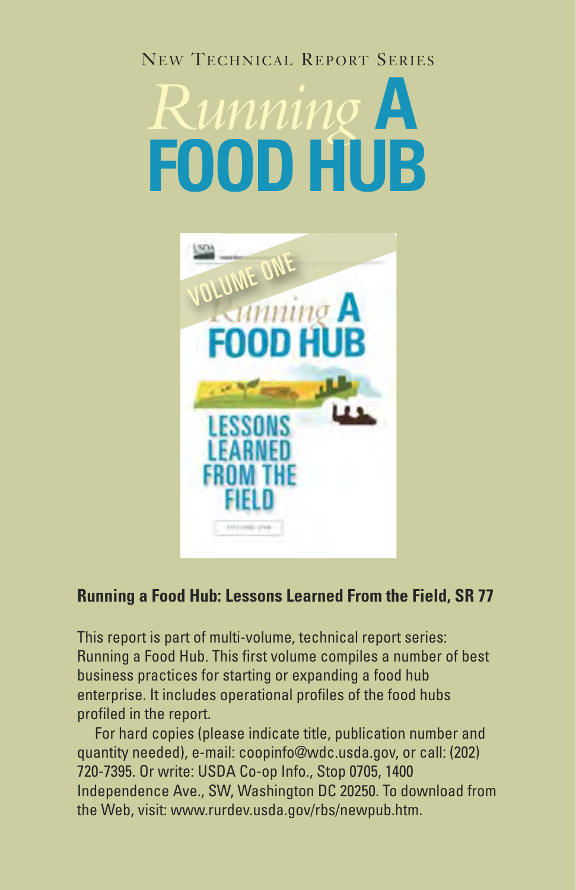New Technical Report Series

# *Running* A FOOD HUB

**Running a Food Hub: Lessons Learned From the Field, SR 77**

This report is part of multi-volume, technical report series: Running a Food Hub. This first volume compiles a number of best business practices for starting or expanding a food hub enterprise. It includes operational profiles of the food hubs profiled in the report.

For hard copies (please indicate title, publication number and quantity needed), e-mail: coopinfo@wdc.usda.gov, or call: (202) 720-7395. Or write: USDA Co-op Info., Stop 0705, 1400 Independence Ave., SW, Washington DC 20250. To download from the Web, visit: www.rurdev.usda.gov/rbs/newpub.htm.